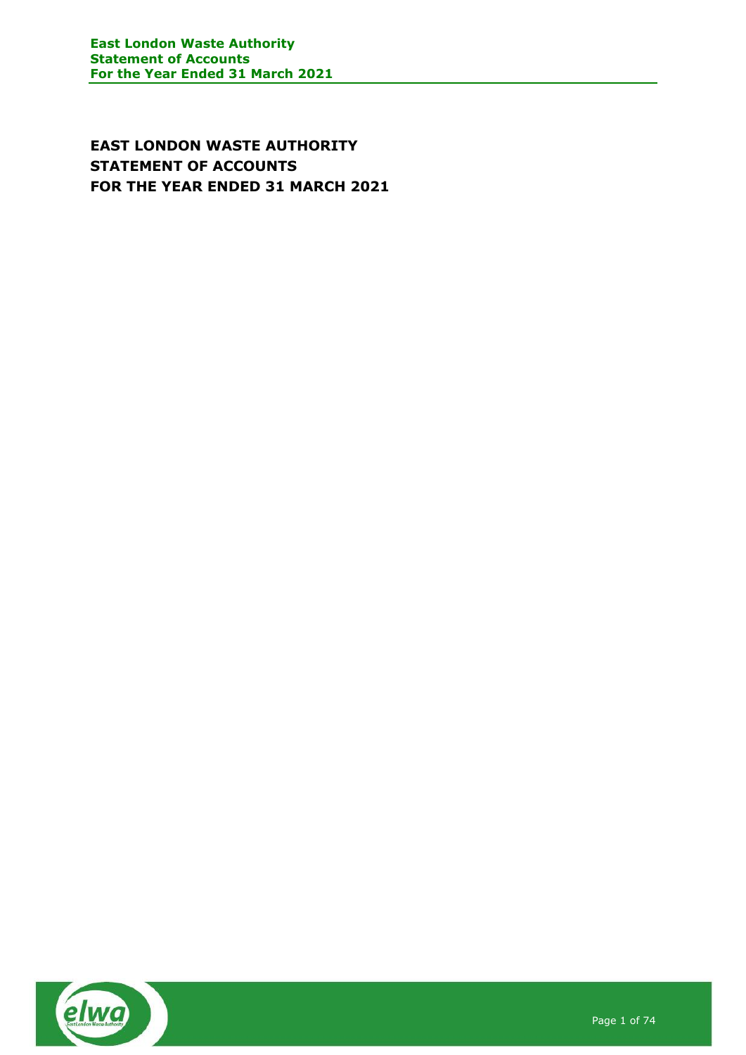# EAST LONDON WASTE AUTHORITY
# STATEMENT OF ACCOUNTS
# FOR THE YEAR ENDED 31 MARCH 2021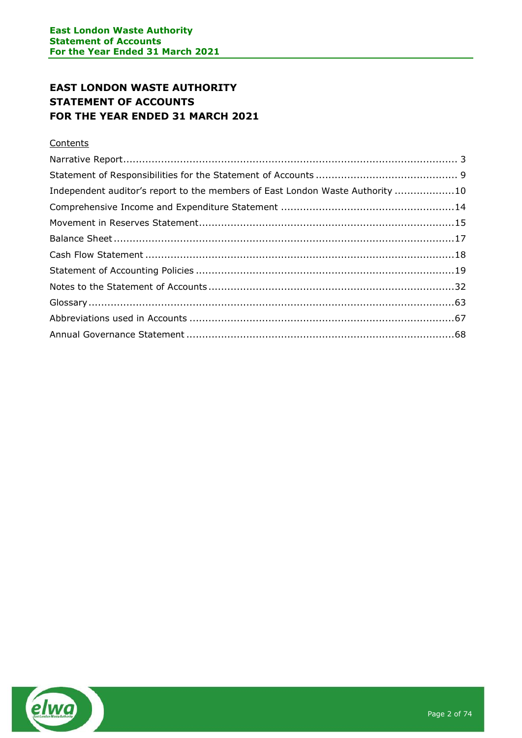# EAST LONDON WASTE AUTHORITY
# STATEMENT OF ACCOUNTS
# FOR THE YEAR ENDED 31 MARCH 2021

Contents

| | |
|---|---|
| Narrative Report | 3 |
| Statement of Responsibilities for the Statement of Accounts | 9 |
| Independent auditor's report to the members of East London Waste Authority | 10 |
| Comprehensive Income and Expenditure Statement | 14 |
| Movement in Reserves Statement | 15 |
| Balance Sheet | 17 |
| Cash Flow Statement | 18 |
| Statement of Accounting Policies | 19 |
| Notes to the Statement of Accounts | 32 |
| Glossary | 63 |
| Abbreviations used in Accounts | 67 |
| Annual Governance Statement | 68 |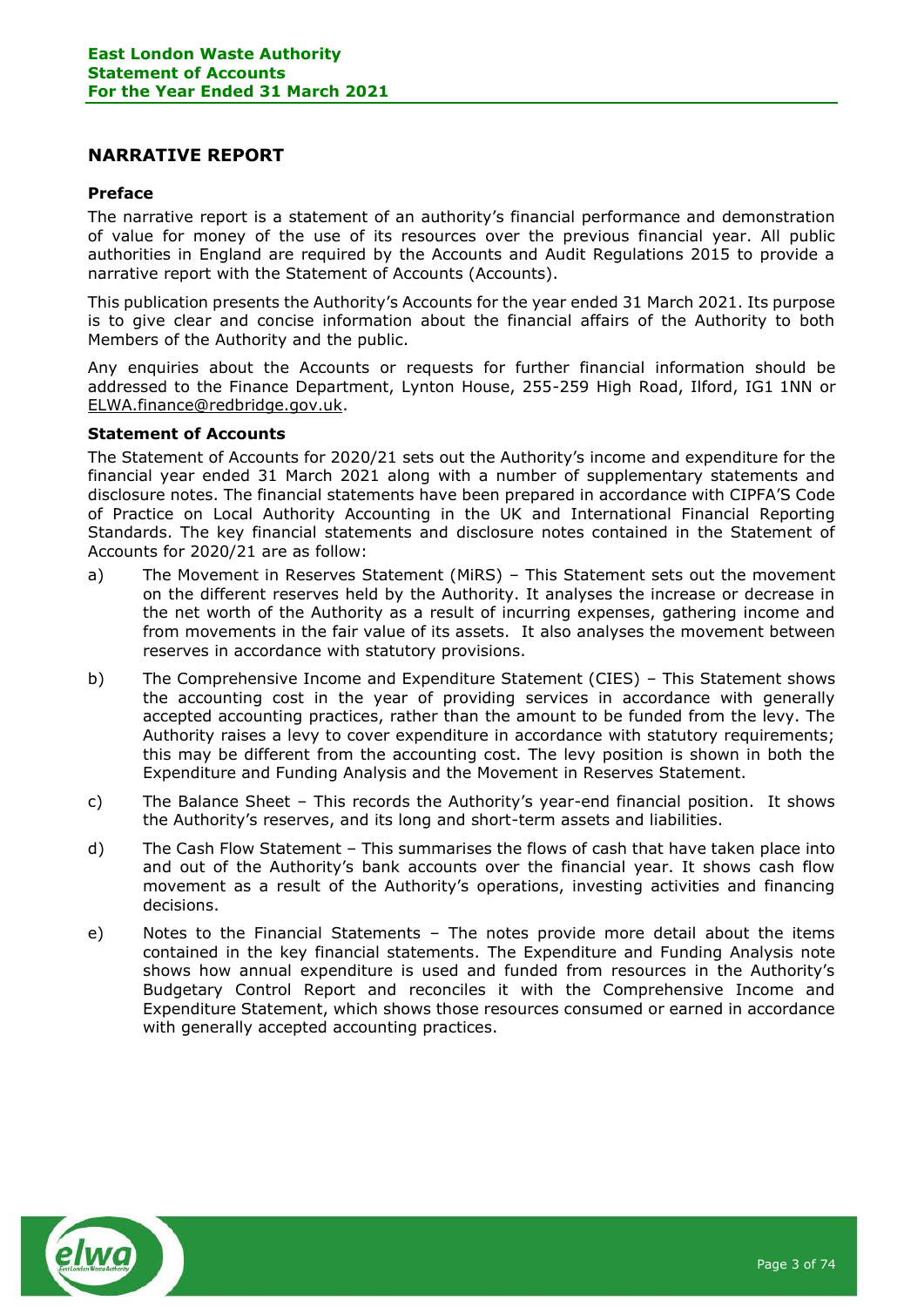## NARRATIVE REPORT

### Preface

The narrative report is a statement of an authority's financial performance and demonstration of value for money of the use of its resources over the previous financial year. All public authorities in England are required by the Accounts and Audit Regulations 2015 to provide a narrative report with the Statement of Accounts (Accounts).

This publication presents the Authority's Accounts for the year ended 31 March 2021. Its purpose is to give clear and concise information about the financial affairs of the Authority to both Members of the Authority and the public.

Any enquiries about the Accounts or requests for further financial information should be addressed to the Finance Department, Lynton House, 255-259 High Road, Ilford, IG1 1NN or ELWA.finance@redbridge.gov.uk.

### Statement of Accounts

The Statement of Accounts for 2020/21 sets out the Authority's income and expenditure for the financial year ended 31 March 2021 along with a number of supplementary statements and disclosure notes. The financial statements have been prepared in accordance with CIPFA'S Code of Practice on Local Authority Accounting in the UK and International Financial Reporting Standards. The key financial statements and disclosure notes contained in the Statement of Accounts for 2020/21 are as follow:

a) The Movement in Reserves Statement (MiRS) – This Statement sets out the movement on the different reserves held by the Authority. It analyses the increase or decrease in the net worth of the Authority as a result of incurring expenses, gathering income and from movements in the fair value of its assets. It also analyses the movement between reserves in accordance with statutory provisions.

b) The Comprehensive Income and Expenditure Statement (CIES) – This Statement shows the accounting cost in the year of providing services in accordance with generally accepted accounting practices, rather than the amount to be funded from the levy. The Authority raises a levy to cover expenditure in accordance with statutory requirements; this may be different from the accounting cost. The levy position is shown in both the Expenditure and Funding Analysis and the Movement in Reserves Statement.

c) The Balance Sheet – This records the Authority's year-end financial position. It shows the Authority's reserves, and its long and short-term assets and liabilities.

d) The Cash Flow Statement – This summarises the flows of cash that have taken place into and out of the Authority's bank accounts over the financial year. It shows cash flow movement as a result of the Authority's operations, investing activities and financing decisions.

e) Notes to the Financial Statements – The notes provide more detail about the items contained in the key financial statements. The Expenditure and Funding Analysis note shows how annual expenditure is used and funded from resources in the Authority's Budgetary Control Report and reconciles it with the Comprehensive Income and Expenditure Statement, which shows those resources consumed or earned in accordance with generally accepted accounting practices.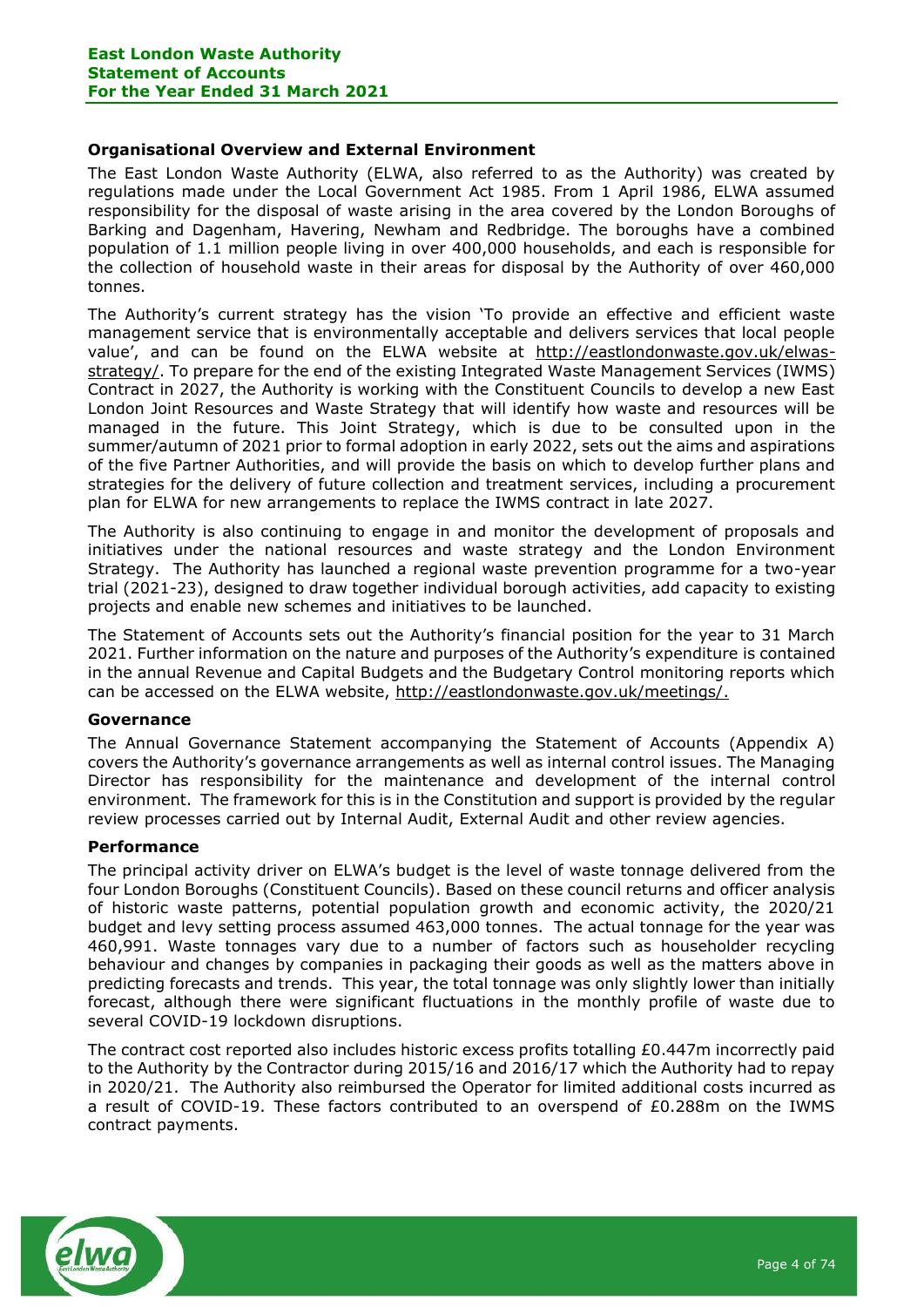## Organisational Overview and External Environment

The East London Waste Authority (ELWA, also referred to as the Authority) was created by regulations made under the Local Government Act 1985. From 1 April 1986, ELWA assumed responsibility for the disposal of waste arising in the area covered by the London Boroughs of Barking and Dagenham, Havering, Newham and Redbridge. The boroughs have a combined population of 1.1 million people living in over 400,000 households, and each is responsible for the collection of household waste in their areas for disposal by the Authority of over 460,000 tonnes.

The Authority's current strategy has the vision 'To provide an effective and efficient waste management service that is environmentally acceptable and delivers services that local people value', and can be found on the ELWA website at http://eastlondonwaste.gov.uk/elwas-strategy/. To prepare for the end of the existing Integrated Waste Management Services (IWMS) Contract in 2027, the Authority is working with the Constituent Councils to develop a new East London Joint Resources and Waste Strategy that will identify how waste and resources will be managed in the future. This Joint Strategy, which is due to be consulted upon in the summer/autumn of 2021 prior to formal adoption in early 2022, sets out the aims and aspirations of the five Partner Authorities, and will provide the basis on which to develop further plans and strategies for the delivery of future collection and treatment services, including a procurement plan for ELWA for new arrangements to replace the IWMS contract in late 2027.

The Authority is also continuing to engage in and monitor the development of proposals and initiatives under the national resources and waste strategy and the London Environment Strategy. The Authority has launched a regional waste prevention programme for a two-year trial (2021-23), designed to draw together individual borough activities, add capacity to existing projects and enable new schemes and initiatives to be launched.

The Statement of Accounts sets out the Authority's financial position for the year to 31 March 2021. Further information on the nature and purposes of the Authority's expenditure is contained in the annual Revenue and Capital Budgets and the Budgetary Control monitoring reports which can be accessed on the ELWA website, http://eastlondonwaste.gov.uk/meetings/.

## Governance

The Annual Governance Statement accompanying the Statement of Accounts (Appendix A) covers the Authority's governance arrangements as well as internal control issues. The Managing Director has responsibility for the maintenance and development of the internal control environment. The framework for this is in the Constitution and support is provided by the regular review processes carried out by Internal Audit, External Audit and other review agencies.

## Performance

The principal activity driver on ELWA's budget is the level of waste tonnage delivered from the four London Boroughs (Constituent Councils). Based on these council returns and officer analysis of historic waste patterns, potential population growth and economic activity, the 2020/21 budget and levy setting process assumed 463,000 tonnes. The actual tonnage for the year was 460,991. Waste tonnages vary due to a number of factors such as householder recycling behaviour and changes by companies in packaging their goods as well as the matters above in predicting forecasts and trends. This year, the total tonnage was only slightly lower than initially forecast, although there were significant fluctuations in the monthly profile of waste due to several COVID-19 lockdown disruptions.

The contract cost reported also includes historic excess profits totalling £0.447m incorrectly paid to the Authority by the Contractor during 2015/16 and 2016/17 which the Authority had to repay in 2020/21. The Authority also reimbursed the Operator for limited additional costs incurred as a result of COVID-19. These factors contributed to an overspend of £0.288m on the IWMS contract payments.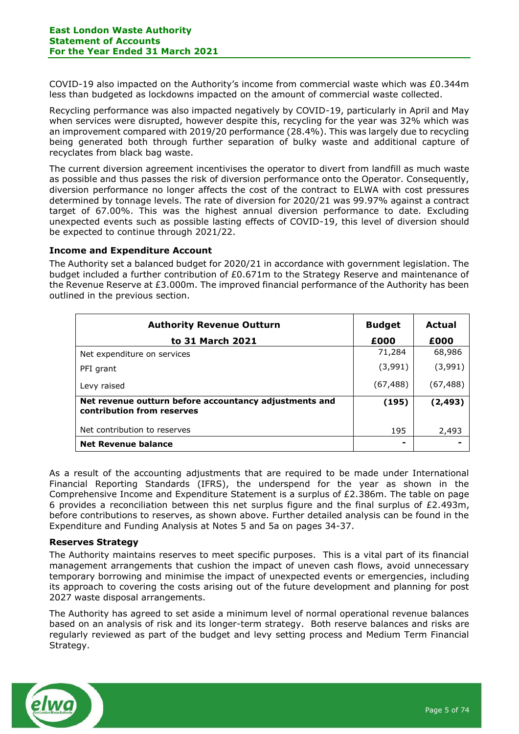COVID-19 also impacted on the Authority's income from commercial waste which was £0.344m less than budgeted as lockdowns impacted on the amount of commercial waste collected.

Recycling performance was also impacted negatively by COVID-19, particularly in April and May when services were disrupted, however despite this, recycling for the year was 32% which was an improvement compared with 2019/20 performance (28.4%). This was largely due to recycling being generated both through further separation of bulky waste and additional capture of recyclates from black bag waste.

The current diversion agreement incentivises the operator to divert from landfill as much waste as possible and thus passes the risk of diversion performance onto the Operator. Consequently, diversion performance no longer affects the cost of the contract to ELWA with cost pressures determined by tonnage levels. The rate of diversion for 2020/21 was 99.97% against a contract target of 67.00%. This was the highest annual diversion performance to date. Excluding unexpected events such as possible lasting effects of COVID-19, this level of diversion should be expected to continue through 2021/22.

### Income and Expenditure Account

The Authority set a balanced budget for 2020/21 in accordance with government legislation. The budget included a further contribution of £0.671m to the Strategy Reserve and maintenance of the Revenue Reserve at £3.000m. The improved financial performance of the Authority has been outlined in the previous section.

| Authority Revenue Outturn to 31 March 2021 | Budget £000 | Actual £000 |
|---|---|---|
| Net expenditure on services | 71,284 | 68,986 |
| PFI grant | (3,991) | (3,991) |
| Levy raised | (67,488) | (67,488) |
| **Net revenue outturn before accountancy adjustments and contribution from reserves** | **(195)** | **(2,493)** |
| Net contribution to reserves | 195 | 2,493 |
| **Net Revenue balance** | **-** | **-** |

As a result of the accounting adjustments that are required to be made under International Financial Reporting Standards (IFRS), the underspend for the year as shown in the Comprehensive Income and Expenditure Statement is a surplus of £2.386m. The table on page 6 provides a reconciliation between this net surplus figure and the final surplus of £2.493m, before contributions to reserves, as shown above. Further detailed analysis can be found in the Expenditure and Funding Analysis at Notes 5 and 5a on pages 34-37.

### Reserves Strategy

The Authority maintains reserves to meet specific purposes. This is a vital part of its financial management arrangements that cushion the impact of uneven cash flows, avoid unnecessary temporary borrowing and minimise the impact of unexpected events or emergencies, including its approach to covering the costs arising out of the future development and planning for post 2027 waste disposal arrangements.

The Authority has agreed to set aside a minimum level of normal operational revenue balances based on an analysis of risk and its longer-term strategy. Both reserve balances and risks are regularly reviewed as part of the budget and levy setting process and Medium Term Financial Strategy.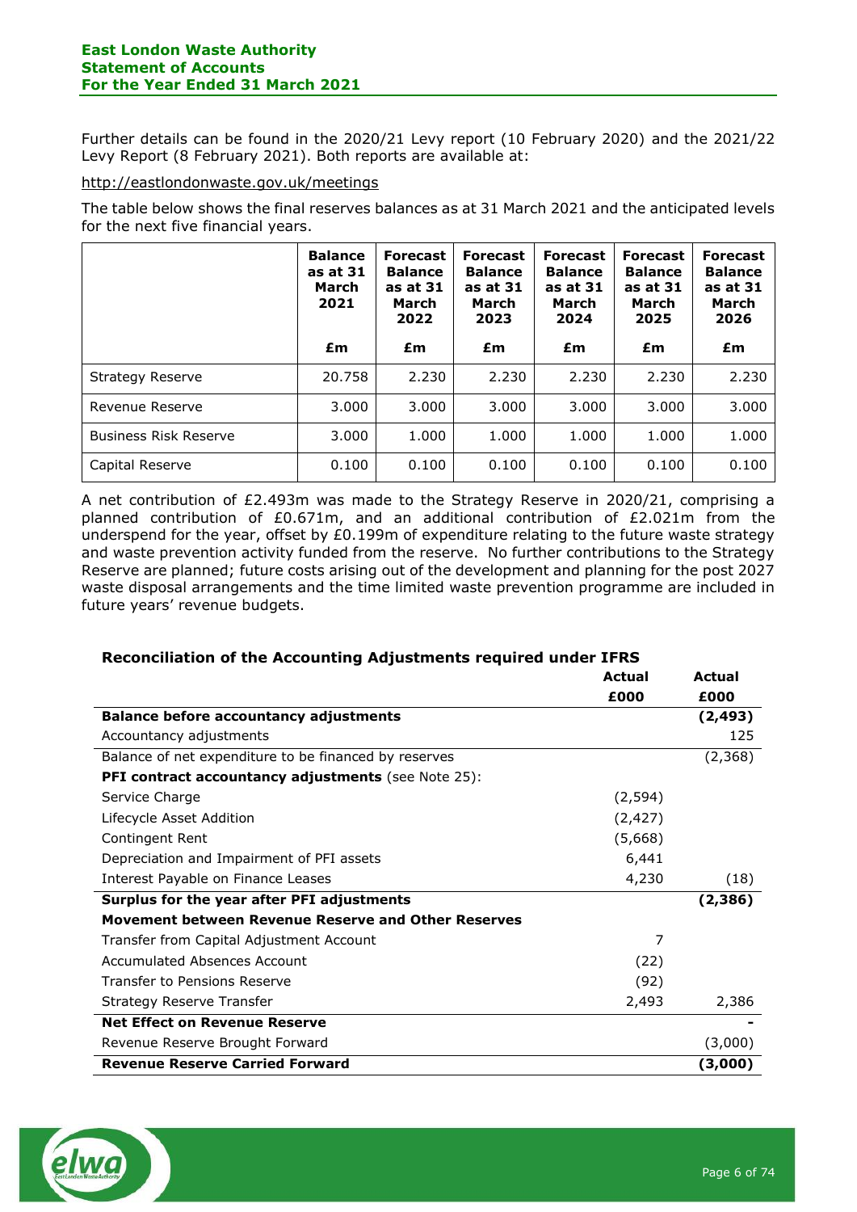Further details can be found in the 2020/21 Levy report (10 February 2020) and the 2021/22 Levy Report (8 February 2021). Both reports are available at:

http://eastlondonwaste.gov.uk/meetings

The table below shows the final reserves balances as at 31 March 2021 and the anticipated levels for the next five financial years.

| | Balance as at 31 March 2021 | Forecast Balance as at 31 March 2022 | Forecast Balance as at 31 March 2023 | Forecast Balance as at 31 March 2024 | Forecast Balance as at 31 March 2025 | Forecast Balance as at 31 March 2026 |
|---|---|---|---|---|---|---|
| | £m | £m | £m | £m | £m | £m |
| Strategy Reserve | 20.758 | 2.230 | 2.230 | 2.230 | 2.230 | 2.230 |
| Revenue Reserve | 3.000 | 3.000 | 3.000 | 3.000 | 3.000 | 3.000 |
| Business Risk Reserve | 3.000 | 1.000 | 1.000 | 1.000 | 1.000 | 1.000 |
| Capital Reserve | 0.100 | 0.100 | 0.100 | 0.100 | 0.100 | 0.100 |

A net contribution of £2.493m was made to the Strategy Reserve in 2020/21, comprising a planned contribution of £0.671m, and an additional contribution of £2.021m from the underspend for the year, offset by £0.199m of expenditure relating to the future waste strategy and waste prevention activity funded from the reserve. No further contributions to the Strategy Reserve are planned; future costs arising out of the development and planning for the post 2027 waste disposal arrangements and the time limited waste prevention programme are included in future years' revenue budgets.

## Reconciliation of the Accounting Adjustments required under IFRS

| | Actual £000 | Actual £000 |
|---|---|---|
| **Balance before accountancy adjustments** | | **(2,493)** |
| Accountancy adjustments | | 125 |
| Balance of net expenditure to be financed by reserves | | (2,368) |
| **PFI contract accountancy adjustments** (see Note 25): | | |
| Service Charge | (2,594) | |
| Lifecycle Asset Addition | (2,427) | |
| Contingent Rent | (5,668) | |
| Depreciation and Impairment of PFI assets | 6,441 | |
| Interest Payable on Finance Leases | 4,230 | (18) |
| **Surplus for the year after PFI adjustments** | | **(2,386)** |
| **Movement between Revenue Reserve and Other Reserves** | | |
| Transfer from Capital Adjustment Account | 7 | |
| Accumulated Absences Account | (22) | |
| Transfer to Pensions Reserve | (92) | |
| Strategy Reserve Transfer | 2,493 | 2,386 |
| **Net Effect on Revenue Reserve** | | **-** |
| Revenue Reserve Brought Forward | | (3,000) |
| **Revenue Reserve Carried Forward** | | **(3,000)** |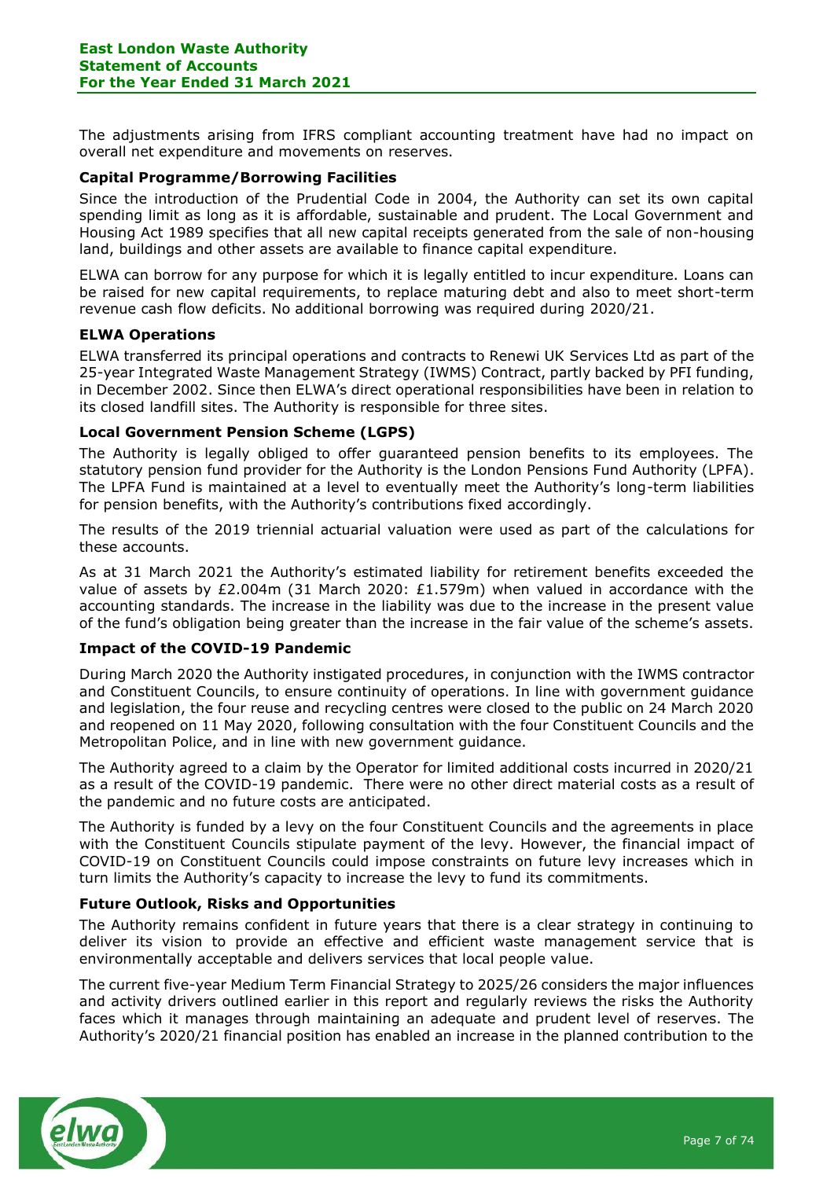The adjustments arising from IFRS compliant accounting treatment have had no impact on overall net expenditure and movements on reserves.

### Capital Programme/Borrowing Facilities

Since the introduction of the Prudential Code in 2004, the Authority can set its own capital spending limit as long as it is affordable, sustainable and prudent. The Local Government and Housing Act 1989 specifies that all new capital receipts generated from the sale of non-housing land, buildings and other assets are available to finance capital expenditure.

ELWA can borrow for any purpose for which it is legally entitled to incur expenditure. Loans can be raised for new capital requirements, to replace maturing debt and also to meet short-term revenue cash flow deficits. No additional borrowing was required during 2020/21.

### ELWA Operations

ELWA transferred its principal operations and contracts to Renewi UK Services Ltd as part of the 25-year Integrated Waste Management Strategy (IWMS) Contract, partly backed by PFI funding, in December 2002. Since then ELWA's direct operational responsibilities have been in relation to its closed landfill sites. The Authority is responsible for three sites.

### Local Government Pension Scheme (LGPS)

The Authority is legally obliged to offer guaranteed pension benefits to its employees. The statutory pension fund provider for the Authority is the London Pensions Fund Authority (LPFA). The LPFA Fund is maintained at a level to eventually meet the Authority's long-term liabilities for pension benefits, with the Authority's contributions fixed accordingly.

The results of the 2019 triennial actuarial valuation were used as part of the calculations for these accounts.

As at 31 March 2021 the Authority's estimated liability for retirement benefits exceeded the value of assets by £2.004m (31 March 2020: £1.579m) when valued in accordance with the accounting standards. The increase in the liability was due to the increase in the present value of the fund's obligation being greater than the increase in the fair value of the scheme's assets.

### Impact of the COVID-19 Pandemic

During March 2020 the Authority instigated procedures, in conjunction with the IWMS contractor and Constituent Councils, to ensure continuity of operations. In line with government guidance and legislation, the four reuse and recycling centres were closed to the public on 24 March 2020 and reopened on 11 May 2020, following consultation with the four Constituent Councils and the Metropolitan Police, and in line with new government guidance.

The Authority agreed to a claim by the Operator for limited additional costs incurred in 2020/21 as a result of the COVID-19 pandemic. There were no other direct material costs as a result of the pandemic and no future costs are anticipated.

The Authority is funded by a levy on the four Constituent Councils and the agreements in place with the Constituent Councils stipulate payment of the levy. However, the financial impact of COVID-19 on Constituent Councils could impose constraints on future levy increases which in turn limits the Authority's capacity to increase the levy to fund its commitments.

### Future Outlook, Risks and Opportunities

The Authority remains confident in future years that there is a clear strategy in continuing to deliver its vision to provide an effective and efficient waste management service that is environmentally acceptable and delivers services that local people value.

The current five-year Medium Term Financial Strategy to 2025/26 considers the major influences and activity drivers outlined earlier in this report and regularly reviews the risks the Authority faces which it manages through maintaining an adequate and prudent level of reserves. The Authority's 2020/21 financial position has enabled an increase in the planned contribution to the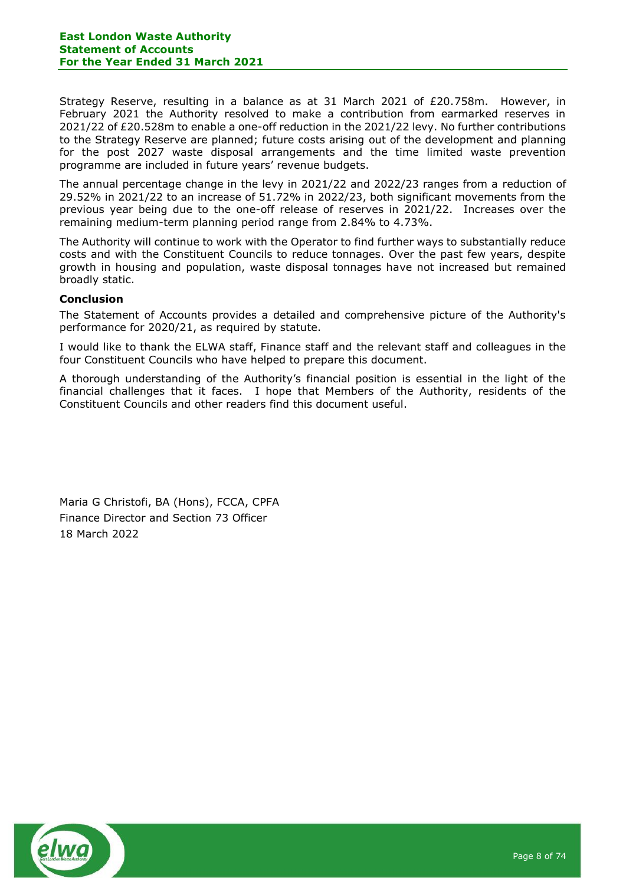Strategy Reserve, resulting in a balance as at 31 March 2021 of £20.758m. However, in February 2021 the Authority resolved to make a contribution from earmarked reserves in 2021/22 of £20.528m to enable a one-off reduction in the 2021/22 levy. No further contributions to the Strategy Reserve are planned; future costs arising out of the development and planning for the post 2027 waste disposal arrangements and the time limited waste prevention programme are included in future years' revenue budgets.

The annual percentage change in the levy in 2021/22 and 2022/23 ranges from a reduction of 29.52% in 2021/22 to an increase of 51.72% in 2022/23, both significant movements from the previous year being due to the one-off release of reserves in 2021/22. Increases over the remaining medium-term planning period range from 2.84% to 4.73%.

The Authority will continue to work with the Operator to find further ways to substantially reduce costs and with the Constituent Councils to reduce tonnages. Over the past few years, despite growth in housing and population, waste disposal tonnages have not increased but remained broadly static.

**Conclusion**

The Statement of Accounts provides a detailed and comprehensive picture of the Authority's performance for 2020/21, as required by statute.

I would like to thank the ELWA staff, Finance staff and the relevant staff and colleagues in the four Constituent Councils who have helped to prepare this document.

A thorough understanding of the Authority's financial position is essential in the light of the financial challenges that it faces. I hope that Members of the Authority, residents of the Constituent Councils and other readers find this document useful.

Maria G Christofi, BA (Hons), FCCA, CPFA
Finance Director and Section 73 Officer
18 March 2022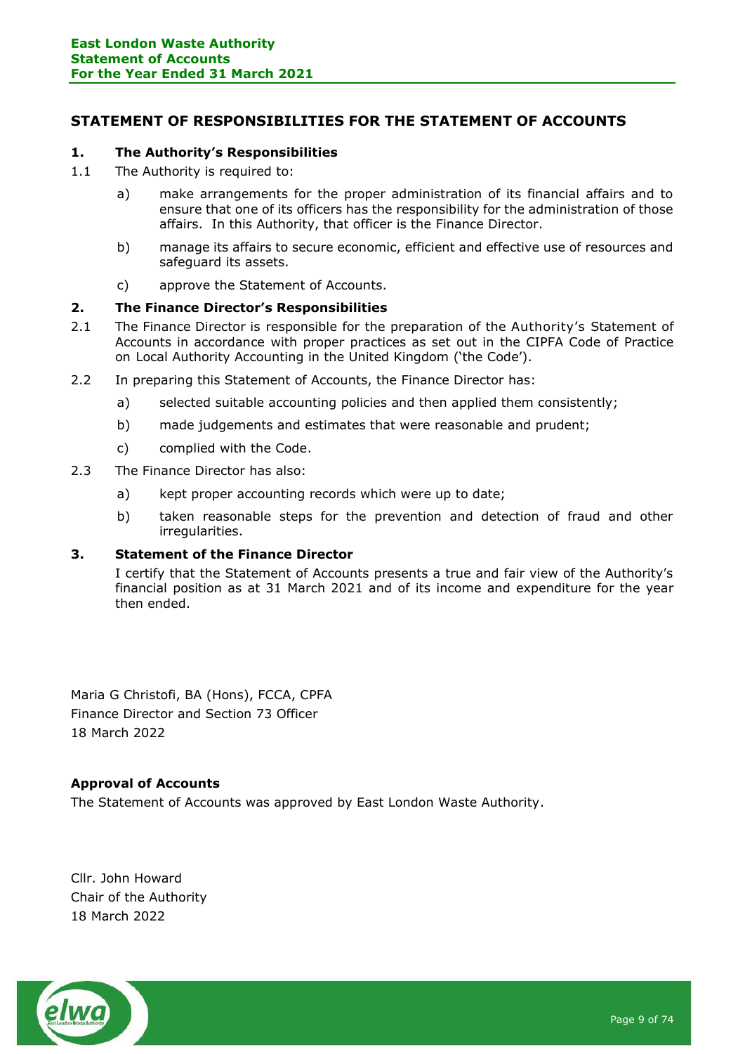## STATEMENT OF RESPONSIBILITIES FOR THE STATEMENT OF ACCOUNTS

### 1. The Authority's Responsibilities

1.1 The Authority is required to:

a) make arrangements for the proper administration of its financial affairs and to ensure that one of its officers has the responsibility for the administration of those affairs. In this Authority, that officer is the Finance Director.

b) manage its affairs to secure economic, efficient and effective use of resources and safeguard its assets.

c) approve the Statement of Accounts.

### 2. The Finance Director's Responsibilities

2.1 The Finance Director is responsible for the preparation of the Authority's Statement of Accounts in accordance with proper practices as set out in the CIPFA Code of Practice on Local Authority Accounting in the United Kingdom ('the Code').

2.2 In preparing this Statement of Accounts, the Finance Director has:

a) selected suitable accounting policies and then applied them consistently;

b) made judgements and estimates that were reasonable and prudent;

c) complied with the Code.

2.3 The Finance Director has also:

a) kept proper accounting records which were up to date;

b) taken reasonable steps for the prevention and detection of fraud and other irregularities.

### 3. Statement of the Finance Director

I certify that the Statement of Accounts presents a true and fair view of the Authority's financial position as at 31 March 2021 and of its income and expenditure for the year then ended.

Maria G Christofi, BA (Hons), FCCA, CPFA
Finance Director and Section 73 Officer
18 March 2022

**Approval of Accounts**

The Statement of Accounts was approved by East London Waste Authority.

Cllr. John Howard
Chair of the Authority
18 March 2022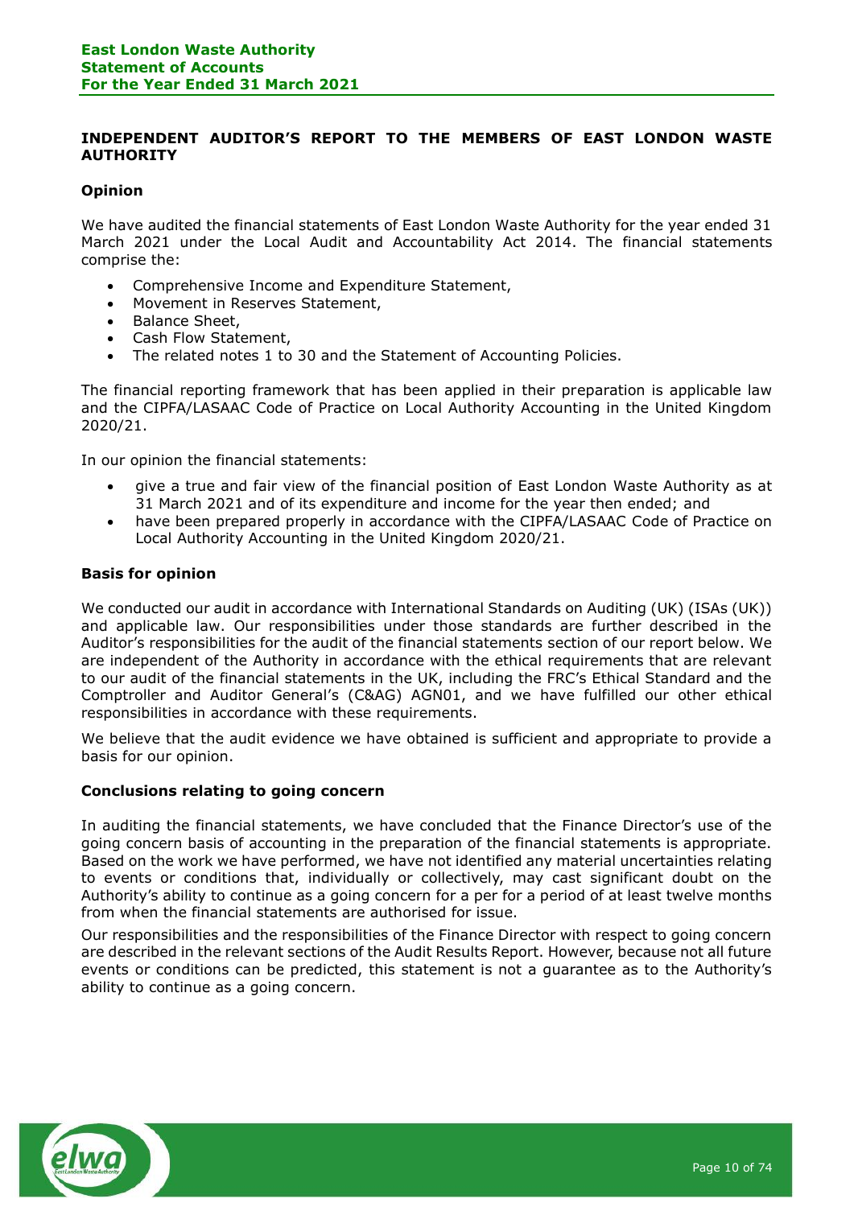## INDEPENDENT AUDITOR'S REPORT TO THE MEMBERS OF EAST LONDON WASTE AUTHORITY

### Opinion

We have audited the financial statements of East London Waste Authority for the year ended 31 March 2021 under the Local Audit and Accountability Act 2014. The financial statements comprise the:

- Comprehensive Income and Expenditure Statement,
- Movement in Reserves Statement,
- Balance Sheet,
- Cash Flow Statement,
- The related notes 1 to 30 and the Statement of Accounting Policies.

The financial reporting framework that has been applied in their preparation is applicable law and the CIPFA/LASAAC Code of Practice on Local Authority Accounting in the United Kingdom 2020/21.

In our opinion the financial statements:

- give a true and fair view of the financial position of East London Waste Authority as at 31 March 2021 and of its expenditure and income for the year then ended; and
- have been prepared properly in accordance with the CIPFA/LASAAC Code of Practice on Local Authority Accounting in the United Kingdom 2020/21.

### Basis for opinion

We conducted our audit in accordance with International Standards on Auditing (UK) (ISAs (UK)) and applicable law. Our responsibilities under those standards are further described in the Auditor's responsibilities for the audit of the financial statements section of our report below. We are independent of the Authority in accordance with the ethical requirements that are relevant to our audit of the financial statements in the UK, including the FRC's Ethical Standard and the Comptroller and Auditor General's (C&AG) AGN01, and we have fulfilled our other ethical responsibilities in accordance with these requirements.

We believe that the audit evidence we have obtained is sufficient and appropriate to provide a basis for our opinion.

### Conclusions relating to going concern

In auditing the financial statements, we have concluded that the Finance Director's use of the going concern basis of accounting in the preparation of the financial statements is appropriate. Based on the work we have performed, we have not identified any material uncertainties relating to events or conditions that, individually or collectively, may cast significant doubt on the Authority's ability to continue as a going concern for a per for a period of at least twelve months from when the financial statements are authorised for issue.

Our responsibilities and the responsibilities of the Finance Director with respect to going concern are described in the relevant sections of the Audit Results Report. However, because not all future events or conditions can be predicted, this statement is not a guarantee as to the Authority's ability to continue as a going concern.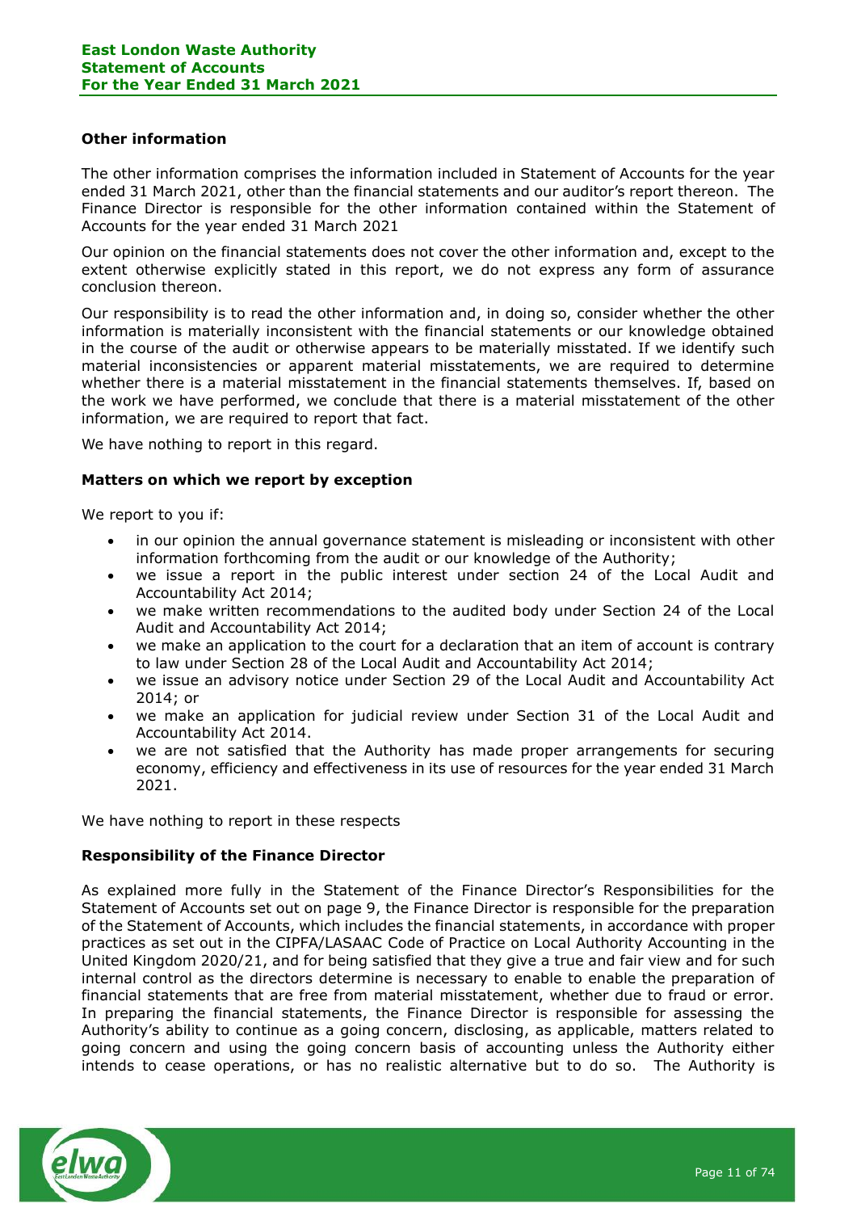### Other information

The other information comprises the information included in Statement of Accounts for the year ended 31 March 2021, other than the financial statements and our auditor's report thereon. The Finance Director is responsible for the other information contained within the Statement of Accounts for the year ended 31 March 2021

Our opinion on the financial statements does not cover the other information and, except to the extent otherwise explicitly stated in this report, we do not express any form of assurance conclusion thereon.

Our responsibility is to read the other information and, in doing so, consider whether the other information is materially inconsistent with the financial statements or our knowledge obtained in the course of the audit or otherwise appears to be materially misstated. If we identify such material inconsistencies or apparent material misstatements, we are required to determine whether there is a material misstatement in the financial statements themselves. If, based on the work we have performed, we conclude that there is a material misstatement of the other information, we are required to report that fact.

We have nothing to report in this regard.

### Matters on which we report by exception

We report to you if:

- in our opinion the annual governance statement is misleading or inconsistent with other information forthcoming from the audit or our knowledge of the Authority;
- we issue a report in the public interest under section 24 of the Local Audit and Accountability Act 2014;
- we make written recommendations to the audited body under Section 24 of the Local Audit and Accountability Act 2014;
- we make an application to the court for a declaration that an item of account is contrary to law under Section 28 of the Local Audit and Accountability Act 2014;
- we issue an advisory notice under Section 29 of the Local Audit and Accountability Act 2014; or
- we make an application for judicial review under Section 31 of the Local Audit and Accountability Act 2014.
- we are not satisfied that the Authority has made proper arrangements for securing economy, efficiency and effectiveness in its use of resources for the year ended 31 March 2021.

We have nothing to report in these respects

### Responsibility of the Finance Director

As explained more fully in the Statement of the Finance Director's Responsibilities for the Statement of Accounts set out on page 9, the Finance Director is responsible for the preparation of the Statement of Accounts, which includes the financial statements, in accordance with proper practices as set out in the CIPFA/LASAAC Code of Practice on Local Authority Accounting in the United Kingdom 2020/21, and for being satisfied that they give a true and fair view and for such internal control as the directors determine is necessary to enable to enable the preparation of financial statements that are free from material misstatement, whether due to fraud or error. In preparing the financial statements, the Finance Director is responsible for assessing the Authority's ability to continue as a going concern, disclosing, as applicable, matters related to going concern and using the going concern basis of accounting unless the Authority either intends to cease operations, or has no realistic alternative but to do so. The Authority is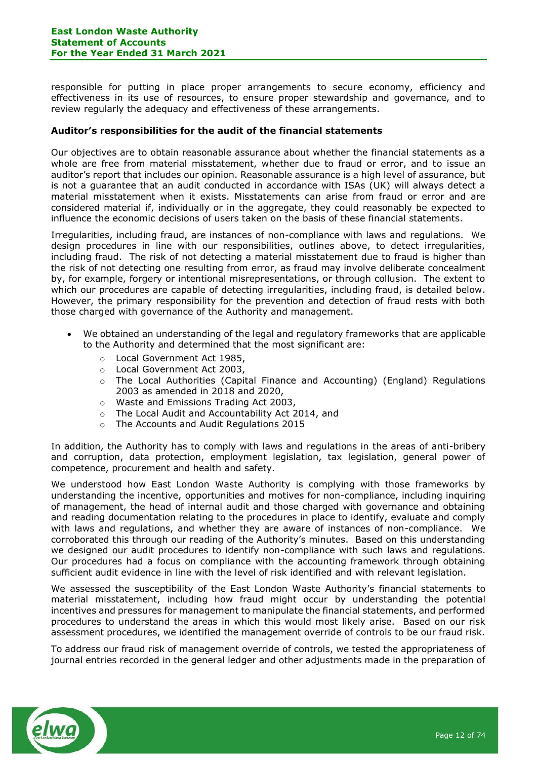responsible for putting in place proper arrangements to secure economy, efficiency and effectiveness in its use of resources, to ensure proper stewardship and governance, and to review regularly the adequacy and effectiveness of these arrangements.

**Auditor's responsibilities for the audit of the financial statements**

Our objectives are to obtain reasonable assurance about whether the financial statements as a whole are free from material misstatement, whether due to fraud or error, and to issue an auditor's report that includes our opinion. Reasonable assurance is a high level of assurance, but is not a guarantee that an audit conducted in accordance with ISAs (UK) will always detect a material misstatement when it exists. Misstatements can arise from fraud or error and are considered material if, individually or in the aggregate, they could reasonably be expected to influence the economic decisions of users taken on the basis of these financial statements.

Irregularities, including fraud, are instances of non-compliance with laws and regulations. We design procedures in line with our responsibilities, outlines above, to detect irregularities, including fraud. The risk of not detecting a material misstatement due to fraud is higher than the risk of not detecting one resulting from error, as fraud may involve deliberate concealment by, for example, forgery or intentional misrepresentations, or through collusion. The extent to which our procedures are capable of detecting irregularities, including fraud, is detailed below. However, the primary responsibility for the prevention and detection of fraud rests with both those charged with governance of the Authority and management.

- We obtained an understanding of the legal and regulatory frameworks that are applicable to the Authority and determined that the most significant are:
  - Local Government Act 1985,
  - Local Government Act 2003,
  - The Local Authorities (Capital Finance and Accounting) (England) Regulations 2003 as amended in 2018 and 2020,
  - Waste and Emissions Trading Act 2003,
  - The Local Audit and Accountability Act 2014, and
  - The Accounts and Audit Regulations 2015

In addition, the Authority has to comply with laws and regulations in the areas of anti-bribery and corruption, data protection, employment legislation, tax legislation, general power of competence, procurement and health and safety.

We understood how East London Waste Authority is complying with those frameworks by understanding the incentive, opportunities and motives for non-compliance, including inquiring of management, the head of internal audit and those charged with governance and obtaining and reading documentation relating to the procedures in place to identify, evaluate and comply with laws and regulations, and whether they are aware of instances of non-compliance. We corroborated this through our reading of the Authority's minutes. Based on this understanding we designed our audit procedures to identify non-compliance with such laws and regulations. Our procedures had a focus on compliance with the accounting framework through obtaining sufficient audit evidence in line with the level of risk identified and with relevant legislation.

We assessed the susceptibility of the East London Waste Authority's financial statements to material misstatement, including how fraud might occur by understanding the potential incentives and pressures for management to manipulate the financial statements, and performed procedures to understand the areas in which this would most likely arise. Based on our risk assessment procedures, we identified the management override of controls to be our fraud risk.

To address our fraud risk of management override of controls, we tested the appropriateness of journal entries recorded in the general ledger and other adjustments made in the preparation of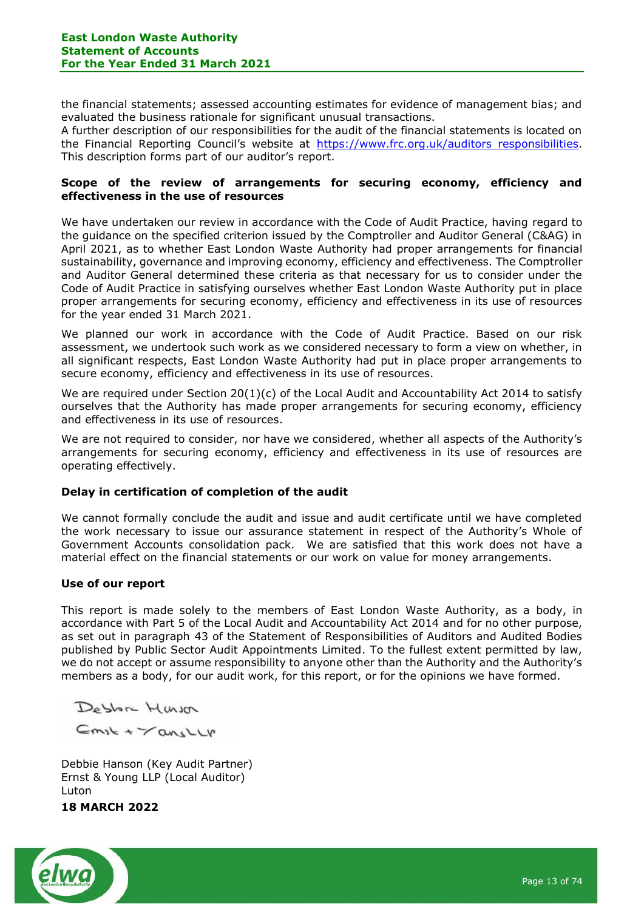the financial statements; assessed accounting estimates for evidence of management bias; and evaluated the business rationale for significant unusual transactions.

A further description of our responsibilities for the audit of the financial statements is located on the Financial Reporting Council's website at https://www.frc.org.uk/auditors_responsibilities. This description forms part of our auditor's report.

**Scope of the review of arrangements for securing economy, efficiency and effectiveness in the use of resources**

We have undertaken our review in accordance with the Code of Audit Practice, having regard to the guidance on the specified criterion issued by the Comptroller and Auditor General (C&AG) in April 2021, as to whether East London Waste Authority had proper arrangements for financial sustainability, governance and improving economy, efficiency and effectiveness. The Comptroller and Auditor General determined these criteria as that necessary for us to consider under the Code of Audit Practice in satisfying ourselves whether East London Waste Authority put in place proper arrangements for securing economy, efficiency and effectiveness in its use of resources for the year ended 31 March 2021.

We planned our work in accordance with the Code of Audit Practice. Based on our risk assessment, we undertook such work as we considered necessary to form a view on whether, in all significant respects, East London Waste Authority had put in place proper arrangements to secure economy, efficiency and effectiveness in its use of resources.

We are required under Section 20(1)(c) of the Local Audit and Accountability Act 2014 to satisfy ourselves that the Authority has made proper arrangements for securing economy, efficiency and effectiveness in its use of resources.

We are not required to consider, nor have we considered, whether all aspects of the Authority's arrangements for securing economy, efficiency and effectiveness in its use of resources are operating effectively.

**Delay in certification of completion of the audit**

We cannot formally conclude the audit and issue and audit certificate until we have completed the work necessary to issue our assurance statement in respect of the Authority's Whole of Government Accounts consolidation pack. We are satisfied that this work does not have a material effect on the financial statements or our work on value for money arrangements.

**Use of our report**

This report is made solely to the members of East London Waste Authority, as a body, in accordance with Part 5 of the Local Audit and Accountability Act 2014 and for no other purpose, as set out in paragraph 43 of the Statement of Responsibilities of Auditors and Audited Bodies published by Public Sector Audit Appointments Limited. To the fullest extent permitted by law, we do not accept or assume responsibility to anyone other than the Authority and the Authority's members as a body, for our audit work, for this report, or for the opinions we have formed.

Debbie Hanson
Ernst + Young LLP

Debbie Hanson (Key Audit Partner)
Ernst & Young LLP (Local Auditor)
Luton

**18 MARCH 2022**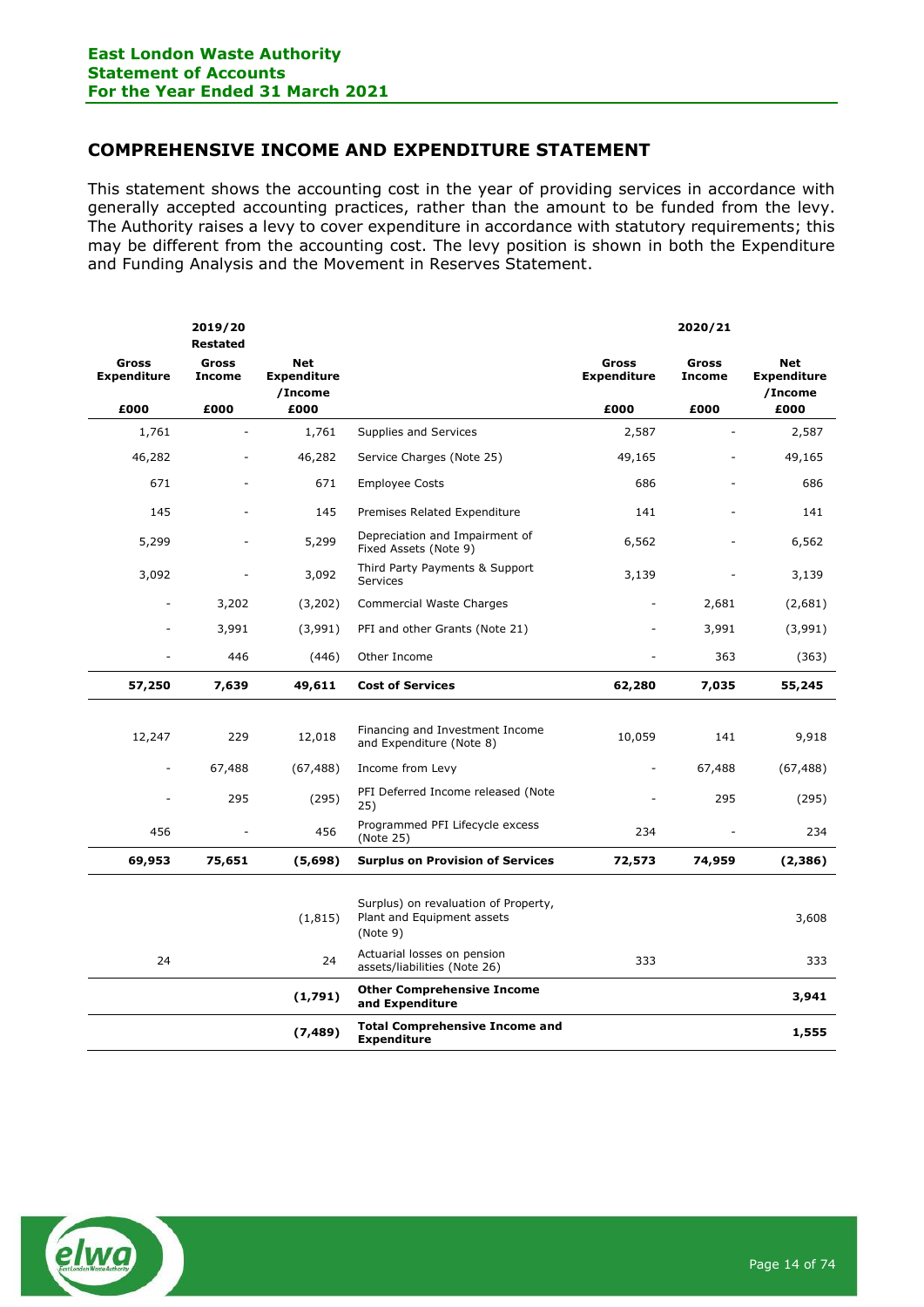## COMPREHENSIVE INCOME AND EXPENDITURE STATEMENT

This statement shows the accounting cost in the year of providing services in accordance with generally accepted accounting practices, rather than the amount to be funded from the levy. The Authority raises a levy to cover expenditure in accordance with statutory requirements; this may be different from the accounting cost. The levy position is shown in both the Expenditure and Funding Analysis and the Movement in Reserves Statement.

| 2019/20 Restated | | | | 2020/21 | | |
|---|---|---|---|---|---|---|
| **Gross Expenditure** | **Gross Income** | **Net Expenditure /Income** | | **Gross Expenditure** | **Gross Income** | **Net Expenditure /Income** |
| **£000** | **£000** | **£000** | | **£000** | **£000** | **£000** |
| 1,761 | - | 1,761 | Supplies and Services | 2,587 | - | 2,587 |
| 46,282 | - | 46,282 | Service Charges (Note 25) | 49,165 | - | 49,165 |
| 671 | - | 671 | Employee Costs | 686 | - | 686 |
| 145 | - | 145 | Premises Related Expenditure | 141 | - | 141 |
| 5,299 | - | 5,299 | Depreciation and Impairment of Fixed Assets (Note 9) | 6,562 | - | 6,562 |
| 3,092 | - | 3,092 | Third Party Payments & Support Services | 3,139 | - | 3,139 |
| - | 3,202 | (3,202) | Commercial Waste Charges | - | 2,681 | (2,681) |
| - | 3,991 | (3,991) | PFI and other Grants (Note 21) | - | 3,991 | (3,991) |
| - | 446 | (446) | Other Income | - | 363 | (363) |
| **57,250** | **7,639** | **49,611** | **Cost of Services** | **62,280** | **7,035** | **55,245** |
| 12,247 | 229 | 12,018 | Financing and Investment Income and Expenditure (Note 8) | 10,059 | 141 | 9,918 |
| - | 67,488 | (67,488) | Income from Levy | - | 67,488 | (67,488) |
| - | 295 | (295) | PFI Deferred Income released (Note 25) | - | 295 | (295) |
| 456 | - | 456 | Programmed PFI Lifecycle excess (Note 25) | 234 | - | 234 |
| **69,953** | **75,651** | **(5,698)** | **Surplus on Provision of Services** | **72,573** | **74,959** | **(2,386)** |
| | | (1,815) | Surplus) on revaluation of Property, Plant and Equipment assets (Note 9) | | | 3,608 |
| 24 | | 24 | Actuarial losses on pension assets/liabilities (Note 26) | 333 | | 333 |
| | | **(1,791)** | **Other Comprehensive Income and Expenditure** | | | **3,941** |
| | | **(7,489)** | **Total Comprehensive Income and Expenditure** | | | **1,555** |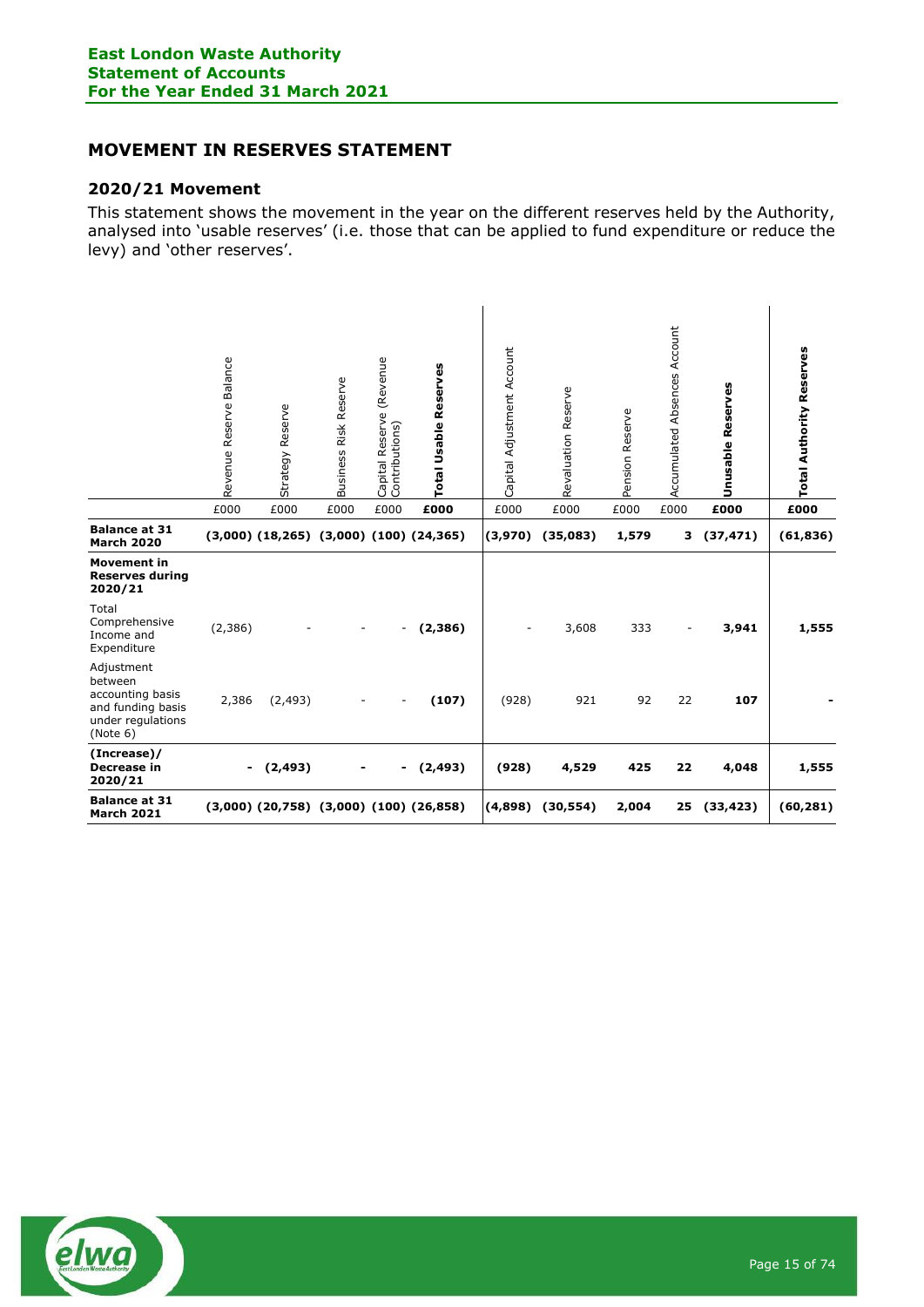## MOVEMENT IN RESERVES STATEMENT

### 2020/21 Movement

This statement shows the movement in the year on the different reserves held by the Authority, analysed into 'usable reserves' (i.e. those that can be applied to fund expenditure or reduce the levy) and 'other reserves'.

| | Revenue Reserve Balance | Strategy Reserve | Business Risk Reserve | Capital Reserve (Revenue Contributions) | **Total Usable Reserves** | Capital Adjustment Account | Revaluation Reserve | Pension Reserve | Accumulated Absences Account | **Unusable Reserves** | **Total Authority Reserves** |
|---|---|---|---|---|---|---|---|---|---|---|---|
| | £000 | £000 | £000 | £000 | **£000** | £000 | £000 | £000 | £000 | **£000** | **£000** |
| **Balance at 31 March 2020** | **(3,000)** | **(18,265)** | **(3,000)** | **(100)** | **(24,365)** | **(3,970)** | **(35,083)** | **1,579** | **3** | **(37,471)** | **(61,836)** |
| **Movement in Reserves during 2020/21** | | | | | | | | | | | |
| Total Comprehensive Income and Expenditure | (2,386) | - | - | - | **(2,386)** | - | 3,608 | 333 | - | **3,941** | **1,555** |
| Adjustment between accounting basis and funding basis under regulations (Note 6) | 2,386 | (2,493) | - | - | **(107)** | (928) | 921 | 92 | 22 | **107** | **-** |
| **(Increase)/ Decrease in 2020/21** | **-** | **(2,493)** | **-** | **-** | **(2,493)** | **(928)** | **4,529** | **425** | **22** | **4,048** | **1,555** |
| **Balance at 31 March 2021** | **(3,000)** | **(20,758)** | **(3,000)** | **(100)** | **(26,858)** | **(4,898)** | **(30,554)** | **2,004** | **25** | **(33,423)** | **(60,281)** |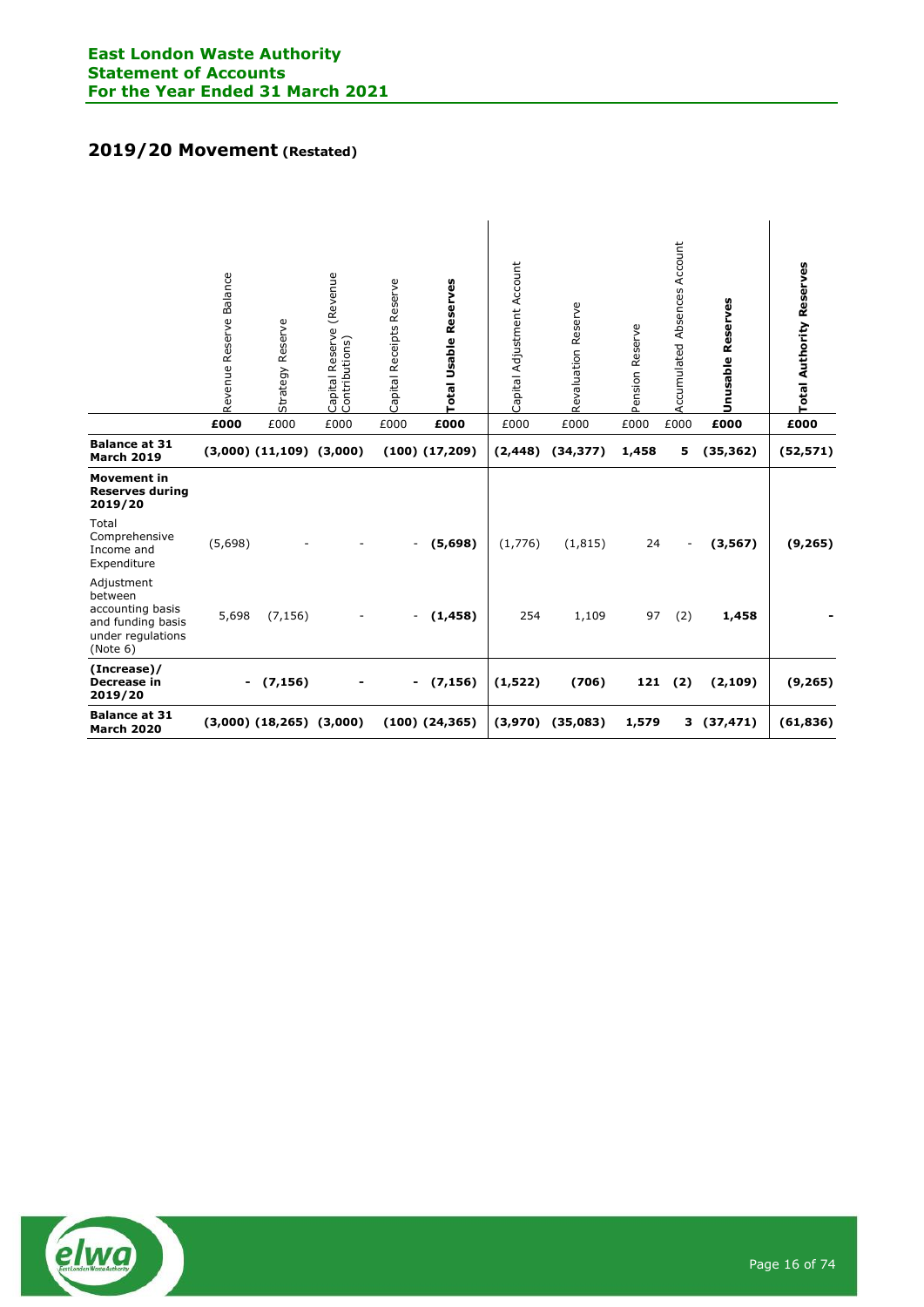## 2019/20 Movement (Restated)

| | Revenue Reserve Balance | Strategy Reserve | Capital Reserve (Revenue Contributions) | Capital Receipts Reserve | **Total Usable Reserves** | Capital Adjustment Account | Revaluation Reserve | Pension Reserve | Accumulated Absences Account | **Unusable Reserves** | **Total Authority Reserves** |
|---|---|---|---|---|---|---|---|---|---|---|---|
| | **£000** | £000 | £000 | £000 | **£000** | £000 | £000 | £000 | £000 | **£000** | **£000** |
| **Balance at 31 March 2019** | **(3,000)** | **(11,109)** | **(3,000)** | **(100)** | **(17,209)** | **(2,448)** | **(34,377)** | **1,458** | **5** | **(35,362)** | **(52,571)** |
| **Movement in Reserves during 2019/20** | | | | | | | | | | | |
| Total Comprehensive Income and Expenditure | (5,698) | - | - | - | **(5,698)** | (1,776) | (1,815) | 24 | - | **(3,567)** | **(9,265)** |
| Adjustment between accounting basis and funding basis under regulations (Note 6) | 5,698 | (7,156) | - | - | **(1,458)** | 254 | 1,109 | 97 | (2) | **1,458** | **-** |
| **(Increase)/ Decrease in 2019/20** | **-** | **(7,156)** | **-** | **-** | **(7,156)** | **(1,522)** | **(706)** | **121** | **(2)** | **(2,109)** | **(9,265)** |
| **Balance at 31 March 2020** | **(3,000)** | **(18,265)** | **(3,000)** | **(100)** | **(24,365)** | **(3,970)** | **(35,083)** | **1,579** | **3** | **(37,471)** | **(61,836)** |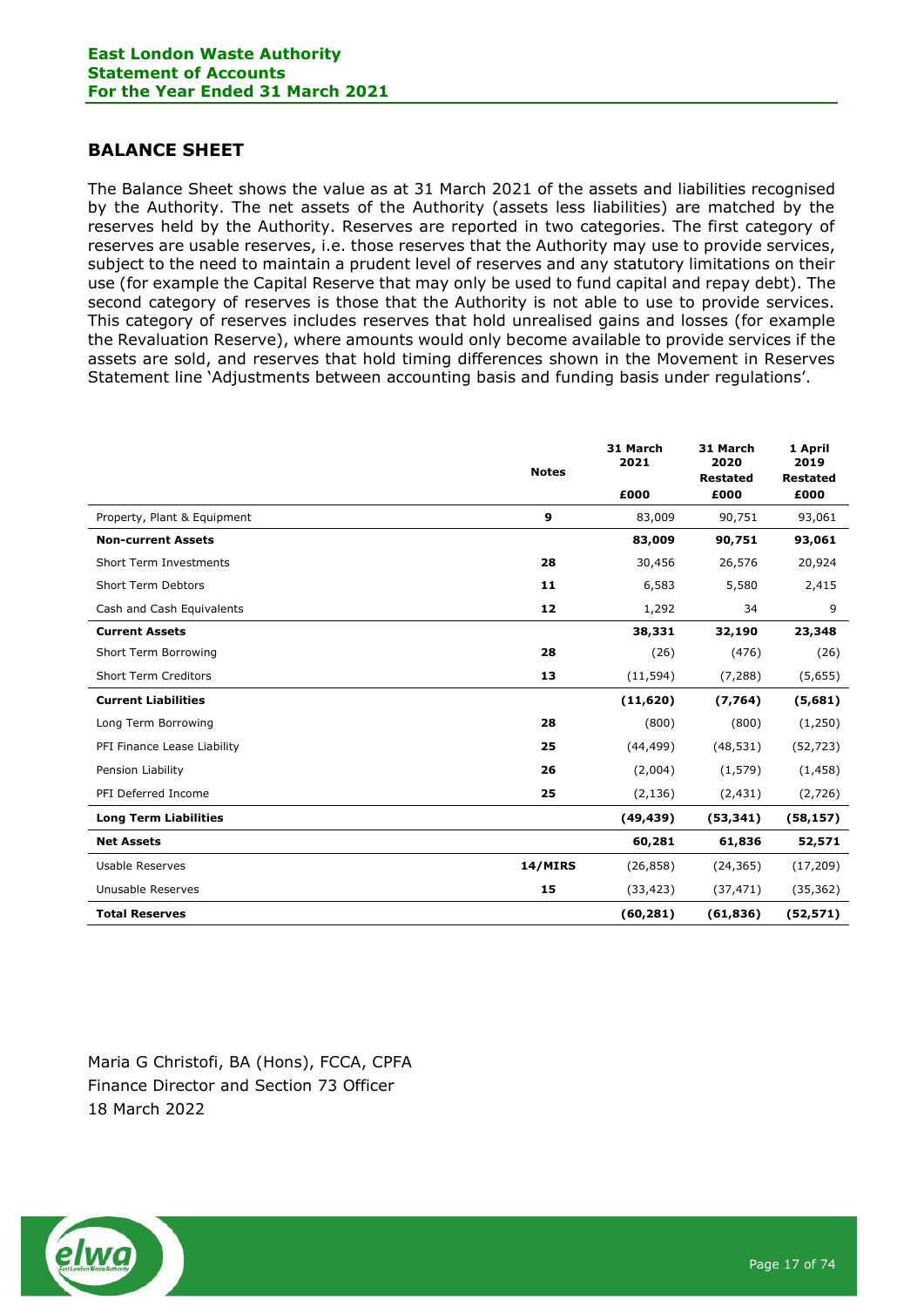## BALANCE SHEET

The Balance Sheet shows the value as at 31 March 2021 of the assets and liabilities recognised by the Authority. The net assets of the Authority (assets less liabilities) are matched by the reserves held by the Authority. Reserves are reported in two categories. The first category of reserves are usable reserves, i.e. those reserves that the Authority may use to provide services, subject to the need to maintain a prudent level of reserves and any statutory limitations on their use (for example the Capital Reserve that may only be used to fund capital and repay debt). The second category of reserves is those that the Authority is not able to use to provide services. This category of reserves includes reserves that hold unrealised gains and losses (for example the Revaluation Reserve), where amounts would only become available to provide services if the assets are sold, and reserves that hold timing differences shown in the Movement in Reserves Statement line 'Adjustments between accounting basis and funding basis under regulations'.

| | Notes | 31 March 2021 £000 | 31 March 2020 Restated £000 | 1 April 2019 Restated £000 |
|---|---|---|---|---|
| Property, Plant & Equipment | 9 | 83,009 | 90,751 | 93,061 |
| **Non-current Assets** | | **83,009** | **90,751** | **93,061** |
| Short Term Investments | 28 | 30,456 | 26,576 | 20,924 |
| Short Term Debtors | 11 | 6,583 | 5,580 | 2,415 |
| Cash and Cash Equivalents | 12 | 1,292 | 34 | 9 |
| **Current Assets** | | **38,331** | **32,190** | **23,348** |
| Short Term Borrowing | 28 | (26) | (476) | (26) |
| Short Term Creditors | 13 | (11,594) | (7,288) | (5,655) |
| **Current Liabilities** | | **(11,620)** | **(7,764)** | **(5,681)** |
| Long Term Borrowing | 28 | (800) | (800) | (1,250) |
| PFI Finance Lease Liability | 25 | (44,499) | (48,531) | (52,723) |
| Pension Liability | 26 | (2,004) | (1,579) | (1,458) |
| PFI Deferred Income | 25 | (2,136) | (2,431) | (2,726) |
| **Long Term Liabilities** | | **(49,439)** | **(53,341)** | **(58,157)** |
| **Net Assets** | | **60,281** | **61,836** | **52,571** |
| Usable Reserves | 14/MIRS | (26,858) | (24,365) | (17,209) |
| Unusable Reserves | 15 | (33,423) | (37,471) | (35,362) |
| **Total Reserves** | | **(60,281)** | **(61,836)** | **(52,571)** |

Maria G Christofi, BA (Hons), FCCA, CPFA
Finance Director and Section 73 Officer
18 March 2022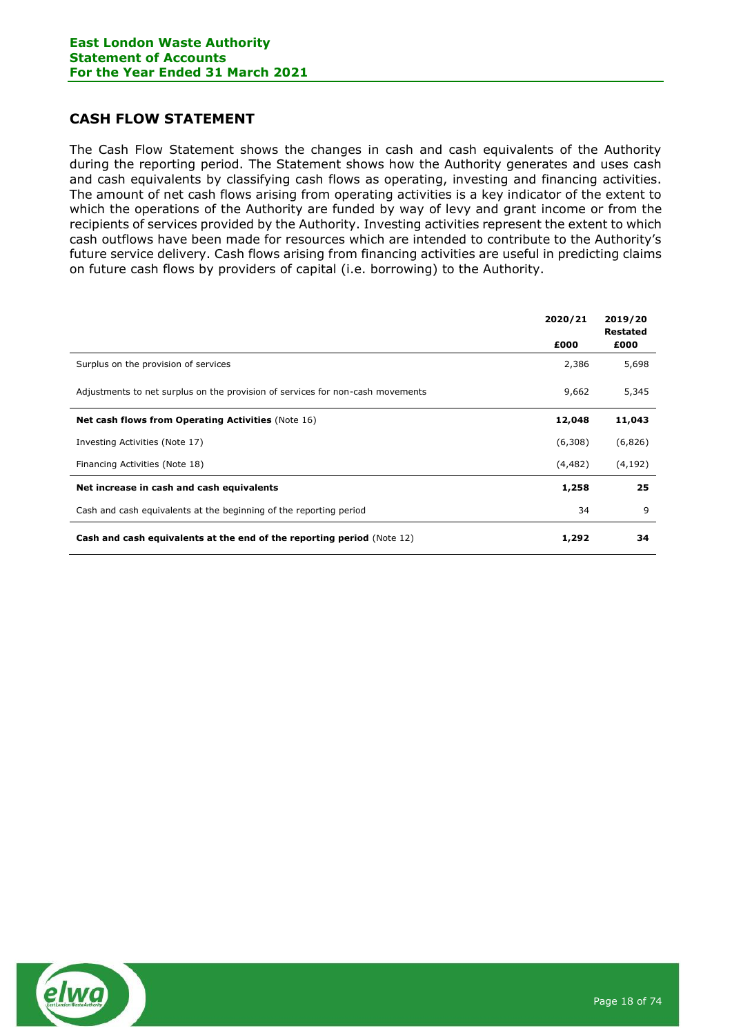## CASH FLOW STATEMENT

The Cash Flow Statement shows the changes in cash and cash equivalents of the Authority during the reporting period. The Statement shows how the Authority generates and uses cash and cash equivalents by classifying cash flows as operating, investing and financing activities. The amount of net cash flows arising from operating activities is a key indicator of the extent to which the operations of the Authority are funded by way of levy and grant income or from the recipients of services provided by the Authority. Investing activities represent the extent to which cash outflows have been made for resources which are intended to contribute to the Authority's future service delivery. Cash flows arising from financing activities are useful in predicting claims on future cash flows by providers of capital (i.e. borrowing) to the Authority.

| | 2020/21 | 2019/20 Restated |
|---|---|---|
| | £000 | £000 |
| Surplus on the provision of services | 2,386 | 5,698 |
| Adjustments to net surplus on the provision of services for non-cash movements | 9,662 | 5,345 |
| **Net cash flows from Operating Activities** (Note 16) | **12,048** | **11,043** |
| Investing Activities (Note 17) | (6,308) | (6,826) |
| Financing Activities (Note 18) | (4,482) | (4,192) |
| **Net increase in cash and cash equivalents** | **1,258** | **25** |
| Cash and cash equivalents at the beginning of the reporting period | 34 | 9 |
| **Cash and cash equivalents at the end of the reporting period** (Note 12) | **1,292** | **34** |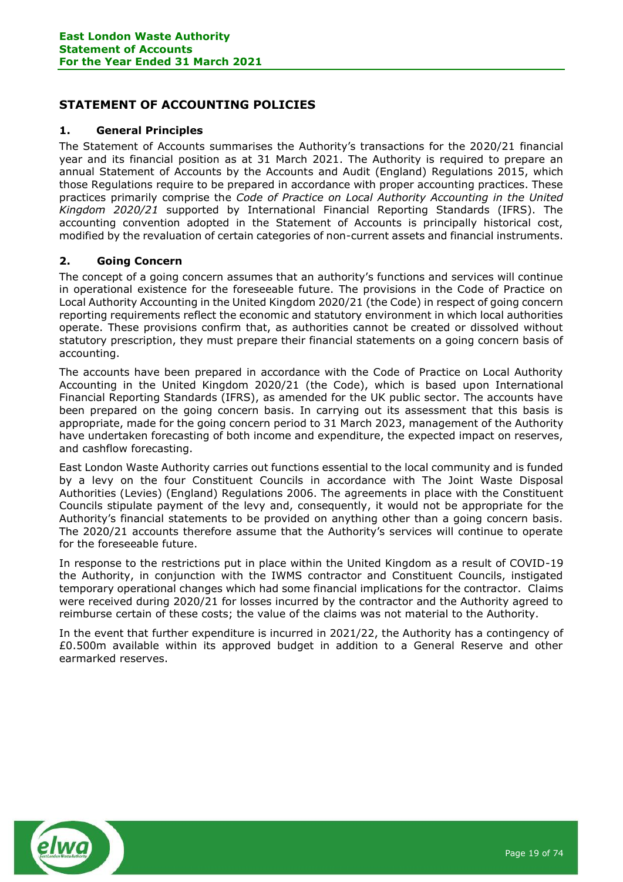## STATEMENT OF ACCOUNTING POLICIES

### 1. General Principles

The Statement of Accounts summarises the Authority's transactions for the 2020/21 financial year and its financial position as at 31 March 2021. The Authority is required to prepare an annual Statement of Accounts by the Accounts and Audit (England) Regulations 2015, which those Regulations require to be prepared in accordance with proper accounting practices. These practices primarily comprise the *Code of Practice on Local Authority Accounting in the United Kingdom 2020/21* supported by International Financial Reporting Standards (IFRS). The accounting convention adopted in the Statement of Accounts is principally historical cost, modified by the revaluation of certain categories of non-current assets and financial instruments.

### 2. Going Concern

The concept of a going concern assumes that an authority's functions and services will continue in operational existence for the foreseeable future. The provisions in the Code of Practice on Local Authority Accounting in the United Kingdom 2020/21 (the Code) in respect of going concern reporting requirements reflect the economic and statutory environment in which local authorities operate. These provisions confirm that, as authorities cannot be created or dissolved without statutory prescription, they must prepare their financial statements on a going concern basis of accounting.

The accounts have been prepared in accordance with the Code of Practice on Local Authority Accounting in the United Kingdom 2020/21 (the Code), which is based upon International Financial Reporting Standards (IFRS), as amended for the UK public sector. The accounts have been prepared on the going concern basis. In carrying out its assessment that this basis is appropriate, made for the going concern period to 31 March 2023, management of the Authority have undertaken forecasting of both income and expenditure, the expected impact on reserves, and cashflow forecasting.

East London Waste Authority carries out functions essential to the local community and is funded by a levy on the four Constituent Councils in accordance with The Joint Waste Disposal Authorities (Levies) (England) Regulations 2006. The agreements in place with the Constituent Councils stipulate payment of the levy and, consequently, it would not be appropriate for the Authority's financial statements to be provided on anything other than a going concern basis. The 2020/21 accounts therefore assume that the Authority's services will continue to operate for the foreseeable future.

In response to the restrictions put in place within the United Kingdom as a result of COVID-19 the Authority, in conjunction with the IWMS contractor and Constituent Councils, instigated temporary operational changes which had some financial implications for the contractor. Claims were received during 2020/21 for losses incurred by the contractor and the Authority agreed to reimburse certain of these costs; the value of the claims was not material to the Authority.

In the event that further expenditure is incurred in 2021/22, the Authority has a contingency of £0.500m available within its approved budget in addition to a General Reserve and other earmarked reserves.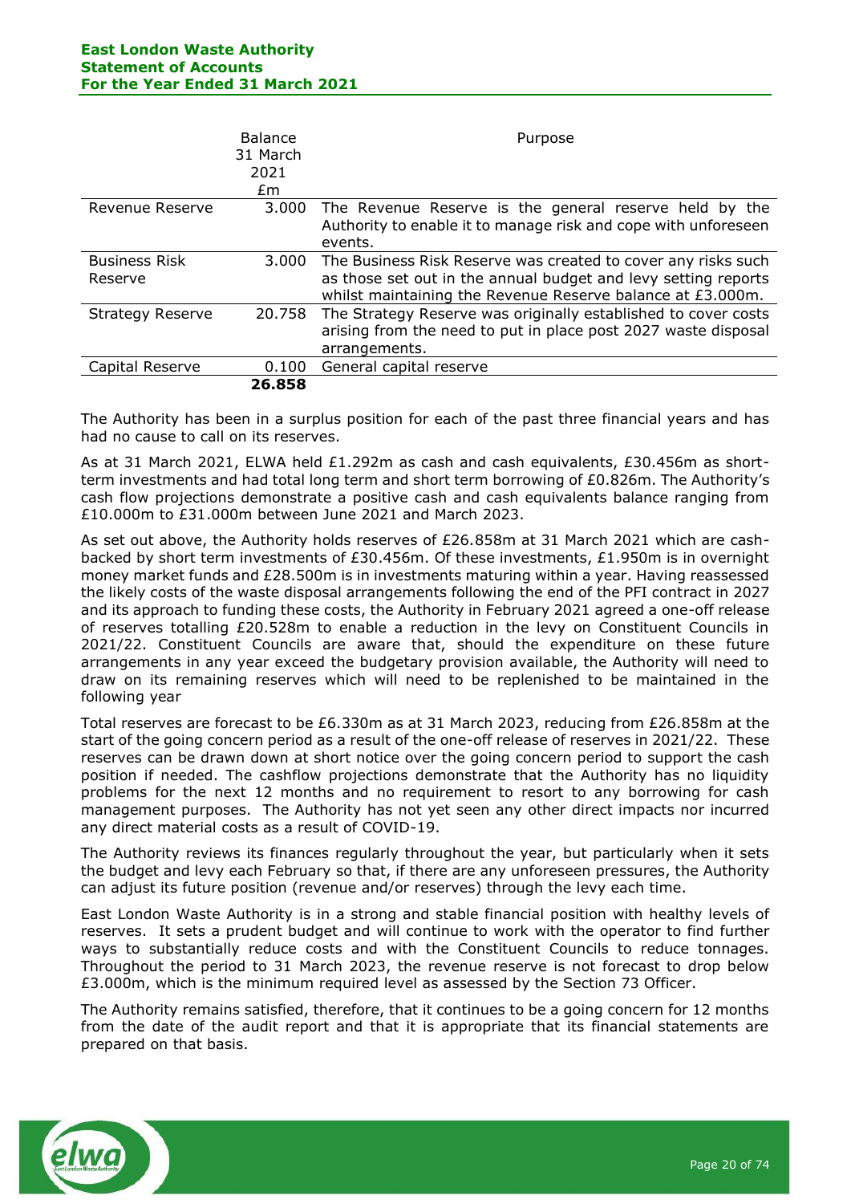| | Balance 31 March 2021 £m | Purpose |
|---|---|---|
| Revenue Reserve | 3.000 | The Revenue Reserve is the general reserve held by the Authority to enable it to manage risk and cope with unforeseen events. |
| Business Risk Reserve | 3.000 | The Business Risk Reserve was created to cover any risks such as those set out in the annual budget and levy setting reports whilst maintaining the Revenue Reserve balance at £3.000m. |
| Strategy Reserve | 20.758 | The Strategy Reserve was originally established to cover costs arising from the need to put in place post 2027 waste disposal arrangements. |
| Capital Reserve | 0.100 | General capital reserve |
| | **26.858** | |

The Authority has been in a surplus position for each of the past three financial years and has had no cause to call on its reserves.

As at 31 March 2021, ELWA held £1.292m as cash and cash equivalents, £30.456m as short-term investments and had total long term and short term borrowing of £0.826m. The Authority's cash flow projections demonstrate a positive cash and cash equivalents balance ranging from £10.000m to £31.000m between June 2021 and March 2023.

As set out above, the Authority holds reserves of £26.858m at 31 March 2021 which are cash-backed by short term investments of £30.456m. Of these investments, £1.950m is in overnight money market funds and £28.500m is in investments maturing within a year. Having reassessed the likely costs of the waste disposal arrangements following the end of the PFI contract in 2027 and its approach to funding these costs, the Authority in February 2021 agreed a one-off release of reserves totalling £20.528m to enable a reduction in the levy on Constituent Councils in 2021/22. Constituent Councils are aware that, should the expenditure on these future arrangements in any year exceed the budgetary provision available, the Authority will need to draw on its remaining reserves which will need to be replenished to be maintained in the following year

Total reserves are forecast to be £6.330m as at 31 March 2023, reducing from £26.858m at the start of the going concern period as a result of the one-off release of reserves in 2021/22. These reserves can be drawn down at short notice over the going concern period to support the cash position if needed. The cashflow projections demonstrate that the Authority has no liquidity problems for the next 12 months and no requirement to resort to any borrowing for cash management purposes. The Authority has not yet seen any other direct impacts nor incurred any direct material costs as a result of COVID-19.

The Authority reviews its finances regularly throughout the year, but particularly when it sets the budget and levy each February so that, if there are any unforeseen pressures, the Authority can adjust its future position (revenue and/or reserves) through the levy each time.

East London Waste Authority is in a strong and stable financial position with healthy levels of reserves. It sets a prudent budget and will continue to work with the operator to find further ways to substantially reduce costs and with the Constituent Councils to reduce tonnages. Throughout the period to 31 March 2023, the revenue reserve is not forecast to drop below £3.000m, which is the minimum required level as assessed by the Section 73 Officer.

The Authority remains satisfied, therefore, that it continues to be a going concern for 12 months from the date of the audit report and that it is appropriate that its financial statements are prepared on that basis.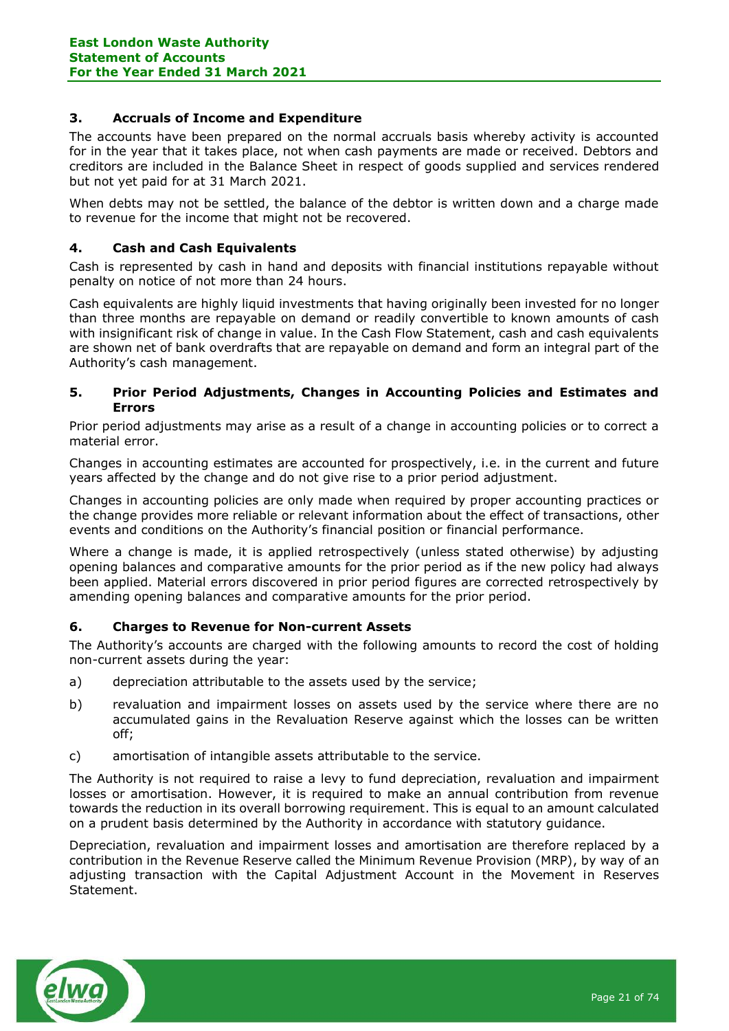## 3. Accruals of Income and Expenditure

The accounts have been prepared on the normal accruals basis whereby activity is accounted for in the year that it takes place, not when cash payments are made or received. Debtors and creditors are included in the Balance Sheet in respect of goods supplied and services rendered but not yet paid for at 31 March 2021.

When debts may not be settled, the balance of the debtor is written down and a charge made to revenue for the income that might not be recovered.

## 4. Cash and Cash Equivalents

Cash is represented by cash in hand and deposits with financial institutions repayable without penalty on notice of not more than 24 hours.

Cash equivalents are highly liquid investments that having originally been invested for no longer than three months are repayable on demand or readily convertible to known amounts of cash with insignificant risk of change in value. In the Cash Flow Statement, cash and cash equivalents are shown net of bank overdrafts that are repayable on demand and form an integral part of the Authority's cash management.

## 5. Prior Period Adjustments, Changes in Accounting Policies and Estimates and Errors

Prior period adjustments may arise as a result of a change in accounting policies or to correct a material error.

Changes in accounting estimates are accounted for prospectively, i.e. in the current and future years affected by the change and do not give rise to a prior period adjustment.

Changes in accounting policies are only made when required by proper accounting practices or the change provides more reliable or relevant information about the effect of transactions, other events and conditions on the Authority's financial position or financial performance.

Where a change is made, it is applied retrospectively (unless stated otherwise) by adjusting opening balances and comparative amounts for the prior period as if the new policy had always been applied. Material errors discovered in prior period figures are corrected retrospectively by amending opening balances and comparative amounts for the prior period.

## 6. Charges to Revenue for Non-current Assets

The Authority's accounts are charged with the following amounts to record the cost of holding non-current assets during the year:

a) depreciation attributable to the assets used by the service;

b) revaluation and impairment losses on assets used by the service where there are no accumulated gains in the Revaluation Reserve against which the losses can be written off;

c) amortisation of intangible assets attributable to the service.

The Authority is not required to raise a levy to fund depreciation, revaluation and impairment losses or amortisation. However, it is required to make an annual contribution from revenue towards the reduction in its overall borrowing requirement. This is equal to an amount calculated on a prudent basis determined by the Authority in accordance with statutory guidance.

Depreciation, revaluation and impairment losses and amortisation are therefore replaced by a contribution in the Revenue Reserve called the Minimum Revenue Provision (MRP), by way of an adjusting transaction with the Capital Adjustment Account in the Movement in Reserves Statement.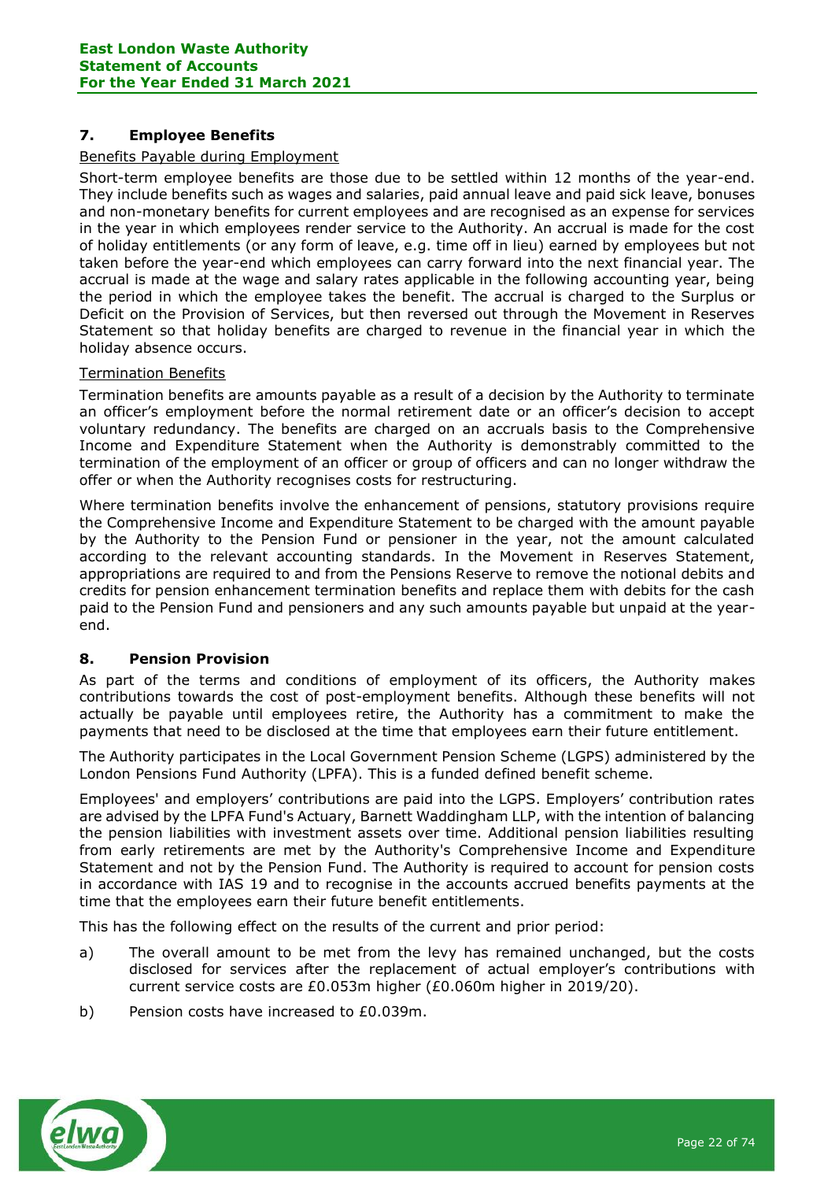## 7. Employee Benefits

Benefits Payable during Employment

Short-term employee benefits are those due to be settled within 12 months of the year-end. They include benefits such as wages and salaries, paid annual leave and paid sick leave, bonuses and non-monetary benefits for current employees and are recognised as an expense for services in the year in which employees render service to the Authority. An accrual is made for the cost of holiday entitlements (or any form of leave, e.g. time off in lieu) earned by employees but not taken before the year-end which employees can carry forward into the next financial year. The accrual is made at the wage and salary rates applicable in the following accounting year, being the period in which the employee takes the benefit. The accrual is charged to the Surplus or Deficit on the Provision of Services, but then reversed out through the Movement in Reserves Statement so that holiday benefits are charged to revenue in the financial year in which the holiday absence occurs.

Termination Benefits

Termination benefits are amounts payable as a result of a decision by the Authority to terminate an officer's employment before the normal retirement date or an officer's decision to accept voluntary redundancy. The benefits are charged on an accruals basis to the Comprehensive Income and Expenditure Statement when the Authority is demonstrably committed to the termination of the employment of an officer or group of officers and can no longer withdraw the offer or when the Authority recognises costs for restructuring.

Where termination benefits involve the enhancement of pensions, statutory provisions require the Comprehensive Income and Expenditure Statement to be charged with the amount payable by the Authority to the Pension Fund or pensioner in the year, not the amount calculated according to the relevant accounting standards. In the Movement in Reserves Statement, appropriations are required to and from the Pensions Reserve to remove the notional debits and credits for pension enhancement termination benefits and replace them with debits for the cash paid to the Pension Fund and pensioners and any such amounts payable but unpaid at the year-end.

## 8. Pension Provision

As part of the terms and conditions of employment of its officers, the Authority makes contributions towards the cost of post-employment benefits. Although these benefits will not actually be payable until employees retire, the Authority has a commitment to make the payments that need to be disclosed at the time that employees earn their future entitlement.

The Authority participates in the Local Government Pension Scheme (LGPS) administered by the London Pensions Fund Authority (LPFA). This is a funded defined benefit scheme.

Employees' and employers' contributions are paid into the LGPS. Employers' contribution rates are advised by the LPFA Fund's Actuary, Barnett Waddingham LLP, with the intention of balancing the pension liabilities with investment assets over time. Additional pension liabilities resulting from early retirements are met by the Authority's Comprehensive Income and Expenditure Statement and not by the Pension Fund. The Authority is required to account for pension costs in accordance with IAS 19 and to recognise in the accounts accrued benefits payments at the time that the employees earn their future benefit entitlements.

This has the following effect on the results of the current and prior period:

a) The overall amount to be met from the levy has remained unchanged, but the costs disclosed for services after the replacement of actual employer's contributions with current service costs are £0.053m higher (£0.060m higher in 2019/20).

b) Pension costs have increased to £0.039m.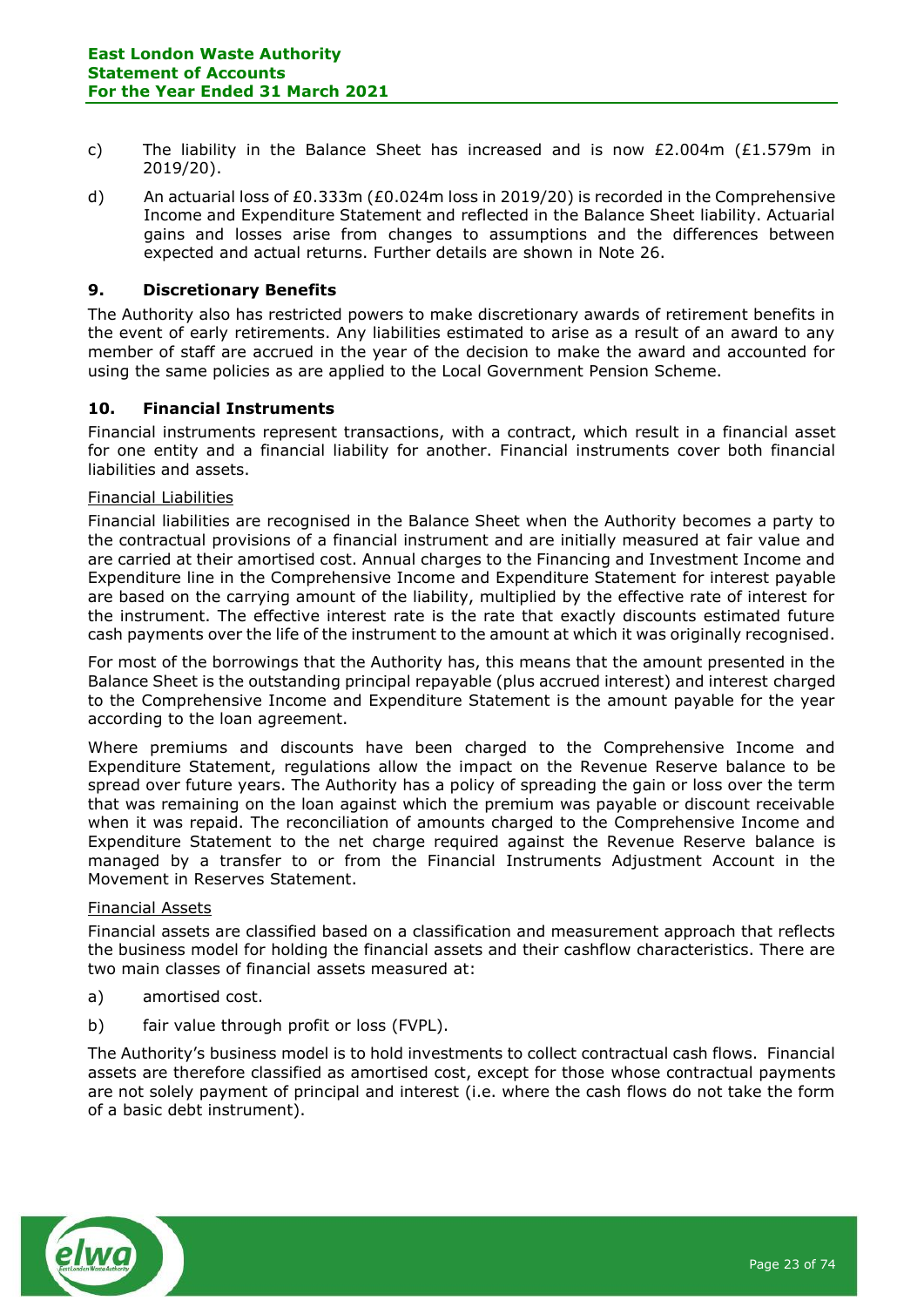c) The liability in the Balance Sheet has increased and is now £2.004m (£1.579m in 2019/20).

d) An actuarial loss of £0.333m (£0.024m loss in 2019/20) is recorded in the Comprehensive Income and Expenditure Statement and reflected in the Balance Sheet liability. Actuarial gains and losses arise from changes to assumptions and the differences between expected and actual returns. Further details are shown in Note 26.

## 9. Discretionary Benefits

The Authority also has restricted powers to make discretionary awards of retirement benefits in the event of early retirements. Any liabilities estimated to arise as a result of an award to any member of staff are accrued in the year of the decision to make the award and accounted for using the same policies as are applied to the Local Government Pension Scheme.

## 10. Financial Instruments

Financial instruments represent transactions, with a contract, which result in a financial asset for one entity and a financial liability for another. Financial instruments cover both financial liabilities and assets.

<u>Financial Liabilities</u>

Financial liabilities are recognised in the Balance Sheet when the Authority becomes a party to the contractual provisions of a financial instrument and are initially measured at fair value and are carried at their amortised cost. Annual charges to the Financing and Investment Income and Expenditure line in the Comprehensive Income and Expenditure Statement for interest payable are based on the carrying amount of the liability, multiplied by the effective rate of interest for the instrument. The effective interest rate is the rate that exactly discounts estimated future cash payments over the life of the instrument to the amount at which it was originally recognised.

For most of the borrowings that the Authority has, this means that the amount presented in the Balance Sheet is the outstanding principal repayable (plus accrued interest) and interest charged to the Comprehensive Income and Expenditure Statement is the amount payable for the year according to the loan agreement.

Where premiums and discounts have been charged to the Comprehensive Income and Expenditure Statement, regulations allow the impact on the Revenue Reserve balance to be spread over future years. The Authority has a policy of spreading the gain or loss over the term that was remaining on the loan against which the premium was payable or discount receivable when it was repaid. The reconciliation of amounts charged to the Comprehensive Income and Expenditure Statement to the net charge required against the Revenue Reserve balance is managed by a transfer to or from the Financial Instruments Adjustment Account in the Movement in Reserves Statement.

<u>Financial Assets</u>

Financial assets are classified based on a classification and measurement approach that reflects the business model for holding the financial assets and their cashflow characteristics. There are two main classes of financial assets measured at:

a) amortised cost.

b) fair value through profit or loss (FVPL).

The Authority's business model is to hold investments to collect contractual cash flows. Financial assets are therefore classified as amortised cost, except for those whose contractual payments are not solely payment of principal and interest (i.e. where the cash flows do not take the form of a basic debt instrument).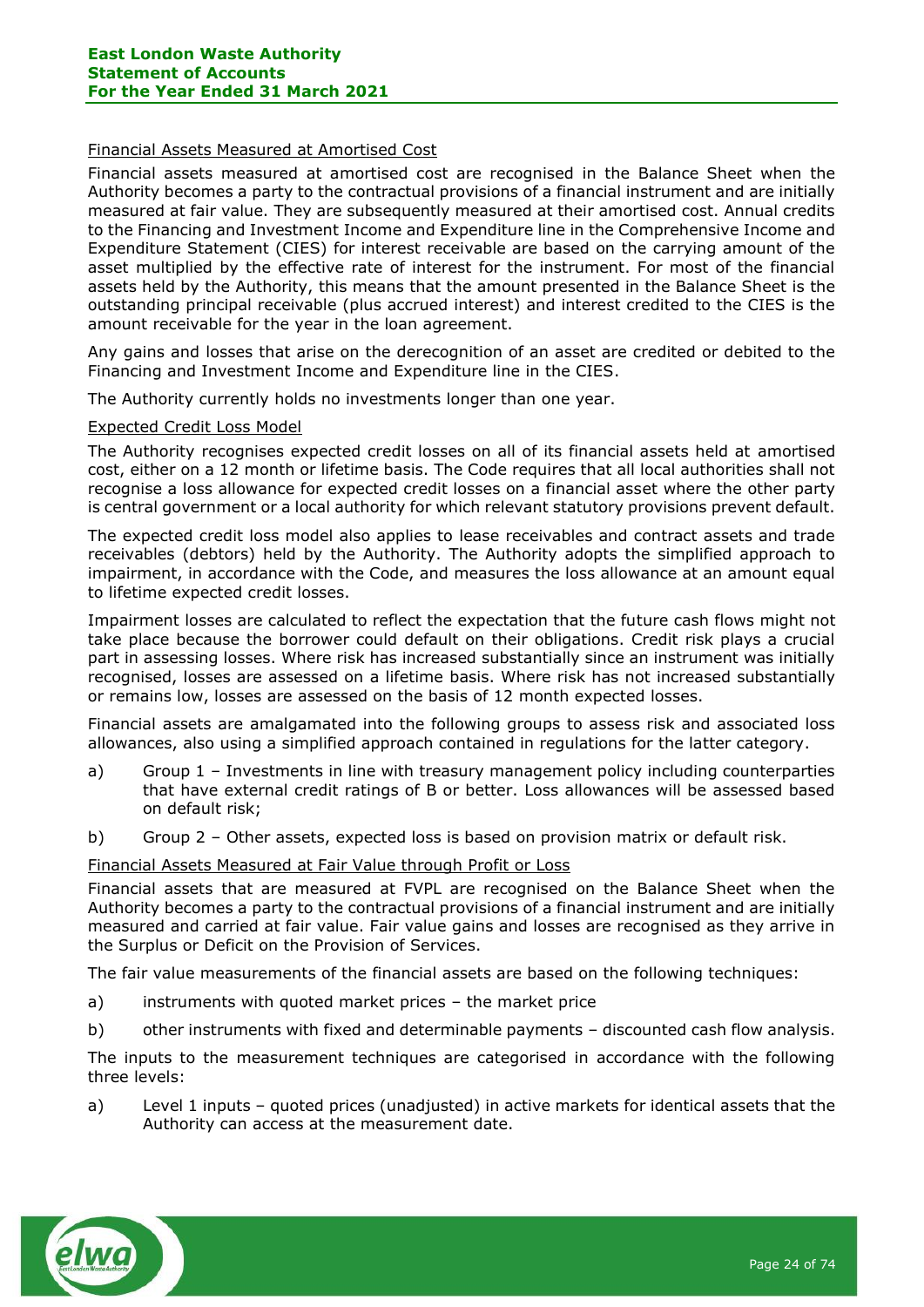Financial Assets Measured at Amortised Cost

Financial assets measured at amortised cost are recognised in the Balance Sheet when the Authority becomes a party to the contractual provisions of a financial instrument and are initially measured at fair value. They are subsequently measured at their amortised cost. Annual credits to the Financing and Investment Income and Expenditure line in the Comprehensive Income and Expenditure Statement (CIES) for interest receivable are based on the carrying amount of the asset multiplied by the effective rate of interest for the instrument. For most of the financial assets held by the Authority, this means that the amount presented in the Balance Sheet is the outstanding principal receivable (plus accrued interest) and interest credited to the CIES is the amount receivable for the year in the loan agreement.

Any gains and losses that arise on the derecognition of an asset are credited or debited to the Financing and Investment Income and Expenditure line in the CIES.

The Authority currently holds no investments longer than one year.

Expected Credit Loss Model

The Authority recognises expected credit losses on all of its financial assets held at amortised cost, either on a 12 month or lifetime basis. The Code requires that all local authorities shall not recognise a loss allowance for expected credit losses on a financial asset where the other party is central government or a local authority for which relevant statutory provisions prevent default.

The expected credit loss model also applies to lease receivables and contract assets and trade receivables (debtors) held by the Authority. The Authority adopts the simplified approach to impairment, in accordance with the Code, and measures the loss allowance at an amount equal to lifetime expected credit losses.

Impairment losses are calculated to reflect the expectation that the future cash flows might not take place because the borrower could default on their obligations. Credit risk plays a crucial part in assessing losses. Where risk has increased substantially since an instrument was initially recognised, losses are assessed on a lifetime basis. Where risk has not increased substantially or remains low, losses are assessed on the basis of 12 month expected losses.

Financial assets are amalgamated into the following groups to assess risk and associated loss allowances, also using a simplified approach contained in regulations for the latter category.

a) Group 1 – Investments in line with treasury management policy including counterparties that have external credit ratings of B or better. Loss allowances will be assessed based on default risk;

b) Group 2 – Other assets, expected loss is based on provision matrix or default risk.

Financial Assets Measured at Fair Value through Profit or Loss

Financial assets that are measured at FVPL are recognised on the Balance Sheet when the Authority becomes a party to the contractual provisions of a financial instrument and are initially measured and carried at fair value. Fair value gains and losses are recognised as they arrive in the Surplus or Deficit on the Provision of Services.

The fair value measurements of the financial assets are based on the following techniques:

a) instruments with quoted market prices – the market price

b) other instruments with fixed and determinable payments – discounted cash flow analysis.

The inputs to the measurement techniques are categorised in accordance with the following three levels:

a) Level 1 inputs – quoted prices (unadjusted) in active markets for identical assets that the Authority can access at the measurement date.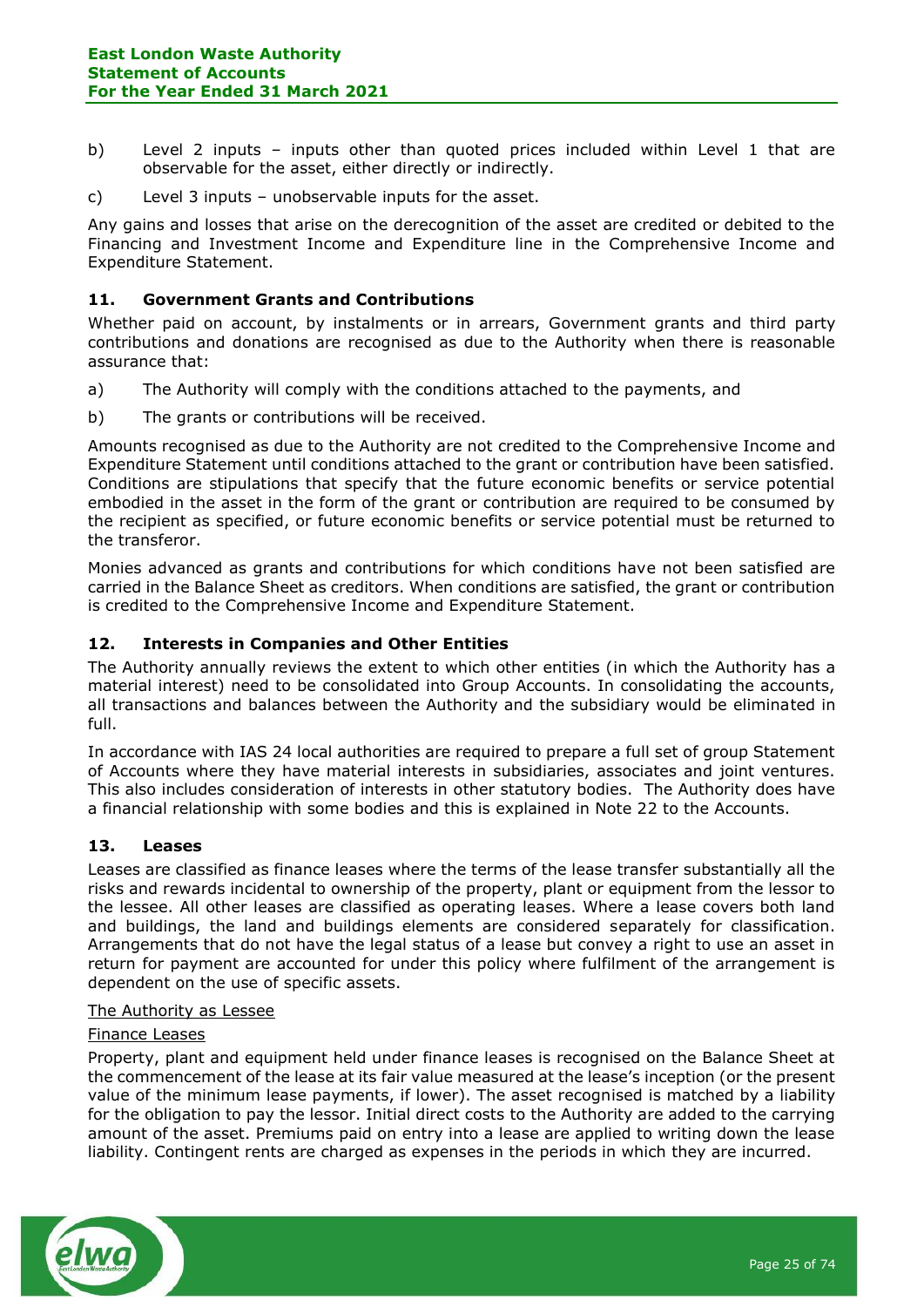b) Level 2 inputs – inputs other than quoted prices included within Level 1 that are observable for the asset, either directly or indirectly.

c) Level 3 inputs – unobservable inputs for the asset.

Any gains and losses that arise on the derecognition of the asset are credited or debited to the Financing and Investment Income and Expenditure line in the Comprehensive Income and Expenditure Statement.

## 11. Government Grants and Contributions

Whether paid on account, by instalments or in arrears, Government grants and third party contributions and donations are recognised as due to the Authority when there is reasonable assurance that:

a) The Authority will comply with the conditions attached to the payments, and

b) The grants or contributions will be received.

Amounts recognised as due to the Authority are not credited to the Comprehensive Income and Expenditure Statement until conditions attached to the grant or contribution have been satisfied. Conditions are stipulations that specify that the future economic benefits or service potential embodied in the asset in the form of the grant or contribution are required to be consumed by the recipient as specified, or future economic benefits or service potential must be returned to the transferor.

Monies advanced as grants and contributions for which conditions have not been satisfied are carried in the Balance Sheet as creditors. When conditions are satisfied, the grant or contribution is credited to the Comprehensive Income and Expenditure Statement.

## 12. Interests in Companies and Other Entities

The Authority annually reviews the extent to which other entities (in which the Authority has a material interest) need to be consolidated into Group Accounts. In consolidating the accounts, all transactions and balances between the Authority and the subsidiary would be eliminated in full.

In accordance with IAS 24 local authorities are required to prepare a full set of group Statement of Accounts where they have material interests in subsidiaries, associates and joint ventures. This also includes consideration of interests in other statutory bodies. The Authority does have a financial relationship with some bodies and this is explained in Note 22 to the Accounts.

## 13. Leases

Leases are classified as finance leases where the terms of the lease transfer substantially all the risks and rewards incidental to ownership of the property, plant or equipment from the lessor to the lessee. All other leases are classified as operating leases. Where a lease covers both land and buildings, the land and buildings elements are considered separately for classification. Arrangements that do not have the legal status of a lease but convey a right to use an asset in return for payment are accounted for under this policy where fulfilment of the arrangement is dependent on the use of specific assets.

The Authority as Lessee

Finance Leases

Property, plant and equipment held under finance leases is recognised on the Balance Sheet at the commencement of the lease at its fair value measured at the lease's inception (or the present value of the minimum lease payments, if lower). The asset recognised is matched by a liability for the obligation to pay the lessor. Initial direct costs to the Authority are added to the carrying amount of the asset. Premiums paid on entry into a lease are applied to writing down the lease liability. Contingent rents are charged as expenses in the periods in which they are incurred.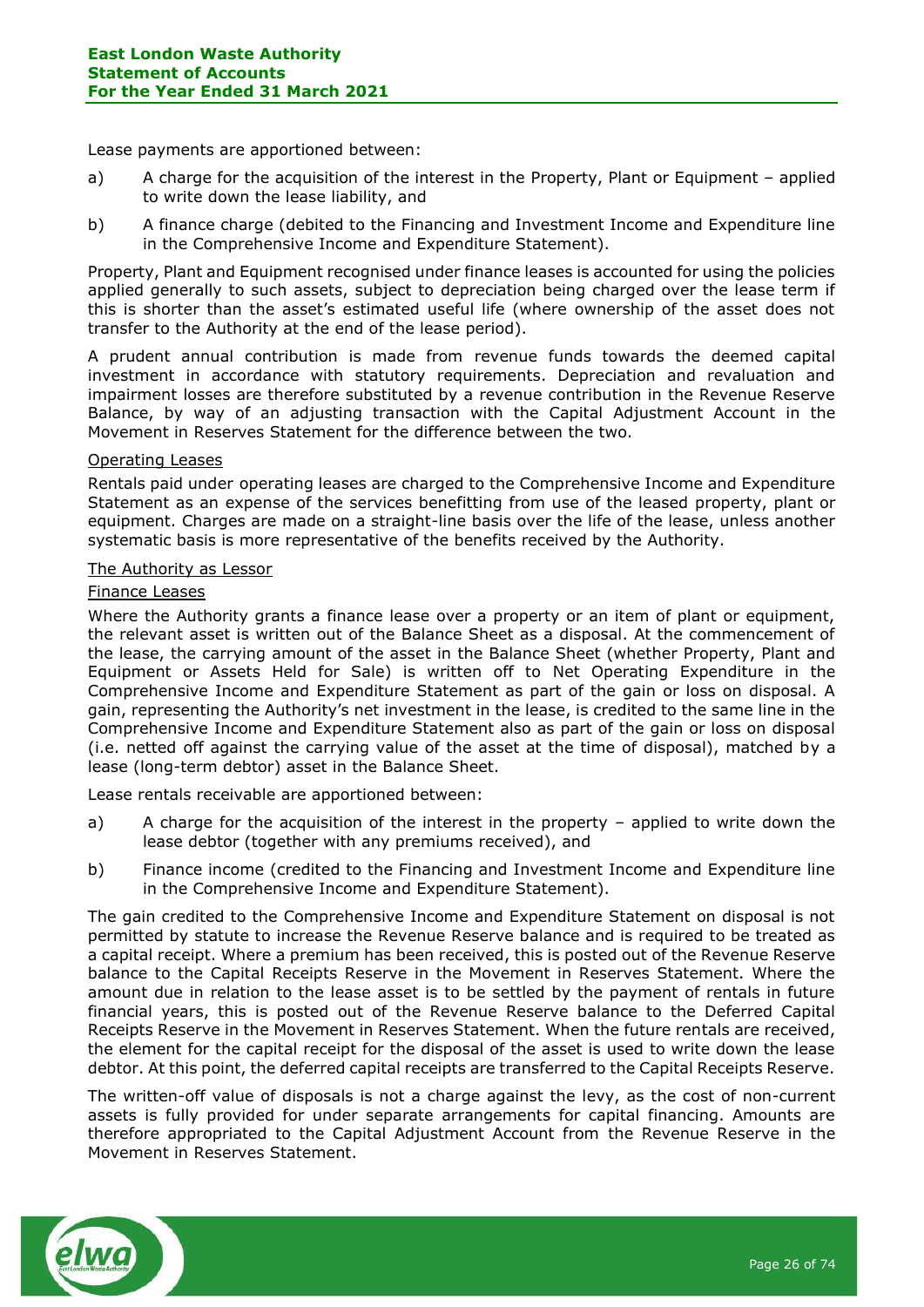Lease payments are apportioned between:

a) A charge for the acquisition of the interest in the Property, Plant or Equipment – applied to write down the lease liability, and

b) A finance charge (debited to the Financing and Investment Income and Expenditure line in the Comprehensive Income and Expenditure Statement).

Property, Plant and Equipment recognised under finance leases is accounted for using the policies applied generally to such assets, subject to depreciation being charged over the lease term if this is shorter than the asset's estimated useful life (where ownership of the asset does not transfer to the Authority at the end of the lease period).

A prudent annual contribution is made from revenue funds towards the deemed capital investment in accordance with statutory requirements. Depreciation and revaluation and impairment losses are therefore substituted by a revenue contribution in the Revenue Reserve Balance, by way of an adjusting transaction with the Capital Adjustment Account in the Movement in Reserves Statement for the difference between the two.

Operating Leases

Rentals paid under operating leases are charged to the Comprehensive Income and Expenditure Statement as an expense of the services benefitting from use of the leased property, plant or equipment. Charges are made on a straight-line basis over the life of the lease, unless another systematic basis is more representative of the benefits received by the Authority.

The Authority as Lessor

Finance Leases

Where the Authority grants a finance lease over a property or an item of plant or equipment, the relevant asset is written out of the Balance Sheet as a disposal. At the commencement of the lease, the carrying amount of the asset in the Balance Sheet (whether Property, Plant and Equipment or Assets Held for Sale) is written off to Net Operating Expenditure in the Comprehensive Income and Expenditure Statement as part of the gain or loss on disposal. A gain, representing the Authority's net investment in the lease, is credited to the same line in the Comprehensive Income and Expenditure Statement also as part of the gain or loss on disposal (i.e. netted off against the carrying value of the asset at the time of disposal), matched by a lease (long-term debtor) asset in the Balance Sheet.

Lease rentals receivable are apportioned between:

a) A charge for the acquisition of the interest in the property – applied to write down the lease debtor (together with any premiums received), and

b) Finance income (credited to the Financing and Investment Income and Expenditure line in the Comprehensive Income and Expenditure Statement).

The gain credited to the Comprehensive Income and Expenditure Statement on disposal is not permitted by statute to increase the Revenue Reserve balance and is required to be treated as a capital receipt. Where a premium has been received, this is posted out of the Revenue Reserve balance to the Capital Receipts Reserve in the Movement in Reserves Statement. Where the amount due in relation to the lease asset is to be settled by the payment of rentals in future financial years, this is posted out of the Revenue Reserve balance to the Deferred Capital Receipts Reserve in the Movement in Reserves Statement. When the future rentals are received, the element for the capital receipt for the disposal of the asset is used to write down the lease debtor. At this point, the deferred capital receipts are transferred to the Capital Receipts Reserve.

The written-off value of disposals is not a charge against the levy, as the cost of non-current assets is fully provided for under separate arrangements for capital financing. Amounts are therefore appropriated to the Capital Adjustment Account from the Revenue Reserve in the Movement in Reserves Statement.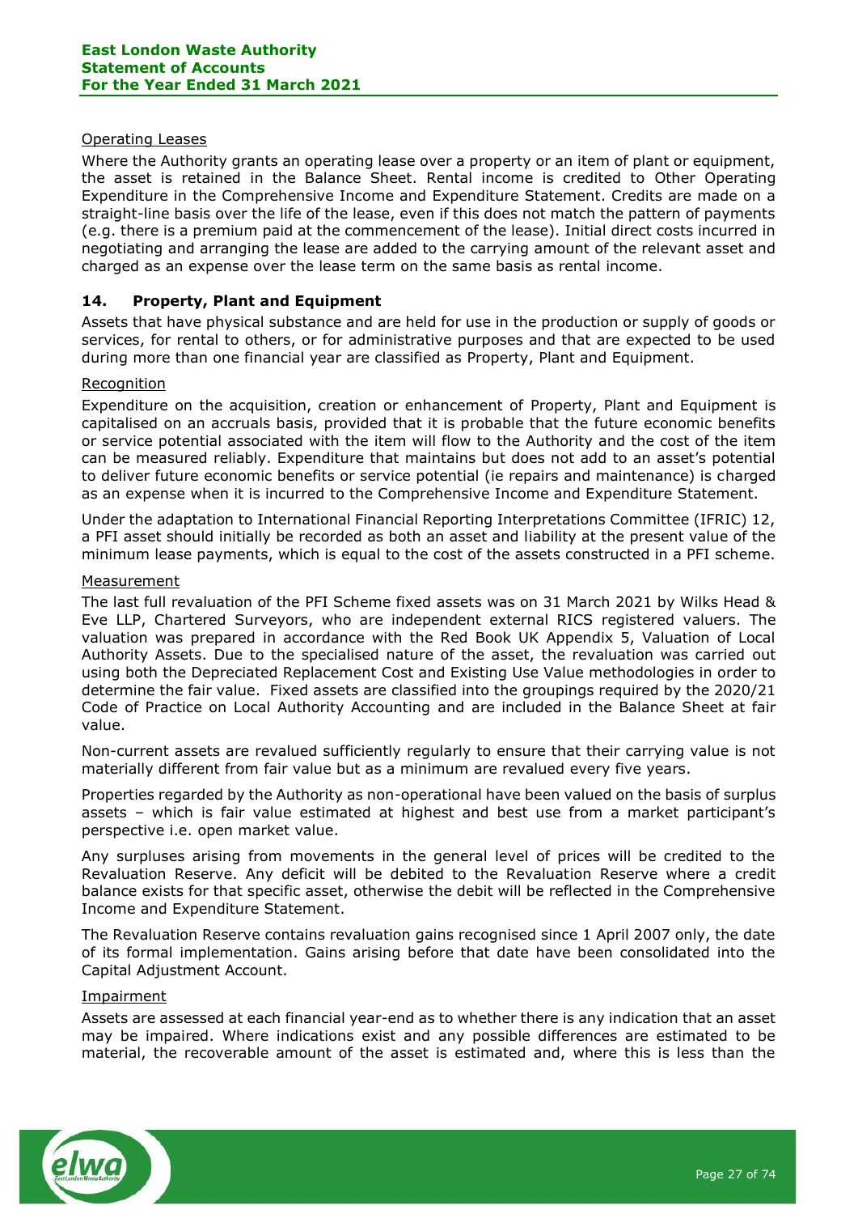### Operating Leases

Where the Authority grants an operating lease over a property or an item of plant or equipment, the asset is retained in the Balance Sheet. Rental income is credited to Other Operating Expenditure in the Comprehensive Income and Expenditure Statement. Credits are made on a straight-line basis over the life of the lease, even if this does not match the pattern of payments (e.g. there is a premium paid at the commencement of the lease). Initial direct costs incurred in negotiating and arranging the lease are added to the carrying amount of the relevant asset and charged as an expense over the lease term on the same basis as rental income.

## 14. Property, Plant and Equipment

Assets that have physical substance and are held for use in the production or supply of goods or services, for rental to others, or for administrative purposes and that are expected to be used during more than one financial year are classified as Property, Plant and Equipment.

### Recognition

Expenditure on the acquisition, creation or enhancement of Property, Plant and Equipment is capitalised on an accruals basis, provided that it is probable that the future economic benefits or service potential associated with the item will flow to the Authority and the cost of the item can be measured reliably. Expenditure that maintains but does not add to an asset's potential to deliver future economic benefits or service potential (ie repairs and maintenance) is charged as an expense when it is incurred to the Comprehensive Income and Expenditure Statement.

Under the adaptation to International Financial Reporting Interpretations Committee (IFRIC) 12, a PFI asset should initially be recorded as both an asset and liability at the present value of the minimum lease payments, which is equal to the cost of the assets constructed in a PFI scheme.

### Measurement

The last full revaluation of the PFI Scheme fixed assets was on 31 March 2021 by Wilks Head & Eve LLP, Chartered Surveyors, who are independent external RICS registered valuers. The valuation was prepared in accordance with the Red Book UK Appendix 5, Valuation of Local Authority Assets. Due to the specialised nature of the asset, the revaluation was carried out using both the Depreciated Replacement Cost and Existing Use Value methodologies in order to determine the fair value. Fixed assets are classified into the groupings required by the 2020/21 Code of Practice on Local Authority Accounting and are included in the Balance Sheet at fair value.

Non-current assets are revalued sufficiently regularly to ensure that their carrying value is not materially different from fair value but as a minimum are revalued every five years.

Properties regarded by the Authority as non-operational have been valued on the basis of surplus assets – which is fair value estimated at highest and best use from a market participant's perspective i.e. open market value.

Any surpluses arising from movements in the general level of prices will be credited to the Revaluation Reserve. Any deficit will be debited to the Revaluation Reserve where a credit balance exists for that specific asset, otherwise the debit will be reflected in the Comprehensive Income and Expenditure Statement.

The Revaluation Reserve contains revaluation gains recognised since 1 April 2007 only, the date of its formal implementation. Gains arising before that date have been consolidated into the Capital Adjustment Account.

### Impairment

Assets are assessed at each financial year-end as to whether there is any indication that an asset may be impaired. Where indications exist and any possible differences are estimated to be material, the recoverable amount of the asset is estimated and, where this is less than the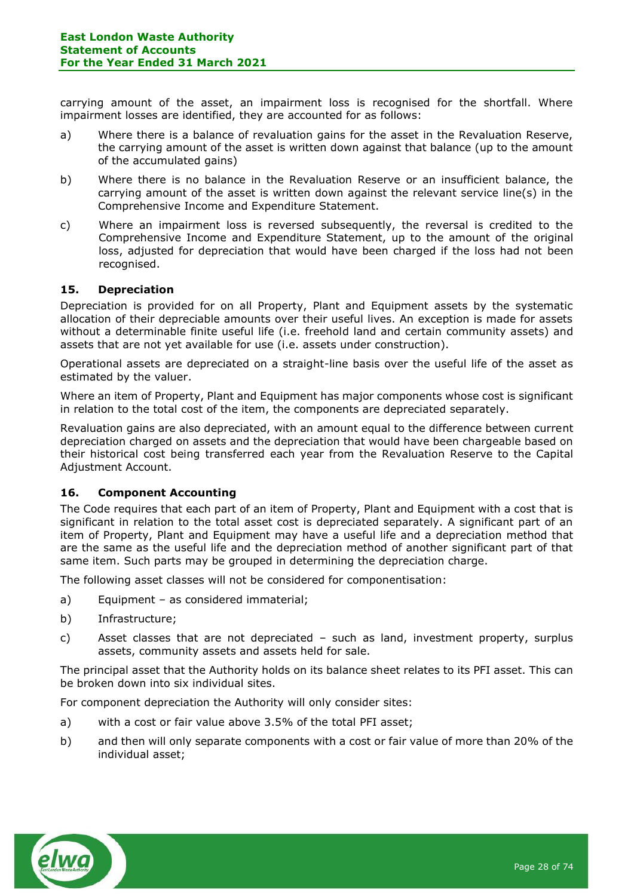carrying amount of the asset, an impairment loss is recognised for the shortfall. Where impairment losses are identified, they are accounted for as follows:

a) Where there is a balance of revaluation gains for the asset in the Revaluation Reserve, the carrying amount of the asset is written down against that balance (up to the amount of the accumulated gains)

b) Where there is no balance in the Revaluation Reserve or an insufficient balance, the carrying amount of the asset is written down against the relevant service line(s) in the Comprehensive Income and Expenditure Statement.

c) Where an impairment loss is reversed subsequently, the reversal is credited to the Comprehensive Income and Expenditure Statement, up to the amount of the original loss, adjusted for depreciation that would have been charged if the loss had not been recognised.

### 15. Depreciation

Depreciation is provided for on all Property, Plant and Equipment assets by the systematic allocation of their depreciable amounts over their useful lives. An exception is made for assets without a determinable finite useful life (i.e. freehold land and certain community assets) and assets that are not yet available for use (i.e. assets under construction).

Operational assets are depreciated on a straight-line basis over the useful life of the asset as estimated by the valuer.

Where an item of Property, Plant and Equipment has major components whose cost is significant in relation to the total cost of the item, the components are depreciated separately.

Revaluation gains are also depreciated, with an amount equal to the difference between current depreciation charged on assets and the depreciation that would have been chargeable based on their historical cost being transferred each year from the Revaluation Reserve to the Capital Adjustment Account.

### 16. Component Accounting

The Code requires that each part of an item of Property, Plant and Equipment with a cost that is significant in relation to the total asset cost is depreciated separately. A significant part of an item of Property, Plant and Equipment may have a useful life and a depreciation method that are the same as the useful life and the depreciation method of another significant part of that same item. Such parts may be grouped in determining the depreciation charge.

The following asset classes will not be considered for componentisation:

a) Equipment – as considered immaterial;

b) Infrastructure;

c) Asset classes that are not depreciated – such as land, investment property, surplus assets, community assets and assets held for sale.

The principal asset that the Authority holds on its balance sheet relates to its PFI asset. This can be broken down into six individual sites.

For component depreciation the Authority will only consider sites:

a) with a cost or fair value above 3.5% of the total PFI asset;

b) and then will only separate components with a cost or fair value of more than 20% of the individual asset;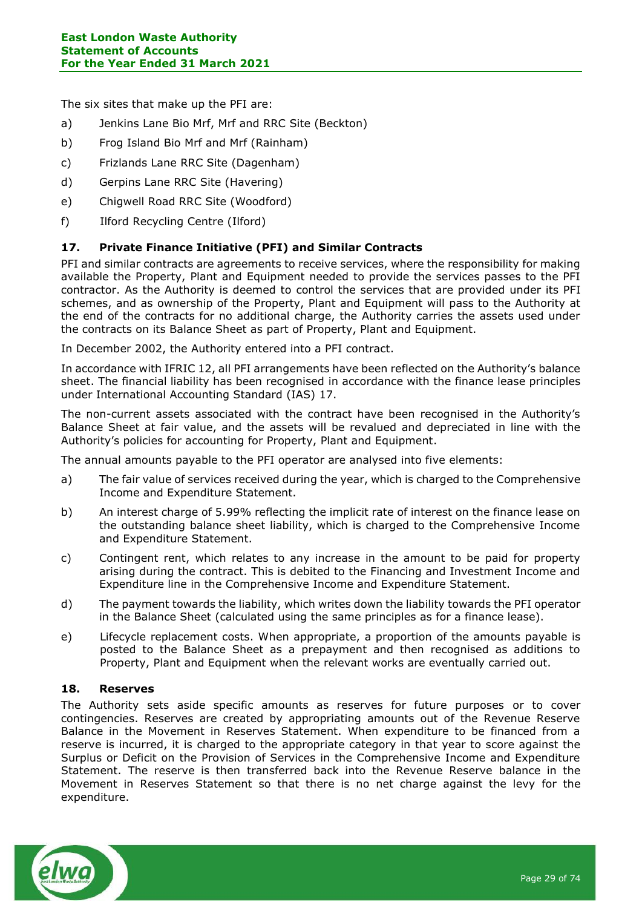The six sites that make up the PFI are:

a) Jenkins Lane Bio Mrf, Mrf and RRC Site (Beckton)

b) Frog Island Bio Mrf and Mrf (Rainham)

c) Frizlands Lane RRC Site (Dagenham)

d) Gerpins Lane RRC Site (Havering)

e) Chigwell Road RRC Site (Woodford)

f) Ilford Recycling Centre (Ilford)

## 17. Private Finance Initiative (PFI) and Similar Contracts

PFI and similar contracts are agreements to receive services, where the responsibility for making available the Property, Plant and Equipment needed to provide the services passes to the PFI contractor. As the Authority is deemed to control the services that are provided under its PFI schemes, and as ownership of the Property, Plant and Equipment will pass to the Authority at the end of the contracts for no additional charge, the Authority carries the assets used under the contracts on its Balance Sheet as part of Property, Plant and Equipment.

In December 2002, the Authority entered into a PFI contract.

In accordance with IFRIC 12, all PFI arrangements have been reflected on the Authority's balance sheet. The financial liability has been recognised in accordance with the finance lease principles under International Accounting Standard (IAS) 17.

The non-current assets associated with the contract have been recognised in the Authority's Balance Sheet at fair value, and the assets will be revalued and depreciated in line with the Authority's policies for accounting for Property, Plant and Equipment.

The annual amounts payable to the PFI operator are analysed into five elements:

a) The fair value of services received during the year, which is charged to the Comprehensive Income and Expenditure Statement.

b) An interest charge of 5.99% reflecting the implicit rate of interest on the finance lease on the outstanding balance sheet liability, which is charged to the Comprehensive Income and Expenditure Statement.

c) Contingent rent, which relates to any increase in the amount to be paid for property arising during the contract. This is debited to the Financing and Investment Income and Expenditure line in the Comprehensive Income and Expenditure Statement.

d) The payment towards the liability, which writes down the liability towards the PFI operator in the Balance Sheet (calculated using the same principles as for a finance lease).

e) Lifecycle replacement costs. When appropriate, a proportion of the amounts payable is posted to the Balance Sheet as a prepayment and then recognised as additions to Property, Plant and Equipment when the relevant works are eventually carried out.

## 18. Reserves

The Authority sets aside specific amounts as reserves for future purposes or to cover contingencies. Reserves are created by appropriating amounts out of the Revenue Reserve Balance in the Movement in Reserves Statement. When expenditure to be financed from a reserve is incurred, it is charged to the appropriate category in that year to score against the Surplus or Deficit on the Provision of Services in the Comprehensive Income and Expenditure Statement. The reserve is then transferred back into the Revenue Reserve balance in the Movement in Reserves Statement so that there is no net charge against the levy for the expenditure.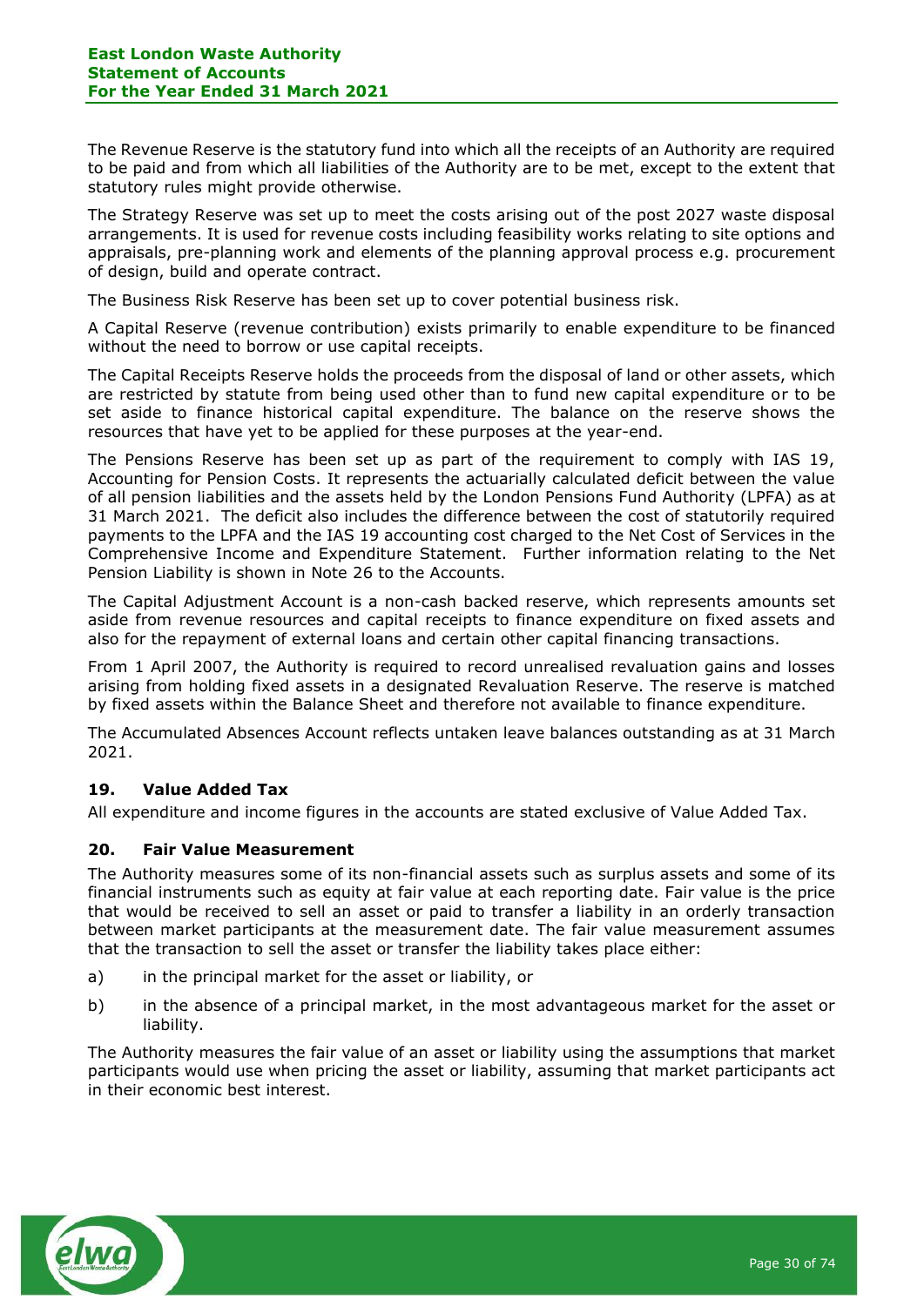The Revenue Reserve is the statutory fund into which all the receipts of an Authority are required to be paid and from which all liabilities of the Authority are to be met, except to the extent that statutory rules might provide otherwise.

The Strategy Reserve was set up to meet the costs arising out of the post 2027 waste disposal arrangements. It is used for revenue costs including feasibility works relating to site options and appraisals, pre-planning work and elements of the planning approval process e.g. procurement of design, build and operate contract.

The Business Risk Reserve has been set up to cover potential business risk.

A Capital Reserve (revenue contribution) exists primarily to enable expenditure to be financed without the need to borrow or use capital receipts.

The Capital Receipts Reserve holds the proceeds from the disposal of land or other assets, which are restricted by statute from being used other than to fund new capital expenditure or to be set aside to finance historical capital expenditure. The balance on the reserve shows the resources that have yet to be applied for these purposes at the year-end.

The Pensions Reserve has been set up as part of the requirement to comply with IAS 19, Accounting for Pension Costs. It represents the actuarially calculated deficit between the value of all pension liabilities and the assets held by the London Pensions Fund Authority (LPFA) as at 31 March 2021. The deficit also includes the difference between the cost of statutorily required payments to the LPFA and the IAS 19 accounting cost charged to the Net Cost of Services in the Comprehensive Income and Expenditure Statement. Further information relating to the Net Pension Liability is shown in Note 26 to the Accounts.

The Capital Adjustment Account is a non-cash backed reserve, which represents amounts set aside from revenue resources and capital receipts to finance expenditure on fixed assets and also for the repayment of external loans and certain other capital financing transactions.

From 1 April 2007, the Authority is required to record unrealised revaluation gains and losses arising from holding fixed assets in a designated Revaluation Reserve. The reserve is matched by fixed assets within the Balance Sheet and therefore not available to finance expenditure.

The Accumulated Absences Account reflects untaken leave balances outstanding as at 31 March 2021.

### 19. Value Added Tax

All expenditure and income figures in the accounts are stated exclusive of Value Added Tax.

### 20. Fair Value Measurement

The Authority measures some of its non-financial assets such as surplus assets and some of its financial instruments such as equity at fair value at each reporting date. Fair value is the price that would be received to sell an asset or paid to transfer a liability in an orderly transaction between market participants at the measurement date. The fair value measurement assumes that the transaction to sell the asset or transfer the liability takes place either:

a) in the principal market for the asset or liability, or

b) in the absence of a principal market, in the most advantageous market for the asset or liability.

The Authority measures the fair value of an asset or liability using the assumptions that market participants would use when pricing the asset or liability, assuming that market participants act in their economic best interest.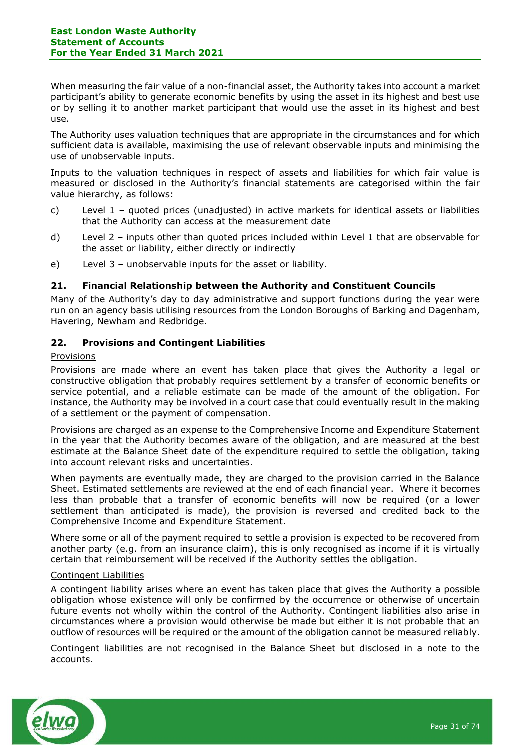When measuring the fair value of a non-financial asset, the Authority takes into account a market participant's ability to generate economic benefits by using the asset in its highest and best use or by selling it to another market participant that would use the asset in its highest and best use.

The Authority uses valuation techniques that are appropriate in the circumstances and for which sufficient data is available, maximising the use of relevant observable inputs and minimising the use of unobservable inputs.

Inputs to the valuation techniques in respect of assets and liabilities for which fair value is measured or disclosed in the Authority's financial statements are categorised within the fair value hierarchy, as follows:

c) Level 1 – quoted prices (unadjusted) in active markets for identical assets or liabilities that the Authority can access at the measurement date

d) Level 2 – inputs other than quoted prices included within Level 1 that are observable for the asset or liability, either directly or indirectly

e) Level 3 – unobservable inputs for the asset or liability.

### 21. Financial Relationship between the Authority and Constituent Councils

Many of the Authority's day to day administrative and support functions during the year were run on an agency basis utilising resources from the London Boroughs of Barking and Dagenham, Havering, Newham and Redbridge.

### 22. Provisions and Contingent Liabilities

Provisions

Provisions are made where an event has taken place that gives the Authority a legal or constructive obligation that probably requires settlement by a transfer of economic benefits or service potential, and a reliable estimate can be made of the amount of the obligation. For instance, the Authority may be involved in a court case that could eventually result in the making of a settlement or the payment of compensation.

Provisions are charged as an expense to the Comprehensive Income and Expenditure Statement in the year that the Authority becomes aware of the obligation, and are measured at the best estimate at the Balance Sheet date of the expenditure required to settle the obligation, taking into account relevant risks and uncertainties.

When payments are eventually made, they are charged to the provision carried in the Balance Sheet. Estimated settlements are reviewed at the end of each financial year. Where it becomes less than probable that a transfer of economic benefits will now be required (or a lower settlement than anticipated is made), the provision is reversed and credited back to the Comprehensive Income and Expenditure Statement.

Where some or all of the payment required to settle a provision is expected to be recovered from another party (e.g. from an insurance claim), this is only recognised as income if it is virtually certain that reimbursement will be received if the Authority settles the obligation.

Contingent Liabilities

A contingent liability arises where an event has taken place that gives the Authority a possible obligation whose existence will only be confirmed by the occurrence or otherwise of uncertain future events not wholly within the control of the Authority. Contingent liabilities also arise in circumstances where a provision would otherwise be made but either it is not probable that an outflow of resources will be required or the amount of the obligation cannot be measured reliably.

Contingent liabilities are not recognised in the Balance Sheet but disclosed in a note to the accounts.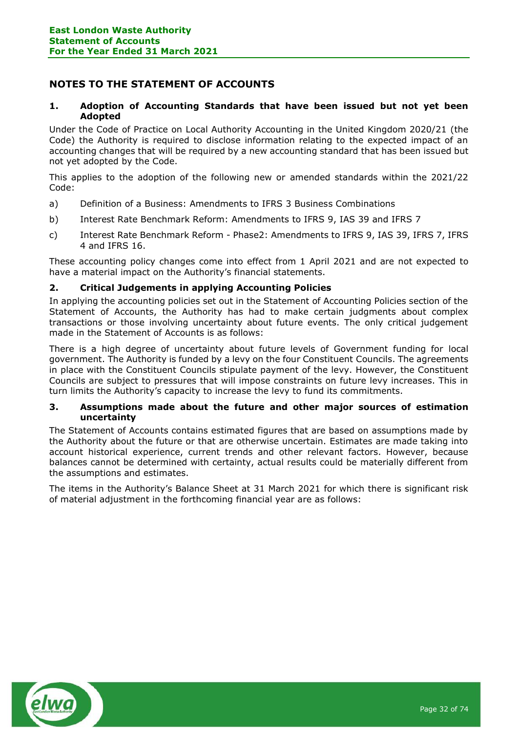## NOTES TO THE STATEMENT OF ACCOUNTS

### 1. Adoption of Accounting Standards that have been issued but not yet been Adopted

Under the Code of Practice on Local Authority Accounting in the United Kingdom 2020/21 (the Code) the Authority is required to disclose information relating to the expected impact of an accounting changes that will be required by a new accounting standard that has been issued but not yet adopted by the Code.

This applies to the adoption of the following new or amended standards within the 2021/22 Code:

a) Definition of a Business: Amendments to IFRS 3 Business Combinations

b) Interest Rate Benchmark Reform: Amendments to IFRS 9, IAS 39 and IFRS 7

c) Interest Rate Benchmark Reform - Phase2: Amendments to IFRS 9, IAS 39, IFRS 7, IFRS 4 and IFRS 16.

These accounting policy changes come into effect from 1 April 2021 and are not expected to have a material impact on the Authority's financial statements.

### 2. Critical Judgements in applying Accounting Policies

In applying the accounting policies set out in the Statement of Accounting Policies section of the Statement of Accounts, the Authority has had to make certain judgments about complex transactions or those involving uncertainty about future events. The only critical judgement made in the Statement of Accounts is as follows:

There is a high degree of uncertainty about future levels of Government funding for local government. The Authority is funded by a levy on the four Constituent Councils. The agreements in place with the Constituent Councils stipulate payment of the levy. However, the Constituent Councils are subject to pressures that will impose constraints on future levy increases. This in turn limits the Authority's capacity to increase the levy to fund its commitments.

### 3. Assumptions made about the future and other major sources of estimation uncertainty

The Statement of Accounts contains estimated figures that are based on assumptions made by the Authority about the future or that are otherwise uncertain. Estimates are made taking into account historical experience, current trends and other relevant factors. However, because balances cannot be determined with certainty, actual results could be materially different from the assumptions and estimates.

The items in the Authority's Balance Sheet at 31 March 2021 for which there is significant risk of material adjustment in the forthcoming financial year are as follows: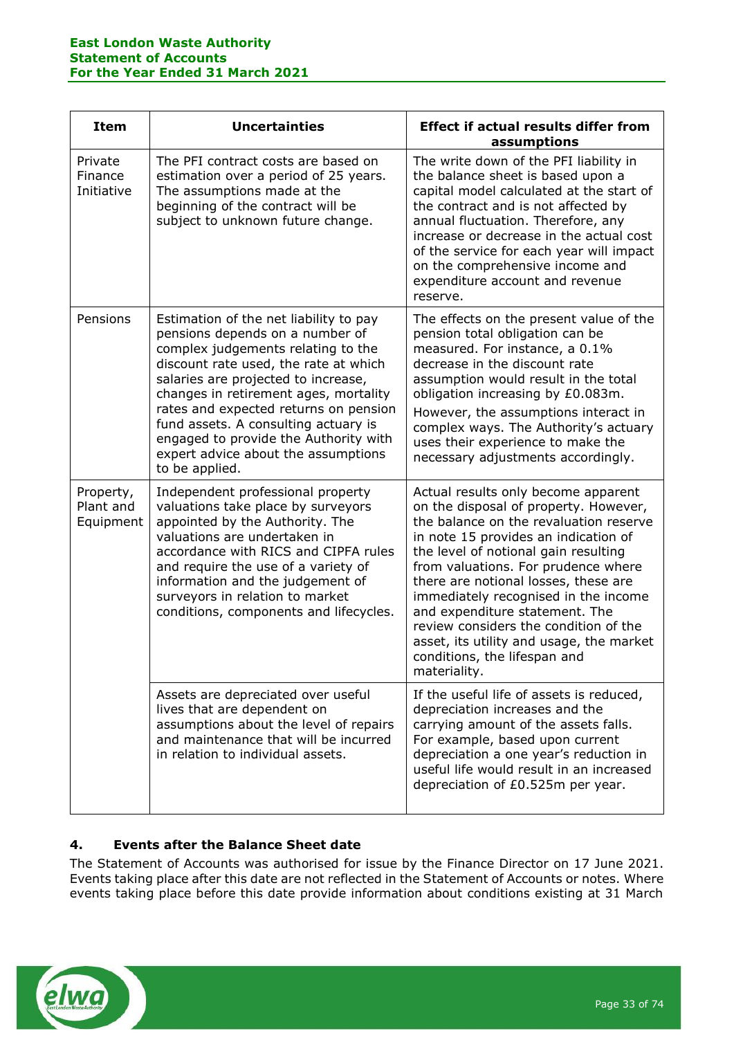| Item | Uncertainties | Effect if actual results differ from assumptions |
|---|---|---|
| Private Finance Initiative | The PFI contract costs are based on estimation over a period of 25 years. The assumptions made at the beginning of the contract will be subject to unknown future change. | The write down of the PFI liability in the balance sheet is based upon a capital model calculated at the start of the contract and is not affected by annual fluctuation. Therefore, any increase or decrease in the actual cost of the service for each year will impact on the comprehensive income and expenditure account and revenue reserve. |
| Pensions | Estimation of the net liability to pay pensions depends on a number of complex judgements relating to the discount rate used, the rate at which salaries are projected to increase, changes in retirement ages, mortality rates and expected returns on pension fund assets. A consulting actuary is engaged to provide the Authority with expert advice about the assumptions to be applied. | The effects on the present value of the pension total obligation can be measured. For instance, a 0.1% decrease in the discount rate assumption would result in the total obligation increasing by £0.083m. However, the assumptions interact in complex ways. The Authority's actuary uses their experience to make the necessary adjustments accordingly. |
| Property, Plant and Equipment | Independent professional property valuations take place by surveyors appointed by the Authority. The valuations are undertaken in accordance with RICS and CIPFA rules and require the use of a variety of information and the judgement of surveyors in relation to market conditions, components and lifecycles. | Actual results only become apparent on the disposal of property. However, the balance on the revaluation reserve in note 15 provides an indication of the level of notional gain resulting from valuations. For prudence where there are notional losses, these are immediately recognised in the income and expenditure statement. The review considers the condition of the asset, its utility and usage, the market conditions, the lifespan and materiality. |
| | Assets are depreciated over useful lives that are dependent on assumptions about the level of repairs and maintenance that will be incurred in relation to individual assets. | If the useful life of assets is reduced, depreciation increases and the carrying amount of the assets falls. For example, based upon current depreciation a one year's reduction in useful life would result in an increased depreciation of £0.525m per year. |

## 4. Events after the Balance Sheet date

The Statement of Accounts was authorised for issue by the Finance Director on 17 June 2021. Events taking place after this date are not reflected in the Statement of Accounts or notes. Where events taking place before this date provide information about conditions existing at 31 March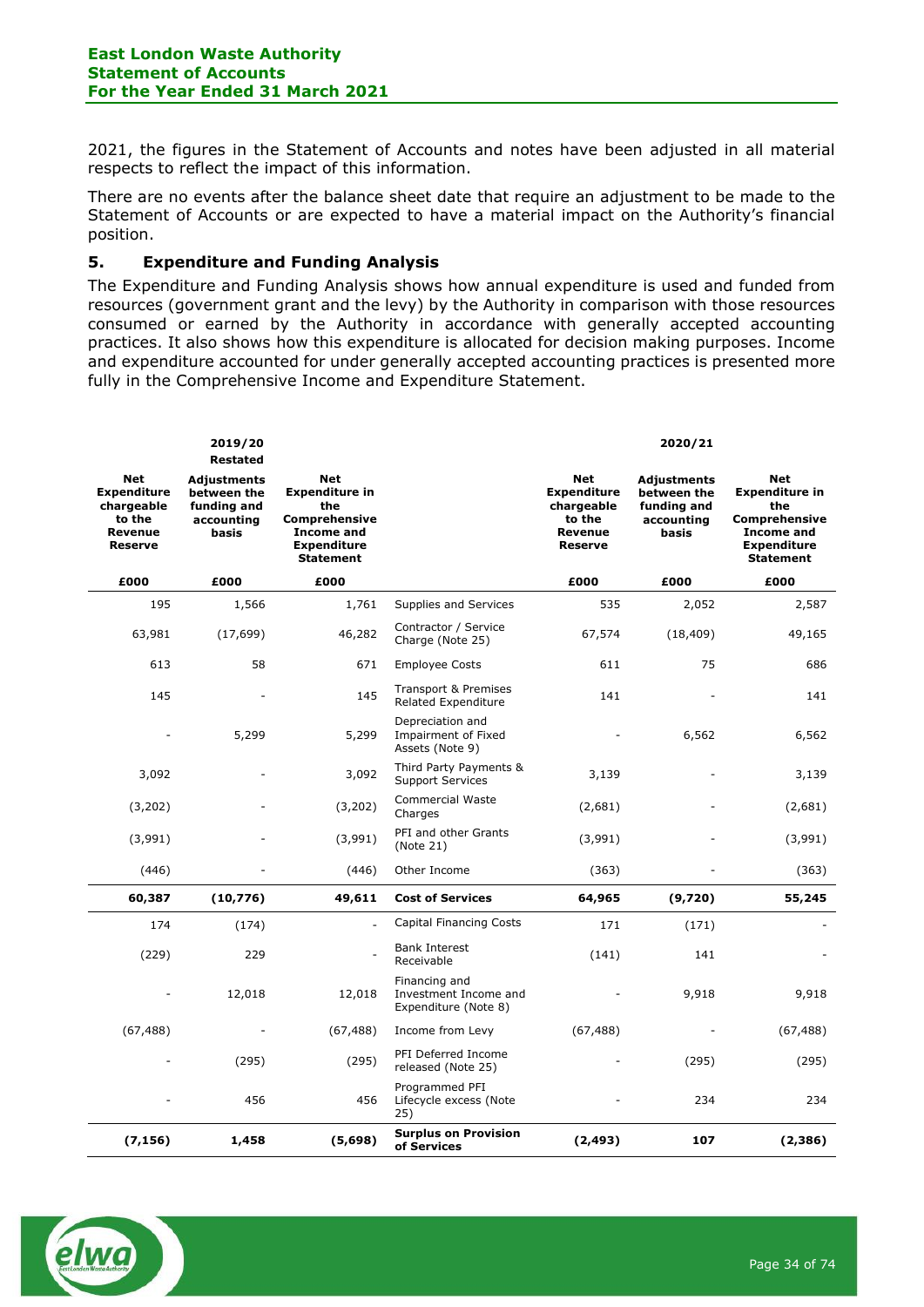2021, the figures in the Statement of Accounts and notes have been adjusted in all material respects to reflect the impact of this information.

There are no events after the balance sheet date that require an adjustment to be made to the Statement of Accounts or are expected to have a material impact on the Authority's financial position.

## 5. Expenditure and Funding Analysis

The Expenditure and Funding Analysis shows how annual expenditure is used and funded from resources (government grant and the levy) by the Authority in comparison with those resources consumed or earned by the Authority in accordance with generally accepted accounting practices. It also shows how this expenditure is allocated for decision making purposes. Income and expenditure accounted for under generally accepted accounting practices is presented more fully in the Comprehensive Income and Expenditure Statement.

| | 2019/20 Restated | | | | 2020/21 | |
|---|---|---|---|---|---|---|
| **Net Expenditure chargeable to the Revenue Reserve** | **Adjustments between the funding and accounting basis** | **Net Expenditure in the Comprehensive Income and Expenditure Statement** | | **Net Expenditure chargeable to the Revenue Reserve** | **Adjustments between the funding and accounting basis** | **Net Expenditure in the Comprehensive Income and Expenditure Statement** |
| **£000** | **£000** | **£000** | | **£000** | **£000** | **£000** |
| 195 | 1,566 | 1,761 | Supplies and Services | 535 | 2,052 | 2,587 |
| 63,981 | (17,699) | 46,282 | Contractor / Service Charge (Note 25) | 67,574 | (18,409) | 49,165 |
| 613 | 58 | 671 | Employee Costs | 611 | 75 | 686 |
| 145 | - | 145 | Transport & Premises Related Expenditure | 141 | - | 141 |
| - | 5,299 | 5,299 | Depreciation and Impairment of Fixed Assets (Note 9) | - | 6,562 | 6,562 |
| 3,092 | - | 3,092 | Third Party Payments & Support Services | 3,139 | - | 3,139 |
| (3,202) | - | (3,202) | Commercial Waste Charges | (2,681) | - | (2,681) |
| (3,991) | - | (3,991) | PFI and other Grants (Note 21) | (3,991) | - | (3,991) |
| (446) | - | (446) | Other Income | (363) | - | (363) |
| **60,387** | **(10,776)** | **49,611** | **Cost of Services** | **64,965** | **(9,720)** | **55,245** |
| 174 | (174) | - | Capital Financing Costs | 171 | (171) | - |
| (229) | 229 | - | Bank Interest Receivable | (141) | 141 | - |
| - | 12,018 | 12,018 | Financing and Investment Income and Expenditure (Note 8) | - | 9,918 | 9,918 |
| (67,488) | - | (67,488) | Income from Levy | (67,488) | - | (67,488) |
| - | (295) | (295) | PFI Deferred Income released (Note 25) | - | (295) | (295) |
| - | 456 | 456 | Programmed PFI Lifecycle excess (Note 25) | - | 234 | 234 |
| **(7,156)** | **1,458** | **(5,698)** | **Surplus on Provision of Services** | **(2,493)** | **107** | **(2,386)** |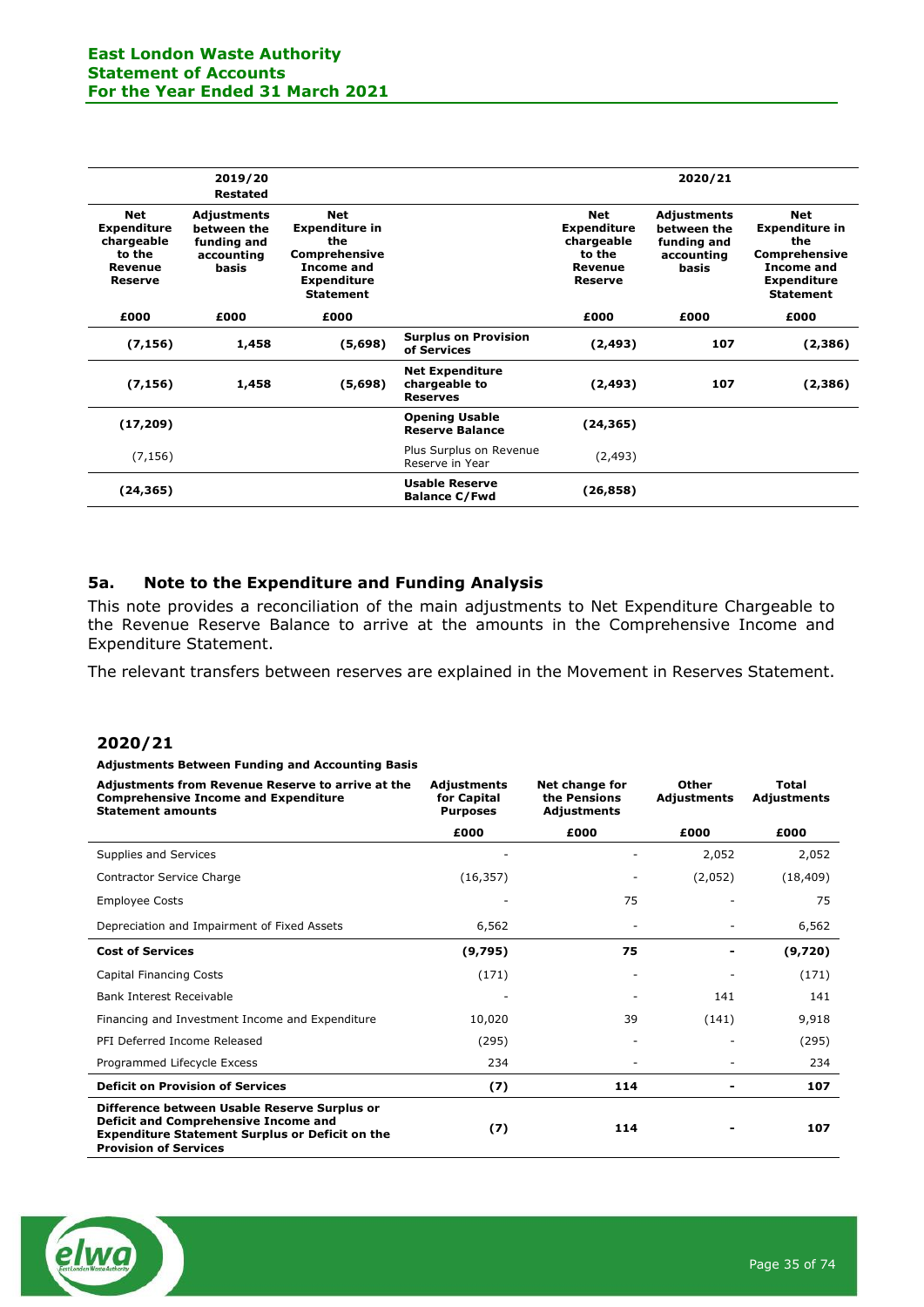| 2019/20 Restated | | | | 2020/21 | | |
|---|---|---|---|---|---|---|
| Net Expenditure chargeable to the Revenue Reserve | Adjustments between the funding and accounting basis | Net Expenditure in the Comprehensive Income and Expenditure Statement | | Net Expenditure chargeable to the Revenue Reserve | Adjustments between the funding and accounting basis | Net Expenditure in the Comprehensive Income and Expenditure Statement |
| £000 | £000 | £000 | | £000 | £000 | £000 |
| **(7,156)** | **1,458** | **(5,698)** | **Surplus on Provision of Services** | **(2,493)** | **107** | **(2,386)** |
| **(7,156)** | **1,458** | **(5,698)** | **Net Expenditure chargeable to Reserves** | **(2,493)** | **107** | **(2,386)** |
| **(17,209)** | | | **Opening Usable Reserve Balance** | **(24,365)** | | |
| (7,156) | | | Plus Surplus on Revenue Reserve in Year | (2,493) | | |
| **(24,365)** | | | **Usable Reserve Balance C/Fwd** | **(26,858)** | | |

## 5a. Note to the Expenditure and Funding Analysis

This note provides a reconciliation of the main adjustments to Net Expenditure Chargeable to the Revenue Reserve Balance to arrive at the amounts in the Comprehensive Income and Expenditure Statement.

The relevant transfers between reserves are explained in the Movement in Reserves Statement.

## 2020/21

**Adjustments Between Funding and Accounting Basis**

| Adjustments from Revenue Reserve to arrive at the Comprehensive Income and Expenditure Statement amounts | Adjustments for Capital Purposes | Net change for the Pensions Adjustments | Other Adjustments | Total Adjustments |
|---|---|---|---|---|
| | £000 | £000 | £000 | £000 |
| Supplies and Services | - | - | 2,052 | 2,052 |
| Contractor Service Charge | (16,357) | - | (2,052) | (18,409) |
| Employee Costs | - | 75 | - | 75 |
| Depreciation and Impairment of Fixed Assets | 6,562 | - | - | 6,562 |
| **Cost of Services** | **(9,795)** | **75** | **-** | **(9,720)** |
| Capital Financing Costs | (171) | - | - | (171) |
| Bank Interest Receivable | - | - | 141 | 141 |
| Financing and Investment Income and Expenditure | 10,020 | 39 | (141) | 9,918 |
| PFI Deferred Income Released | (295) | - | - | (295) |
| Programmed Lifecycle Excess | 234 | - | - | 234 |
| **Deficit on Provision of Services** | **(7)** | **114** | **-** | **107** |
| **Difference between Usable Reserve Surplus or Deficit and Comprehensive Income and Expenditure Statement Surplus or Deficit on the Provision of Services** | **(7)** | **114** | **-** | **107** |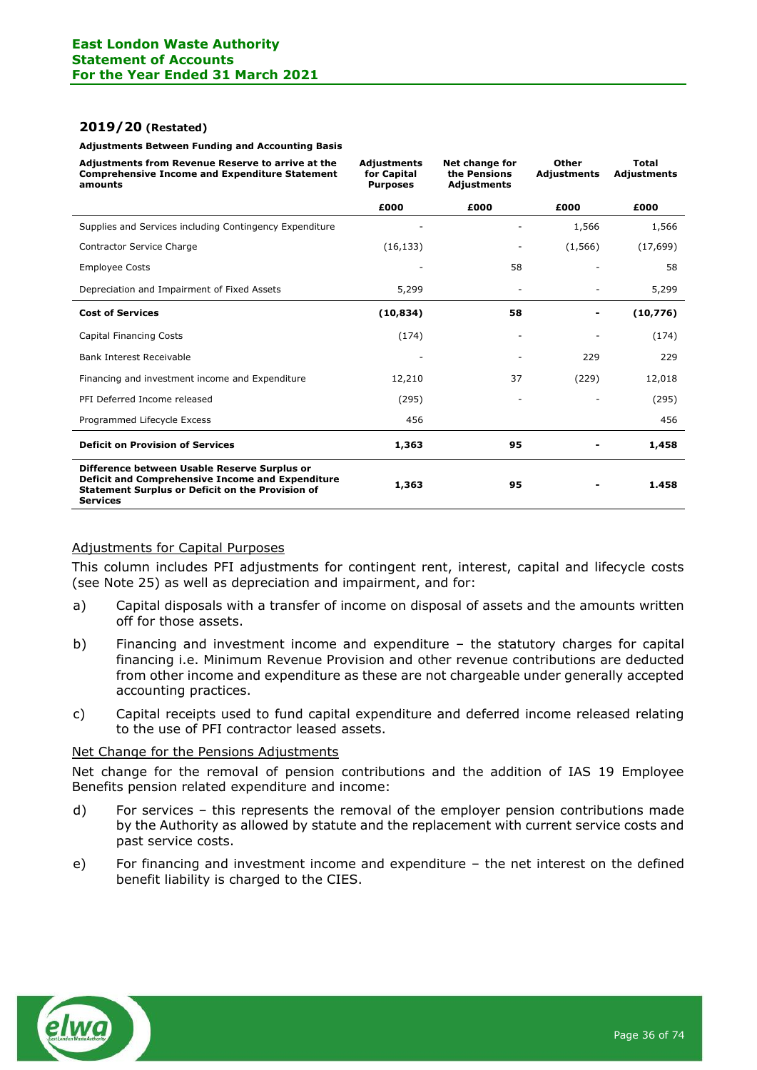## 2019/20 (Restated)

**Adjustments Between Funding and Accounting Basis**

| Adjustments from Revenue Reserve to arrive at the Comprehensive Income and Expenditure Statement amounts | Adjustments for Capital Purposes | Net change for the Pensions Adjustments | Other Adjustments | Total Adjustments |
|---|---|---|---|---|
| | £000 | £000 | £000 | £000 |
| Supplies and Services including Contingency Expenditure | - | - | 1,566 | 1,566 |
| Contractor Service Charge | (16,133) | - | (1,566) | (17,699) |
| Employee Costs | - | 58 | - | 58 |
| Depreciation and Impairment of Fixed Assets | 5,299 | - | - | 5,299 |
| **Cost of Services** | **(10,834)** | **58** | **-** | **(10,776)** |
| Capital Financing Costs | (174) | - | - | (174) |
| Bank Interest Receivable | - | - | 229 | 229 |
| Financing and investment income and Expenditure | 12,210 | 37 | (229) | 12,018 |
| PFI Deferred Income released | (295) | - | - | (295) |
| Programmed Lifecycle Excess | 456 | | | 456 |
| **Deficit on Provision of Services** | **1,363** | **95** | **-** | **1,458** |
| **Difference between Usable Reserve Surplus or Deficit and Comprehensive Income and Expenditure Statement Surplus or Deficit on the Provision of Services** | **1,363** | **95** | **-** | **1.458** |

Adjustments for Capital Purposes

This column includes PFI adjustments for contingent rent, interest, capital and lifecycle costs (see Note 25) as well as depreciation and impairment, and for:

a) Capital disposals with a transfer of income on disposal of assets and the amounts written off for those assets.

b) Financing and investment income and expenditure – the statutory charges for capital financing i.e. Minimum Revenue Provision and other revenue contributions are deducted from other income and expenditure as these are not chargeable under generally accepted accounting practices.

c) Capital receipts used to fund capital expenditure and deferred income released relating to the use of PFI contractor leased assets.

Net Change for the Pensions Adjustments

Net change for the removal of pension contributions and the addition of IAS 19 Employee Benefits pension related expenditure and income:

d) For services – this represents the removal of the employer pension contributions made by the Authority as allowed by statute and the replacement with current service costs and past service costs.

e) For financing and investment income and expenditure – the net interest on the defined benefit liability is charged to the CIES.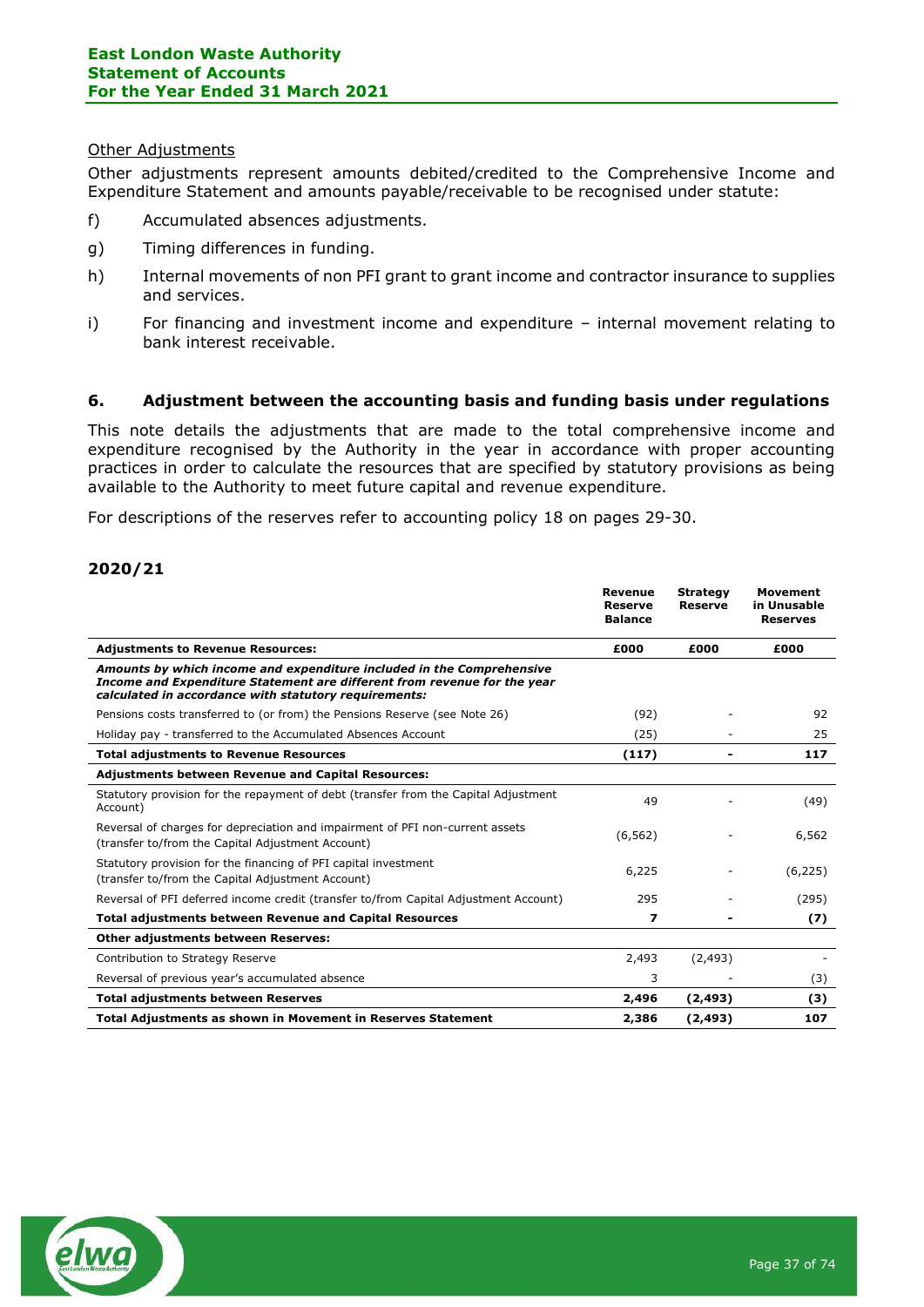Other Adjustments

Other adjustments represent amounts debited/credited to the Comprehensive Income and Expenditure Statement and amounts payable/receivable to be recognised under statute:

f) Accumulated absences adjustments.

g) Timing differences in funding.

h) Internal movements of non PFI grant to grant income and contractor insurance to supplies and services.

i) For financing and investment income and expenditure – internal movement relating to bank interest receivable.

## 6. Adjustment between the accounting basis and funding basis under regulations

This note details the adjustments that are made to the total comprehensive income and expenditure recognised by the Authority in the year in accordance with proper accounting practices in order to calculate the resources that are specified by statutory provisions as being available to the Authority to meet future capital and revenue expenditure.

For descriptions of the reserves refer to accounting policy 18 on pages 29-30.

### 2020/21

| | Revenue Reserve Balance | Strategy Reserve | Movement in Unusable Reserves |
|---|---|---|---|
| **Adjustments to Revenue Resources:** | **£000** | **£000** | **£000** |
| ***Amounts by which income and expenditure included in the Comprehensive Income and Expenditure Statement are different from revenue for the year calculated in accordance with statutory requirements:*** | | | |
| Pensions costs transferred to (or from) the Pensions Reserve (see Note 26) | (92) | - | 92 |
| Holiday pay - transferred to the Accumulated Absences Account | (25) | - | 25 |
| **Total adjustments to Revenue Resources** | **(117)** | **-** | **117** |
| **Adjustments between Revenue and Capital Resources:** | | | |
| Statutory provision for the repayment of debt (transfer from the Capital Adjustment Account) | 49 | - | (49) |
| Reversal of charges for depreciation and impairment of PFI non-current assets (transfer to/from the Capital Adjustment Account) | (6,562) | - | 6,562 |
| Statutory provision for the financing of PFI capital investment (transfer to/from the Capital Adjustment Account) | 6,225 | - | (6,225) |
| Reversal of PFI deferred income credit (transfer to/from Capital Adjustment Account) | 295 | - | (295) |
| **Total adjustments between Revenue and Capital Resources** | **7** | **-** | **(7)** |
| **Other adjustments between Reserves:** | | | |
| Contribution to Strategy Reserve | 2,493 | (2,493) | - |
| Reversal of previous year's accumulated absence | 3 | - | (3) |
| **Total adjustments between Reserves** | **2,496** | **(2,493)** | **(3)** |
| **Total Adjustments as shown in Movement in Reserves Statement** | **2,386** | **(2,493)** | **107** |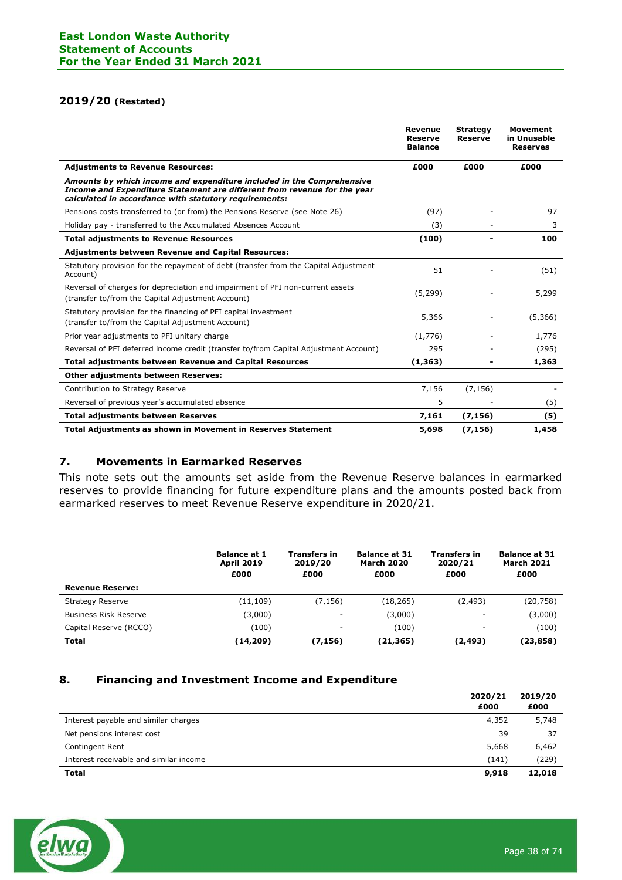## 2019/20 (Restated)

| | Revenue Reserve Balance | Strategy Reserve | Movement in Unusable Reserves |
|---|---|---|---|
| **Adjustments to Revenue Resources:** | **£000** | **£000** | **£000** |
| ***Amounts by which income and expenditure included in the Comprehensive Income and Expenditure Statement are different from revenue for the year calculated in accordance with statutory requirements:*** | | | |
| Pensions costs transferred to (or from) the Pensions Reserve (see Note 26) | (97) | - | 97 |
| Holiday pay - transferred to the Accumulated Absences Account | (3) | - | 3 |
| **Total adjustments to Revenue Resources** | **(100)** | **-** | **100** |
| **Adjustments between Revenue and Capital Resources:** | | | |
| Statutory provision for the repayment of debt (transfer from the Capital Adjustment Account) | 51 | - | (51) |
| Reversal of charges for depreciation and impairment of PFI non-current assets (transfer to/from the Capital Adjustment Account) | (5,299) | - | 5,299 |
| Statutory provision for the financing of PFI capital investment (transfer to/from the Capital Adjustment Account) | 5,366 | - | (5,366) |
| Prior year adjustments to PFI unitary charge | (1,776) | - | 1,776 |
| Reversal of PFI deferred income credit (transfer to/from Capital Adjustment Account) | 295 | - | (295) |
| **Total adjustments between Revenue and Capital Resources** | **(1,363)** | **-** | **1,363** |
| **Other adjustments between Reserves:** | | | |
| Contribution to Strategy Reserve | 7,156 | (7,156) | - |
| Reversal of previous year's accumulated absence | 5 | - | (5) |
| **Total adjustments between Reserves** | **7,161** | **(7,156)** | **(5)** |
| **Total Adjustments as shown in Movement in Reserves Statement** | **5,698** | **(7,156)** | **1,458** |

## 7. Movements in Earmarked Reserves

This note sets out the amounts set aside from the Revenue Reserve balances in earmarked reserves to provide financing for future expenditure plans and the amounts posted back from earmarked reserves to meet Revenue Reserve expenditure in 2020/21.

| | Balance at 1 April 2019 £000 | Transfers in 2019/20 £000 | Balance at 31 March 2020 £000 | Transfers in 2020/21 £000 | Balance at 31 March 2021 £000 |
|---|---|---|---|---|---|
| **Revenue Reserve:** | | | | | |
| Strategy Reserve | (11,109) | (7,156) | (18,265) | (2,493) | (20,758) |
| Business Risk Reserve | (3,000) | - | (3,000) | - | (3,000) |
| Capital Reserve (RCCO) | (100) | - | (100) | - | (100) |
| **Total** | **(14,209)** | **(7,156)** | **(21,365)** | **(2,493)** | **(23,858)** |

## 8. Financing and Investment Income and Expenditure

| | 2020/21 £000 | 2019/20 £000 |
|---|---|---|
| Interest payable and similar charges | 4,352 | 5,748 |
| Net pensions interest cost | 39 | 37 |
| Contingent Rent | 5,668 | 6,462 |
| Interest receivable and similar income | (141) | (229) |
| **Total** | **9,918** | **12,018** |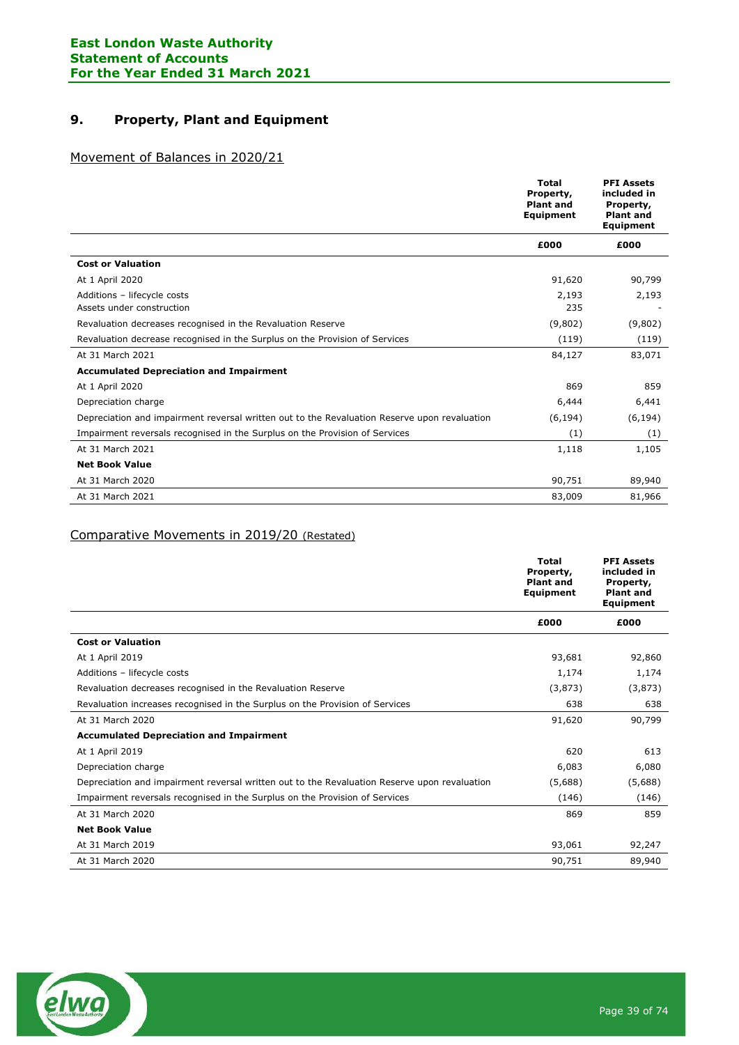## 9. Property, Plant and Equipment

Movement of Balances in 2020/21

| | Total Property, Plant and Equipment | PFI Assets included in Property, Plant and Equipment |
|---|---|---|
| | £000 | £000 |
| **Cost or Valuation** | | |
| At 1 April 2020 | 91,620 | 90,799 |
| Additions – lifecycle costs | 2,193 | 2,193 |
| Assets under construction | 235 | - |
| Revaluation decreases recognised in the Revaluation Reserve | (9,802) | (9,802) |
| Revaluation decrease recognised in the Surplus on the Provision of Services | (119) | (119) |
| At 31 March 2021 | 84,127 | 83,071 |
| **Accumulated Depreciation and Impairment** | | |
| At 1 April 2020 | 869 | 859 |
| Depreciation charge | 6,444 | 6,441 |
| Depreciation and impairment reversal written out to the Revaluation Reserve upon revaluation | (6,194) | (6,194) |
| Impairment reversals recognised in the Surplus on the Provision of Services | (1) | (1) |
| At 31 March 2021 | 1,118 | 1,105 |
| **Net Book Value** | | |
| At 31 March 2020 | 90,751 | 89,940 |
| At 31 March 2021 | 83,009 | 81,966 |

Comparative Movements in 2019/20 (Restated)

| | Total Property, Plant and Equipment | PFI Assets included in Property, Plant and Equipment |
|---|---|---|
| | £000 | £000 |
| **Cost or Valuation** | | |
| At 1 April 2019 | 93,681 | 92,860 |
| Additions – lifecycle costs | 1,174 | 1,174 |
| Revaluation decreases recognised in the Revaluation Reserve | (3,873) | (3,873) |
| Revaluation increases recognised in the Surplus on the Provision of Services | 638 | 638 |
| At 31 March 2020 | 91,620 | 90,799 |
| **Accumulated Depreciation and Impairment** | | |
| At 1 April 2019 | 620 | 613 |
| Depreciation charge | 6,083 | 6,080 |
| Depreciation and impairment reversal written out to the Revaluation Reserve upon revaluation | (5,688) | (5,688) |
| Impairment reversals recognised in the Surplus on the Provision of Services | (146) | (146) |
| At 31 March 2020 | 869 | 859 |
| **Net Book Value** | | |
| At 31 March 2019 | 93,061 | 92,247 |
| At 31 March 2020 | 90,751 | 89,940 |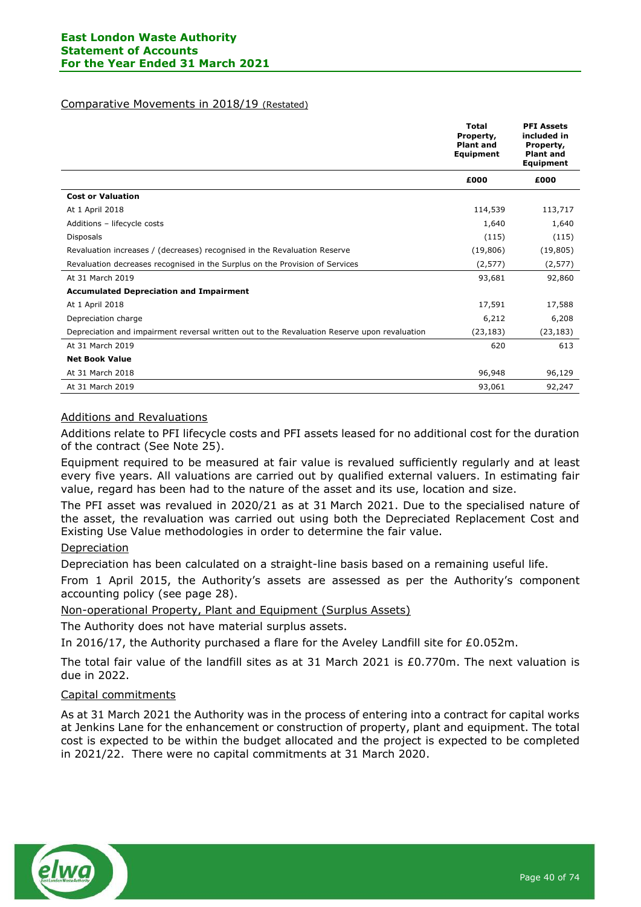Comparative Movements in 2018/19 (Restated)

| | Total Property, Plant and Equipment | PFI Assets included in Property, Plant and Equipment |
|---|---|---|
| | £000 | £000 |
| **Cost or Valuation** | | |
| At 1 April 2018 | 114,539 | 113,717 |
| Additions – lifecycle costs | 1,640 | 1,640 |
| Disposals | (115) | (115) |
| Revaluation increases / (decreases) recognised in the Revaluation Reserve | (19,806) | (19,805) |
| Revaluation decreases recognised in the Surplus on the Provision of Services | (2,577) | (2,577) |
| At 31 March 2019 | 93,681 | 92,860 |
| **Accumulated Depreciation and Impairment** | | |
| At 1 April 2018 | 17,591 | 17,588 |
| Depreciation charge | 6,212 | 6,208 |
| Depreciation and impairment reversal written out to the Revaluation Reserve upon revaluation | (23,183) | (23,183) |
| At 31 March 2019 | 620 | 613 |
| **Net Book Value** | | |
| At 31 March 2018 | 96,948 | 96,129 |
| At 31 March 2019 | 93,061 | 92,247 |

Additions and Revaluations

Additions relate to PFI lifecycle costs and PFI assets leased for no additional cost for the duration of the contract (See Note 25).

Equipment required to be measured at fair value is revalued sufficiently regularly and at least every five years. All valuations are carried out by qualified external valuers. In estimating fair value, regard has been had to the nature of the asset and its use, location and size.

The PFI asset was revalued in 2020/21 as at 31 March 2021. Due to the specialised nature of the asset, the revaluation was carried out using both the Depreciated Replacement Cost and Existing Use Value methodologies in order to determine the fair value.

Depreciation

Depreciation has been calculated on a straight-line basis based on a remaining useful life.

From 1 April 2015, the Authority's assets are assessed as per the Authority's component accounting policy (see page 28).

Non-operational Property, Plant and Equipment (Surplus Assets)

The Authority does not have material surplus assets.

In 2016/17, the Authority purchased a flare for the Aveley Landfill site for £0.052m.

The total fair value of the landfill sites as at 31 March 2021 is £0.770m. The next valuation is due in 2022.

Capital commitments

As at 31 March 2021 the Authority was in the process of entering into a contract for capital works at Jenkins Lane for the enhancement or construction of property, plant and equipment. The total cost is expected to be within the budget allocated and the project is expected to be completed in 2021/22. There were no capital commitments at 31 March 2020.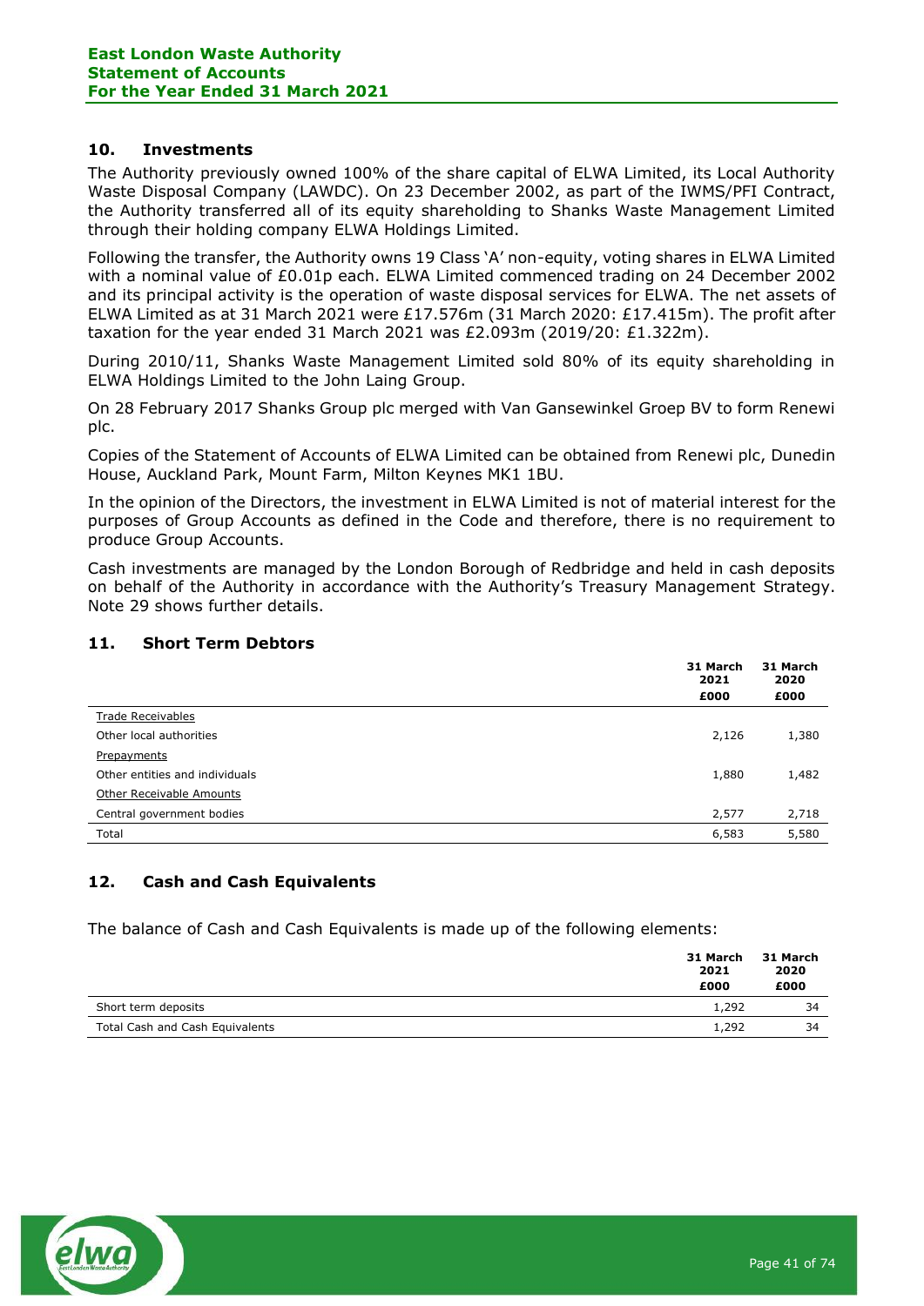## 10. Investments

The Authority previously owned 100% of the share capital of ELWA Limited, its Local Authority Waste Disposal Company (LAWDC). On 23 December 2002, as part of the IWMS/PFI Contract, the Authority transferred all of its equity shareholding to Shanks Waste Management Limited through their holding company ELWA Holdings Limited.

Following the transfer, the Authority owns 19 Class 'A' non-equity, voting shares in ELWA Limited with a nominal value of £0.01p each. ELWA Limited commenced trading on 24 December 2002 and its principal activity is the operation of waste disposal services for ELWA. The net assets of ELWA Limited as at 31 March 2021 were £17.576m (31 March 2020: £17.415m). The profit after taxation for the year ended 31 March 2021 was £2.093m (2019/20: £1.322m).

During 2010/11, Shanks Waste Management Limited sold 80% of its equity shareholding in ELWA Holdings Limited to the John Laing Group.

On 28 February 2017 Shanks Group plc merged with Van Gansewinkel Groep BV to form Renewi plc.

Copies of the Statement of Accounts of ELWA Limited can be obtained from Renewi plc, Dunedin House, Auckland Park, Mount Farm, Milton Keynes MK1 1BU.

In the opinion of the Directors, the investment in ELWA Limited is not of material interest for the purposes of Group Accounts as defined in the Code and therefore, there is no requirement to produce Group Accounts.

Cash investments are managed by the London Borough of Redbridge and held in cash deposits on behalf of the Authority in accordance with the Authority's Treasury Management Strategy. Note 29 shows further details.

## 11. Short Term Debtors

| | 31 March 2021 £000 | 31 March 2020 £000 |
|---|---|---|
| Trade Receivables | | |
| Other local authorities | 2,126 | 1,380 |
| Prepayments | | |
| Other entities and individuals | 1,880 | 1,482 |
| Other Receivable Amounts | | |
| Central government bodies | 2,577 | 2,718 |
| Total | 6,583 | 5,580 |

## 12. Cash and Cash Equivalents

The balance of Cash and Cash Equivalents is made up of the following elements:

| | 31 March 2021 £000 | 31 March 2020 £000 |
|---|---|---|
| Short term deposits | 1,292 | 34 |
| Total Cash and Cash Equivalents | 1,292 | 34 |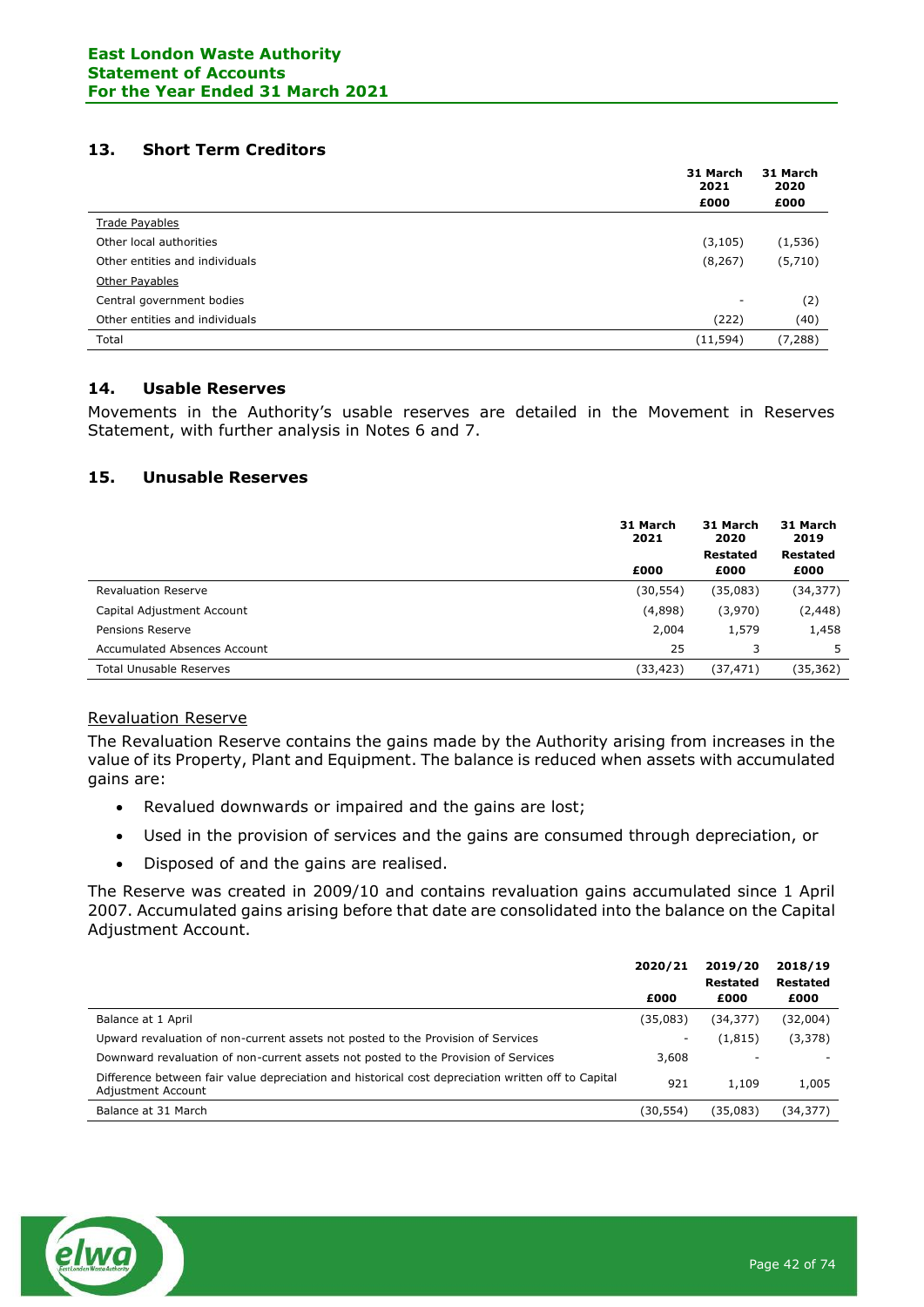## 13. Short Term Creditors

| | 31 March 2021 £000 | 31 March 2020 £000 |
|---|---|---|
| Trade Payables | | |
| Other local authorities | (3,105) | (1,536) |
| Other entities and individuals | (8,267) | (5,710) |
| Other Payables | | |
| Central government bodies | - | (2) |
| Other entities and individuals | (222) | (40) |
| Total | (11,594) | (7,288) |

## 14. Usable Reserves

Movements in the Authority's usable reserves are detailed in the Movement in Reserves Statement, with further analysis in Notes 6 and 7.

## 15. Unusable Reserves

| | 31 March 2021 £000 | 31 March 2020 Restated £000 | 31 March 2019 Restated £000 |
|---|---|---|---|
| Revaluation Reserve | (30,554) | (35,083) | (34,377) |
| Capital Adjustment Account | (4,898) | (3,970) | (2,448) |
| Pensions Reserve | 2,004 | 1,579 | 1,458 |
| Accumulated Absences Account | 25 | 3 | 5 |
| Total Unusable Reserves | (33,423) | (37,471) | (35,362) |

### Revaluation Reserve

The Revaluation Reserve contains the gains made by the Authority arising from increases in the value of its Property, Plant and Equipment. The balance is reduced when assets with accumulated gains are:

- Revalued downwards or impaired and the gains are lost;
- Used in the provision of services and the gains are consumed through depreciation, or
- Disposed of and the gains are realised.

The Reserve was created in 2009/10 and contains revaluation gains accumulated since 1 April 2007. Accumulated gains arising before that date are consolidated into the balance on the Capital Adjustment Account.

| | 2020/21 £000 | 2019/20 Restated £000 | 2018/19 Restated £000 |
|---|---|---|---|
| Balance at 1 April | (35,083) | (34,377) | (32,004) |
| Upward revaluation of non-current assets not posted to the Provision of Services | - | (1,815) | (3,378) |
| Downward revaluation of non-current assets not posted to the Provision of Services | 3,608 | - | - |
| Difference between fair value depreciation and historical cost depreciation written off to Capital Adjustment Account | 921 | 1,109 | 1,005 |
| Balance at 31 March | (30,554) | (35,083) | (34,377) |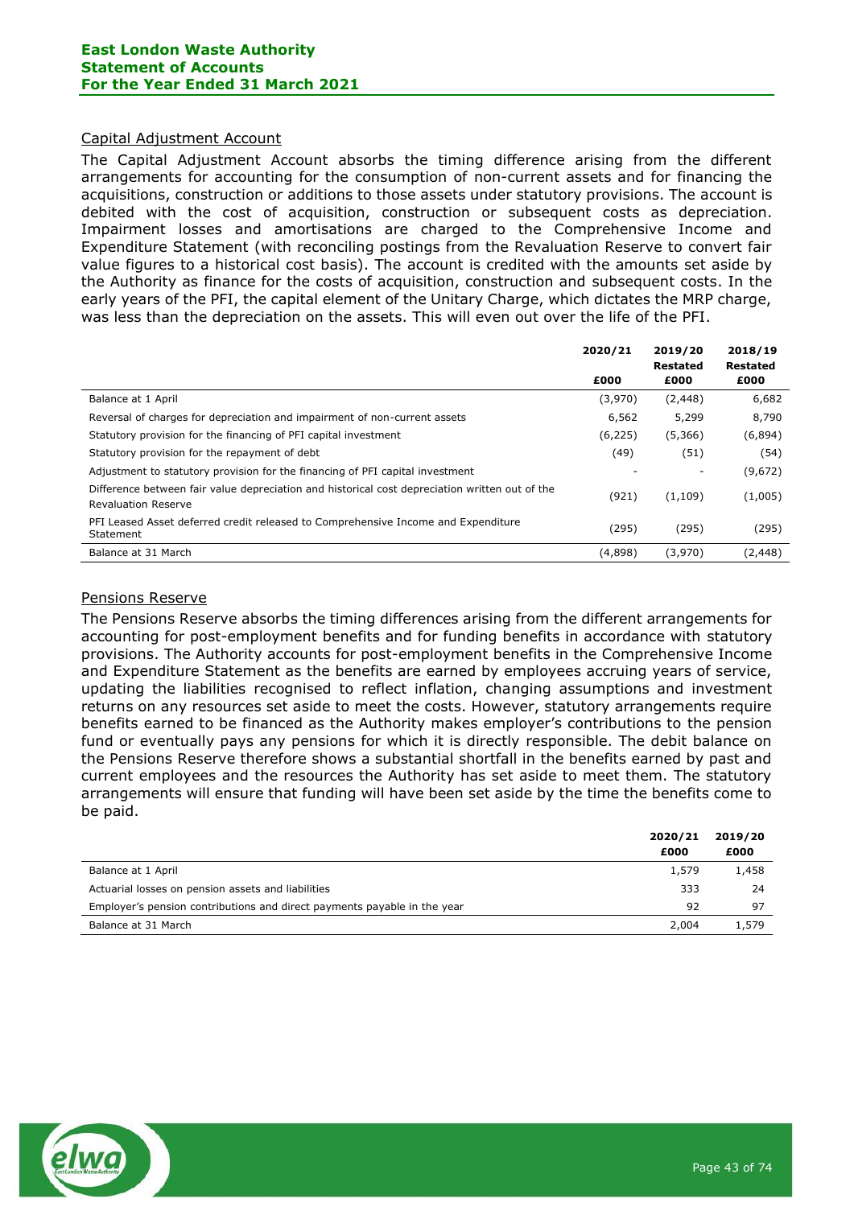### Capital Adjustment Account

The Capital Adjustment Account absorbs the timing difference arising from the different arrangements for accounting for the consumption of non-current assets and for financing the acquisitions, construction or additions to those assets under statutory provisions. The account is debited with the cost of acquisition, construction or subsequent costs as depreciation. Impairment losses and amortisations are charged to the Comprehensive Income and Expenditure Statement (with reconciling postings from the Revaluation Reserve to convert fair value figures to a historical cost basis). The account is credited with the amounts set aside by the Authority as finance for the costs of acquisition, construction and subsequent costs. In the early years of the PFI, the capital element of the Unitary Charge, which dictates the MRP charge, was less than the depreciation on the assets. This will even out over the life of the PFI.

| | 2020/21 £000 | 2019/20 Restated £000 | 2018/19 Restated £000 |
|---|---|---|---|
| Balance at 1 April | (3,970) | (2,448) | 6,682 |
| Reversal of charges for depreciation and impairment of non-current assets | 6,562 | 5,299 | 8,790 |
| Statutory provision for the financing of PFI capital investment | (6,225) | (5,366) | (6,894) |
| Statutory provision for the repayment of debt | (49) | (51) | (54) |
| Adjustment to statutory provision for the financing of PFI capital investment | - | - | (9,672) |
| Difference between fair value depreciation and historical cost depreciation written out of the Revaluation Reserve | (921) | (1,109) | (1,005) |
| PFI Leased Asset deferred credit released to Comprehensive Income and Expenditure Statement | (295) | (295) | (295) |
| Balance at 31 March | (4,898) | (3,970) | (2,448) |

### Pensions Reserve

The Pensions Reserve absorbs the timing differences arising from the different arrangements for accounting for post-employment benefits and for funding benefits in accordance with statutory provisions. The Authority accounts for post-employment benefits in the Comprehensive Income and Expenditure Statement as the benefits are earned by employees accruing years of service, updating the liabilities recognised to reflect inflation, changing assumptions and investment returns on any resources set aside to meet the costs. However, statutory arrangements require benefits earned to be financed as the Authority makes employer's contributions to the pension fund or eventually pays any pensions for which it is directly responsible. The debit balance on the Pensions Reserve therefore shows a substantial shortfall in the benefits earned by past and current employees and the resources the Authority has set aside to meet them. The statutory arrangements will ensure that funding will have been set aside by the time the benefits come to be paid.

| | 2020/21 £000 | 2019/20 £000 |
|---|---|---|
| Balance at 1 April | 1,579 | 1,458 |
| Actuarial losses on pension assets and liabilities | 333 | 24 |
| Employer's pension contributions and direct payments payable in the year | 92 | 97 |
| Balance at 31 March | 2,004 | 1,579 |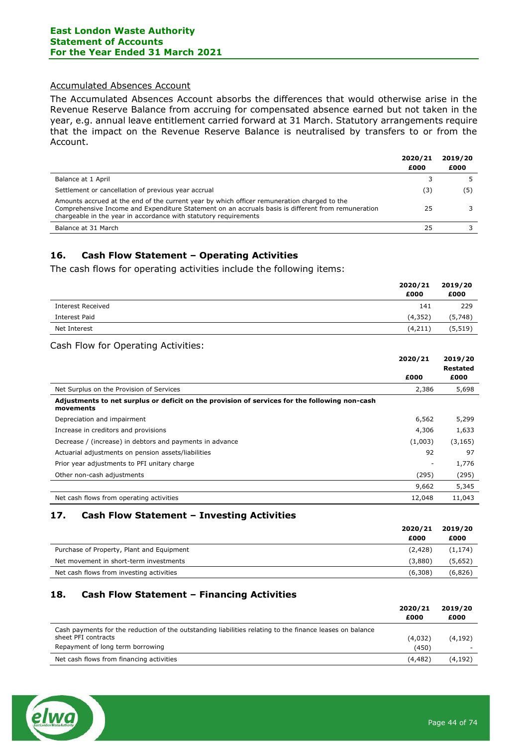Accumulated Absences Account

The Accumulated Absences Account absorbs the differences that would otherwise arise in the Revenue Reserve Balance from accruing for compensated absence earned but not taken in the year, e.g. annual leave entitlement carried forward at 31 March. Statutory arrangements require that the impact on the Revenue Reserve Balance is neutralised by transfers to or from the Account.

| | 2020/21<br>£000 | 2019/20<br>£000 |
|---|---|---|
| Balance at 1 April | 3 | 5 |
| Settlement or cancellation of previous year accrual | (3) | (5) |
| Amounts accrued at the end of the current year by which officer remuneration charged to the Comprehensive Income and Expenditure Statement on an accruals basis is different from remuneration chargeable in the year in accordance with statutory requirements | 25 | 3 |
| Balance at 31 March | 25 | 3 |

## 16. Cash Flow Statement – Operating Activities

The cash flows for operating activities include the following items:

| | 2020/21<br>£000 | 2019/20<br>£000 |
|---|---|---|
| Interest Received | 141 | 229 |
| Interest Paid | (4,352) | (5,748) |
| Net Interest | (4,211) | (5,519) |

Cash Flow for Operating Activities:

| | 2020/21<br>£000 | 2019/20<br>Restated<br>£000 |
|---|---|---|
| Net Surplus on the Provision of Services | 2,386 | 5,698 |
| **Adjustments to net surplus or deficit on the provision of services for the following non-cash movements** | | |
| Depreciation and impairment | 6,562 | 5,299 |
| Increase in creditors and provisions | 4,306 | 1,633 |
| Decrease / (increase) in debtors and payments in advance | (1,003) | (3,165) |
| Actuarial adjustments on pension assets/liabilities | 92 | 97 |
| Prior year adjustments to PFI unitary charge | - | 1,776 |
| Other non-cash adjustments | (295) | (295) |
| | 9,662 | 5,345 |
| Net cash flows from operating activities | 12,048 | 11,043 |

## 17. Cash Flow Statement – Investing Activities

| | 2020/21<br>£000 | 2019/20<br>£000 |
|---|---|---|
| Purchase of Property, Plant and Equipment | (2,428) | (1,174) |
| Net movement in short-term investments | (3,880) | (5,652) |
| Net cash flows from investing activities | (6,308) | (6,826) |

## 18. Cash Flow Statement – Financing Activities

| | 2020/21<br>£000 | 2019/20<br>£000 |
|---|---|---|
| Cash payments for the reduction of the outstanding liabilities relating to the finance leases on balance sheet PFI contracts | (4,032) | (4,192) |
| Repayment of long term borrowing | (450) | - |
| Net cash flows from financing activities | (4,482) | (4,192) |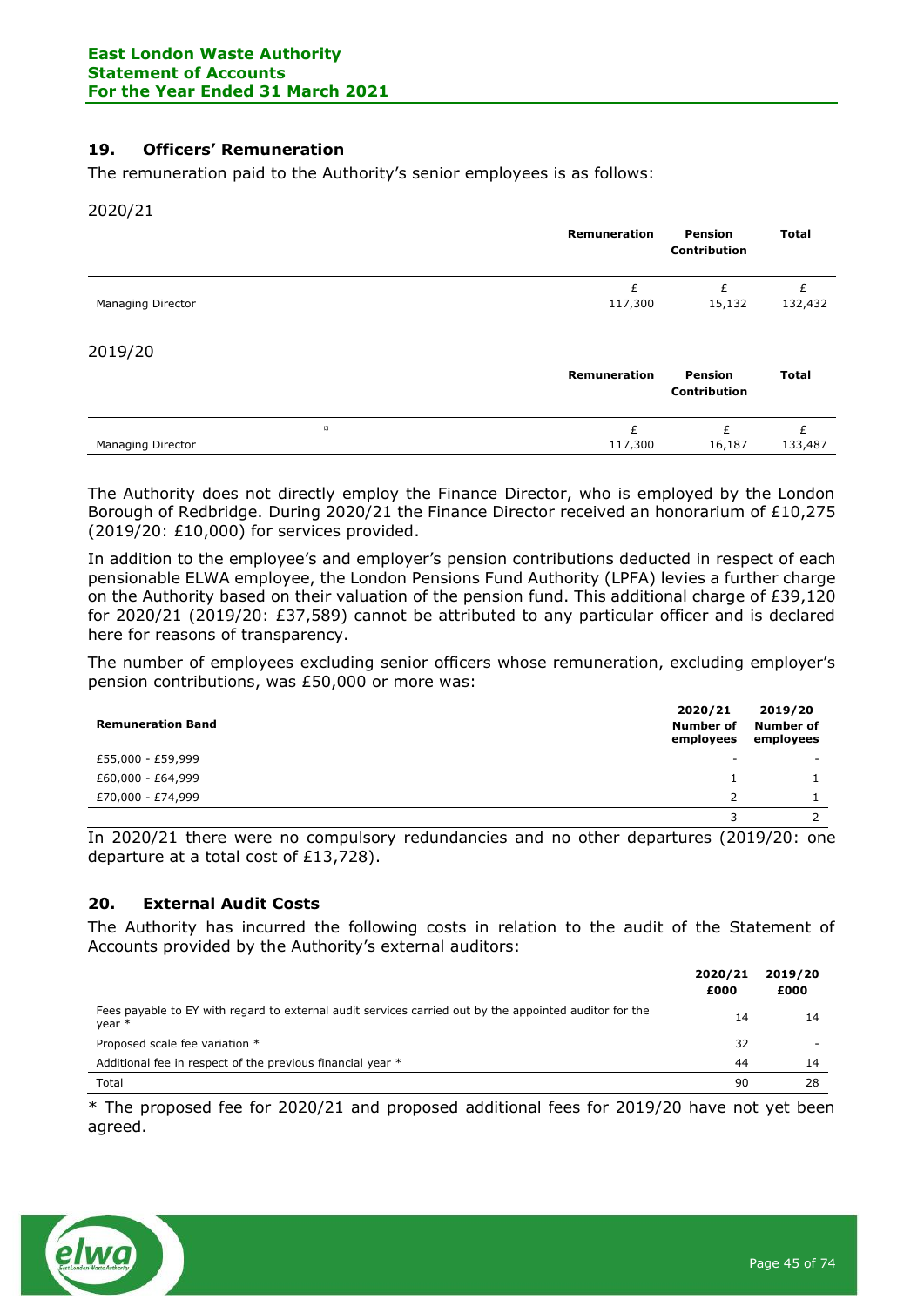## 19. Officers' Remuneration

The remuneration paid to the Authority's senior employees is as follows:

2020/21

| | Remuneration | Pension Contribution | Total |
|---|---|---|---|
| | £ | £ | £ |
| Managing Director | 117,300 | 15,132 | 132,432 |

2019/20

| | Remuneration | Pension Contribution | Total |
|---|---|---|---|
| | £ | £ | £ |
| Managing Director | 117,300 | 16,187 | 133,487 |

The Authority does not directly employ the Finance Director, who is employed by the London Borough of Redbridge. During 2020/21 the Finance Director received an honorarium of £10,275 (2019/20: £10,000) for services provided.

In addition to the employee's and employer's pension contributions deducted in respect of each pensionable ELWA employee, the London Pensions Fund Authority (LPFA) levies a further charge on the Authority based on their valuation of the pension fund. This additional charge of £39,120 for 2020/21 (2019/20: £37,589) cannot be attributed to any particular officer and is declared here for reasons of transparency.

The number of employees excluding senior officers whose remuneration, excluding employer's pension contributions, was £50,000 or more was:

| Remuneration Band | 2020/21 Number of employees | 2019/20 Number of employees |
|---|---|---|
| £55,000 - £59,999 | - | - |
| £60,000 - £64,999 | 1 | 1 |
| £70,000 - £74,999 | 2 | 1 |
| | 3 | 2 |

In 2020/21 there were no compulsory redundancies and no other departures (2019/20: one departure at a total cost of £13,728).

## 20. External Audit Costs

The Authority has incurred the following costs in relation to the audit of the Statement of Accounts provided by the Authority's external auditors:

| | 2020/21 £000 | 2019/20 £000 |
|---|---|---|
| Fees payable to EY with regard to external audit services carried out by the appointed auditor for the year * | 14 | 14 |
| Proposed scale fee variation * | 32 | - |
| Additional fee in respect of the previous financial year * | 44 | 14 |
| Total | 90 | 28 |

* The proposed fee for 2020/21 and proposed additional fees for 2019/20 have not yet been agreed.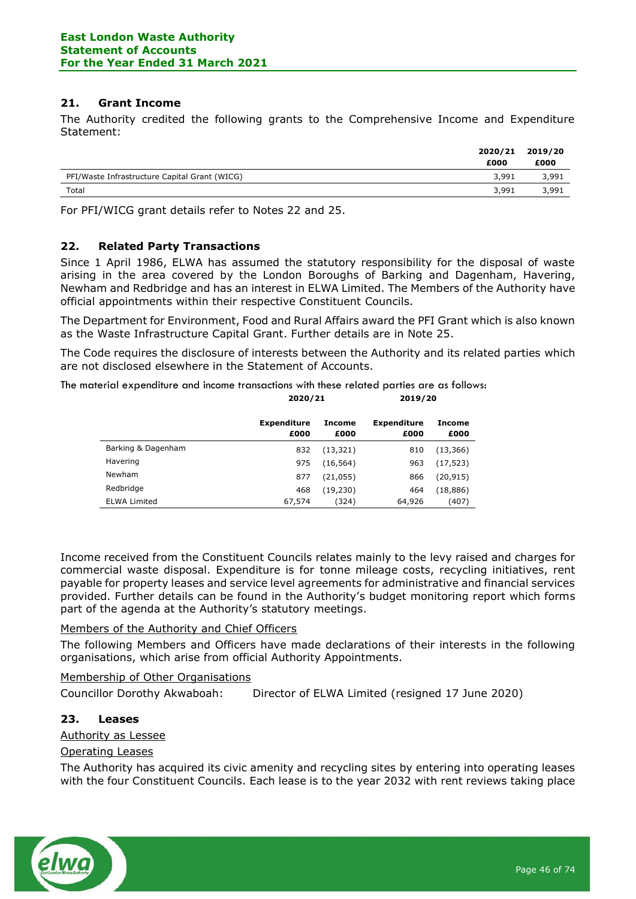## 21. Grant Income

The Authority credited the following grants to the Comprehensive Income and Expenditure Statement:

| | 2020/21 £000 | 2019/20 £000 |
|---|---|---|
| PFI/Waste Infrastructure Capital Grant (WICG) | 3,991 | 3,991 |
| Total | 3,991 | 3,991 |

For PFI/WICG grant details refer to Notes 22 and 25.

## 22. Related Party Transactions

Since 1 April 1986, ELWA has assumed the statutory responsibility for the disposal of waste arising in the area covered by the London Boroughs of Barking and Dagenham, Havering, Newham and Redbridge and has an interest in ELWA Limited. The Members of the Authority have official appointments within their respective Constituent Councils.

The Department for Environment, Food and Rural Affairs award the PFI Grant which is also known as the Waste Infrastructure Capital Grant. Further details are in Note 25.

The Code requires the disclosure of interests between the Authority and its related parties which are not disclosed elsewhere in the Statement of Accounts.

The material expenditure and income transactions with these related parties are as follows:

| | 2020/21 | | 2019/20 | |
|---|---|---|---|---|
| | Expenditure £000 | Income £000 | Expenditure £000 | Income £000 |
| Barking & Dagenham | 832 | (13,321) | 810 | (13,366) |
| Havering | 975 | (16,564) | 963 | (17,523) |
| Newham | 877 | (21,055) | 866 | (20,915) |
| Redbridge | 468 | (19,230) | 464 | (18,886) |
| ELWA Limited | 67,574 | (324) | 64,926 | (407) |

Income received from the Constituent Councils relates mainly to the levy raised and charges for commercial waste disposal. Expenditure is for tonne mileage costs, recycling initiatives, rent payable for property leases and service level agreements for administrative and financial services provided. Further details can be found in the Authority's budget monitoring report which forms part of the agenda at the Authority's statutory meetings.

Members of the Authority and Chief Officers

The following Members and Officers have made declarations of their interests in the following organisations, which arise from official Authority Appointments.

Membership of Other Organisations

Councillor Dorothy Akwaboah: Director of ELWA Limited (resigned 17 June 2020)

## 23. Leases

Authority as Lessee

Operating Leases

The Authority has acquired its civic amenity and recycling sites by entering into operating leases with the four Constituent Councils. Each lease is to the year 2032 with rent reviews taking place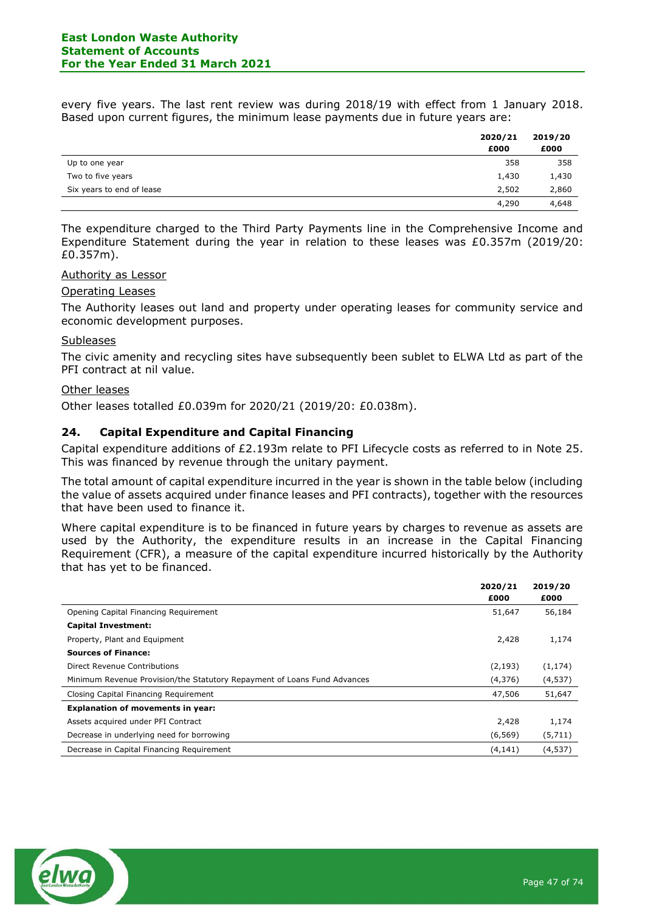every five years. The last rent review was during 2018/19 with effect from 1 January 2018. Based upon current figures, the minimum lease payments due in future years are:

| | 2020/21 £000 | 2019/20 £000 |
|---|---|---|
| Up to one year | 358 | 358 |
| Two to five years | 1,430 | 1,430 |
| Six years to end of lease | 2,502 | 2,860 |
| | 4,290 | 4,648 |

The expenditure charged to the Third Party Payments line in the Comprehensive Income and Expenditure Statement during the year in relation to these leases was £0.357m (2019/20: £0.357m).

Authority as Lessor

Operating Leases

The Authority leases out land and property under operating leases for community service and economic development purposes.

Subleases

The civic amenity and recycling sites have subsequently been sublet to ELWA Ltd as part of the PFI contract at nil value.

Other leases

Other leases totalled £0.039m for 2020/21 (2019/20: £0.038m).

## 24. Capital Expenditure and Capital Financing

Capital expenditure additions of £2.193m relate to PFI Lifecycle costs as referred to in Note 25. This was financed by revenue through the unitary payment.

The total amount of capital expenditure incurred in the year is shown in the table below (including the value of assets acquired under finance leases and PFI contracts), together with the resources that have been used to finance it.

Where capital expenditure is to be financed in future years by charges to revenue as assets are used by the Authority, the expenditure results in an increase in the Capital Financing Requirement (CFR), a measure of the capital expenditure incurred historically by the Authority that has yet to be financed.

| | 2020/21 £000 | 2019/20 £000 |
|---|---|---|
| Opening Capital Financing Requirement | 51,647 | 56,184 |
| **Capital Investment:** | | |
| Property, Plant and Equipment | 2,428 | 1,174 |
| **Sources of Finance:** | | |
| Direct Revenue Contributions | (2,193) | (1,174) |
| Minimum Revenue Provision/the Statutory Repayment of Loans Fund Advances | (4,376) | (4,537) |
| Closing Capital Financing Requirement | 47,506 | 51,647 |
| **Explanation of movements in year:** | | |
| Assets acquired under PFI Contract | 2,428 | 1,174 |
| Decrease in underlying need for borrowing | (6,569) | (5,711) |
| Decrease in Capital Financing Requirement | (4,141) | (4,537) |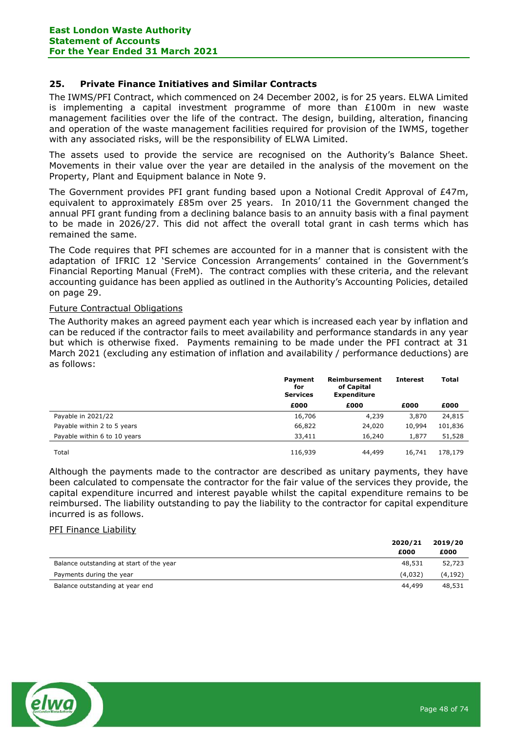## 25. Private Finance Initiatives and Similar Contracts

The IWMS/PFI Contract, which commenced on 24 December 2002, is for 25 years. ELWA Limited is implementing a capital investment programme of more than £100m in new waste management facilities over the life of the contract. The design, building, alteration, financing and operation of the waste management facilities required for provision of the IWMS, together with any associated risks, will be the responsibility of ELWA Limited.

The assets used to provide the service are recognised on the Authority's Balance Sheet. Movements in their value over the year are detailed in the analysis of the movement on the Property, Plant and Equipment balance in Note 9.

The Government provides PFI grant funding based upon a Notional Credit Approval of £47m, equivalent to approximately £85m over 25 years. In 2010/11 the Government changed the annual PFI grant funding from a declining balance basis to an annuity basis with a final payment to be made in 2026/27. This did not affect the overall total grant in cash terms which has remained the same.

The Code requires that PFI schemes are accounted for in a manner that is consistent with the adaptation of IFRIC 12 'Service Concession Arrangements' contained in the Government's Financial Reporting Manual (FreM). The contract complies with these criteria, and the relevant accounting guidance has been applied as outlined in the Authority's Accounting Policies, detailed on page 29.

### Future Contractual Obligations

The Authority makes an agreed payment each year which is increased each year by inflation and can be reduced if the contractor fails to meet availability and performance standards in any year but which is otherwise fixed. Payments remaining to be made under the PFI contract at 31 March 2021 (excluding any estimation of inflation and availability / performance deductions) are as follows:

| | Payment for Services | Reimbursement of Capital Expenditure | Interest | Total |
|---|---|---|---|---|
| | £000 | £000 | £000 | £000 |
| Payable in 2021/22 | 16,706 | 4,239 | 3,870 | 24,815 |
| Payable within 2 to 5 years | 66,822 | 24,020 | 10,994 | 101,836 |
| Payable within 6 to 10 years | 33,411 | 16,240 | 1,877 | 51,528 |
| Total | 116,939 | 44,499 | 16,741 | 178,179 |

Although the payments made to the contractor are described as unitary payments, they have been calculated to compensate the contractor for the fair value of the services they provide, the capital expenditure incurred and interest payable whilst the capital expenditure remains to be reimbursed. The liability outstanding to pay the liability to the contractor for capital expenditure incurred is as follows.

### PFI Finance Liability

| | 2020/21 | 2019/20 |
|---|---|---|
| | £000 | £000 |
| Balance outstanding at start of the year | 48,531 | 52,723 |
| Payments during the year | (4,032) | (4,192) |
| Balance outstanding at year end | 44,499 | 48,531 |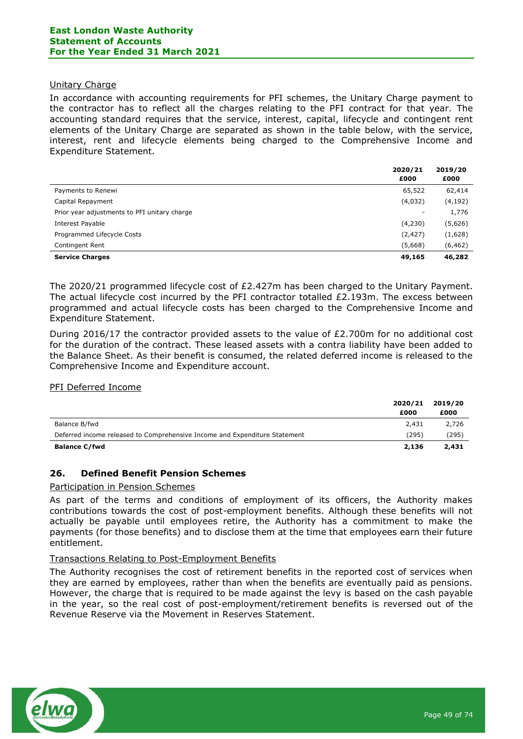Unitary Charge

In accordance with accounting requirements for PFI schemes, the Unitary Charge payment to the contractor has to reflect all the charges relating to the PFI contract for that year. The accounting standard requires that the service, interest, capital, lifecycle and contingent rent elements of the Unitary Charge are separated as shown in the table below, with the service, interest, rent and lifecycle elements being charged to the Comprehensive Income and Expenditure Statement.

| | 2020/21 £000 | 2019/20 £000 |
|---|---|---|
| Payments to Renewi | 65,522 | 62,414 |
| Capital Repayment | (4,032) | (4,192) |
| Prior year adjustments to PFI unitary charge | - | 1,776 |
| Interest Payable | (4,230) | (5,626) |
| Programmed Lifecycle Costs | (2,427) | (1,628) |
| Contingent Rent | (5,668) | (6,462) |
| **Service Charges** | **49,165** | **46,282** |

The 2020/21 programmed lifecycle cost of £2.427m has been charged to the Unitary Payment. The actual lifecycle cost incurred by the PFI contractor totalled £2.193m. The excess between programmed and actual lifecycle costs has been charged to the Comprehensive Income and Expenditure Statement.

During 2016/17 the contractor provided assets to the value of £2.700m for no additional cost for the duration of the contract. These leased assets with a contra liability have been added to the Balance Sheet. As their benefit is consumed, the related deferred income is released to the Comprehensive Income and Expenditure account.

PFI Deferred Income

| | 2020/21 £000 | 2019/20 £000 |
|---|---|---|
| Balance B/fwd | 2,431 | 2,726 |
| Deferred income released to Comprehensive Income and Expenditure Statement | (295) | (295) |
| **Balance C/fwd** | **2,136** | **2,431** |

## 26. Defined Benefit Pension Schemes

Participation in Pension Schemes

As part of the terms and conditions of employment of its officers, the Authority makes contributions towards the cost of post-employment benefits. Although these benefits will not actually be payable until employees retire, the Authority has a commitment to make the payments (for those benefits) and to disclose them at the time that employees earn their future entitlement.

Transactions Relating to Post-Employment Benefits

The Authority recognises the cost of retirement benefits in the reported cost of services when they are earned by employees, rather than when the benefits are eventually paid as pensions. However, the charge that is required to be made against the levy is based on the cash payable in the year, so the real cost of post-employment/retirement benefits is reversed out of the Revenue Reserve via the Movement in Reserves Statement.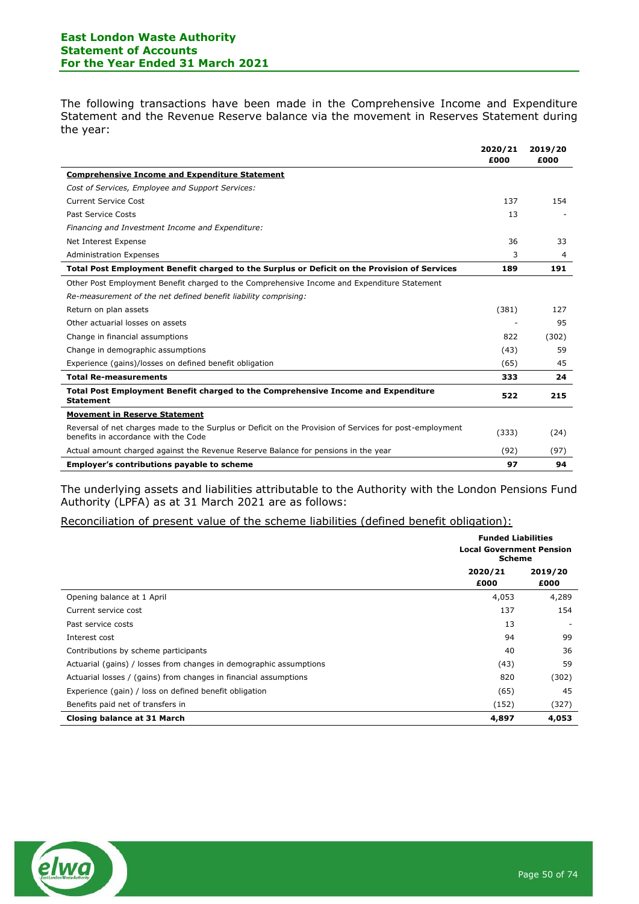The following transactions have been made in the Comprehensive Income and Expenditure Statement and the Revenue Reserve balance via the movement in Reserves Statement during the year:

| | 2020/21 £000 | 2019/20 £000 |
|---|---|---|
| **Comprehensive Income and Expenditure Statement** | | |
| *Cost of Services, Employee and Support Services:* | | |
| Current Service Cost | 137 | 154 |
| Past Service Costs | 13 | - |
| *Financing and Investment Income and Expenditure:* | | |
| Net Interest Expense | 36 | 33 |
| Administration Expenses | 3 | 4 |
| **Total Post Employment Benefit charged to the Surplus or Deficit on the Provision of Services** | **189** | **191** |
| Other Post Employment Benefit charged to the Comprehensive Income and Expenditure Statement | | |
| *Re-measurement of the net defined benefit liability comprising:* | | |
| Return on plan assets | (381) | 127 |
| Other actuarial losses on assets | - | 95 |
| Change in financial assumptions | 822 | (302) |
| Change in demographic assumptions | (43) | 59 |
| Experience (gains)/losses on defined benefit obligation | (65) | 45 |
| **Total Re-measurements** | **333** | **24** |
| **Total Post Employment Benefit charged to the Comprehensive Income and Expenditure Statement** | **522** | **215** |
| **Movement in Reserve Statement** | | |
| Reversal of net charges made to the Surplus or Deficit on the Provision of Services for post-employment benefits in accordance with the Code | (333) | (24) |
| Actual amount charged against the Revenue Reserve Balance for pensions in the year | (92) | (97) |
| **Employer's contributions payable to scheme** | **97** | **94** |

The underlying assets and liabilities attributable to the Authority with the London Pensions Fund Authority (LPFA) as at 31 March 2021 are as follows:

Reconciliation of present value of the scheme liabilities (defined benefit obligation):

| | Funded Liabilities Local Government Pension Scheme | |
|---|---|---|
| | 2020/21 £000 | 2019/20 £000 |
| Opening balance at 1 April | 4,053 | 4,289 |
| Current service cost | 137 | 154 |
| Past service costs | 13 | - |
| Interest cost | 94 | 99 |
| Contributions by scheme participants | 40 | 36 |
| Actuarial (gains) / losses from changes in demographic assumptions | (43) | 59 |
| Actuarial losses / (gains) from changes in financial assumptions | 820 | (302) |
| Experience (gain) / loss on defined benefit obligation | (65) | 45 |
| Benefits paid net of transfers in | (152) | (327) |
| **Closing balance at 31 March** | **4,897** | **4,053** |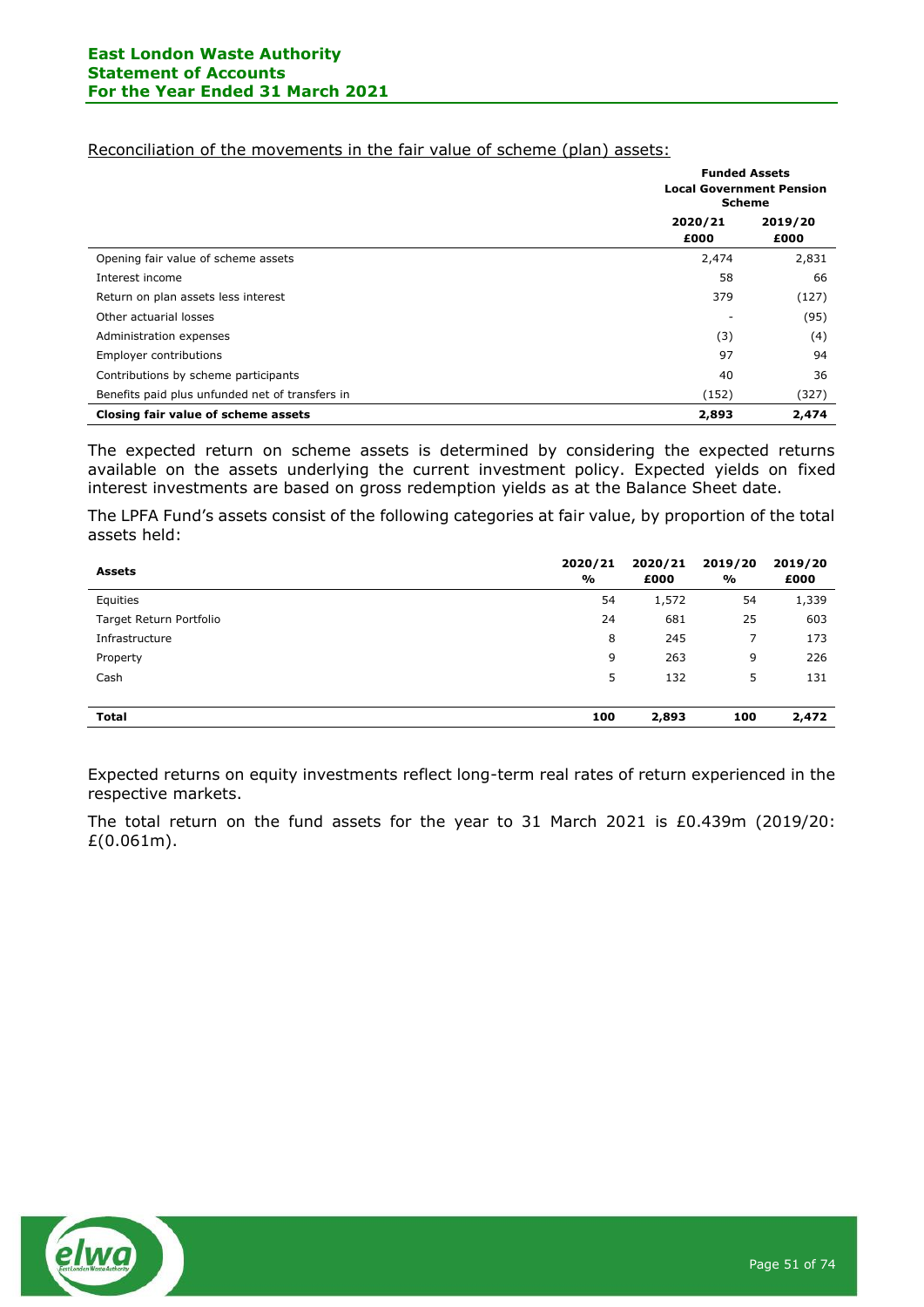Reconciliation of the movements in the fair value of scheme (plan) assets:

| | Funded Assets Local Government Pension Scheme | |
|---|---|---|
| | 2020/21 £000 | 2019/20 £000 |
| Opening fair value of scheme assets | 2,474 | 2,831 |
| Interest income | 58 | 66 |
| Return on plan assets less interest | 379 | (127) |
| Other actuarial losses | - | (95) |
| Administration expenses | (3) | (4) |
| Employer contributions | 97 | 94 |
| Contributions by scheme participants | 40 | 36 |
| Benefits paid plus unfunded net of transfers in | (152) | (327) |
| **Closing fair value of scheme assets** | **2,893** | **2,474** |

The expected return on scheme assets is determined by considering the expected returns available on the assets underlying the current investment policy. Expected yields on fixed interest investments are based on gross redemption yields as at the Balance Sheet date.

The LPFA Fund's assets consist of the following categories at fair value, by proportion of the total assets held:

| Assets | 2020/21 % | 2020/21 £000 | 2019/20 % | 2019/20 £000 |
|---|---|---|---|---|
| Equities | 54 | 1,572 | 54 | 1,339 |
| Target Return Portfolio | 24 | 681 | 25 | 603 |
| Infrastructure | 8 | 245 | 7 | 173 |
| Property | 9 | 263 | 9 | 226 |
| Cash | 5 | 132 | 5 | 131 |
| **Total** | **100** | **2,893** | **100** | **2,472** |

Expected returns on equity investments reflect long-term real rates of return experienced in the respective markets.

The total return on the fund assets for the year to 31 March 2021 is £0.439m (2019/20: £(0.061m).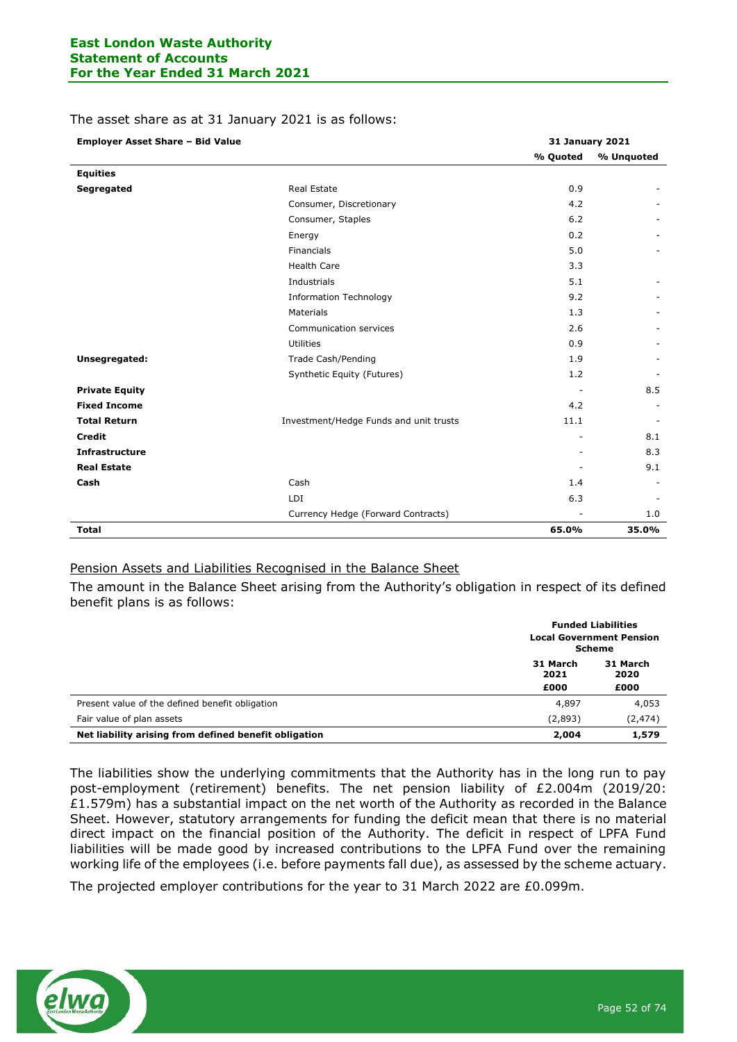The asset share as at 31 January 2021 is as follows:

| Employer Asset Share – Bid Value | | 31 January 2021 | |
|---|---|---|---|
| | | % Quoted | % Unquoted |
| **Equities** | | | |
| **Segregated** | Real Estate | 0.9 | - |
| | Consumer, Discretionary | 4.2 | - |
| | Consumer, Staples | 6.2 | - |
| | Energy | 0.2 | - |
| | Financials | 5.0 | - |
| | Health Care | 3.3 | |
| | Industrials | 5.1 | - |
| | Information Technology | 9.2 | - |
| | Materials | 1.3 | - |
| | Communication services | 2.6 | - |
| | Utilities | 0.9 | - |
| **Unsegregated:** | Trade Cash/Pending | 1.9 | - |
| | Synthetic Equity (Futures) | 1.2 | - |
| **Private Equity** | | - | 8.5 |
| **Fixed Income** | | 4.2 | - |
| **Total Return** | Investment/Hedge Funds and unit trusts | 11.1 | - |
| **Credit** | | - | 8.1 |
| **Infrastructure** | | - | 8.3 |
| **Real Estate** | | - | 9.1 |
| **Cash** | Cash | 1.4 | - |
| | LDI | 6.3 | - |
| | Currency Hedge (Forward Contracts) | - | 1.0 |
| **Total** | | **65.0%** | **35.0%** |

## Pension Assets and Liabilities Recognised in the Balance Sheet

The amount in the Balance Sheet arising from the Authority's obligation in respect of its defined benefit plans is as follows:

| | Funded Liabilities Local Government Pension Scheme | |
|---|---|---|
| | 31 March 2021 £000 | 31 March 2020 £000 |
| Present value of the defined benefit obligation | 4,897 | 4,053 |
| Fair value of plan assets | (2,893) | (2,474) |
| **Net liability arising from defined benefit obligation** | **2,004** | **1,579** |

The liabilities show the underlying commitments that the Authority has in the long run to pay post-employment (retirement) benefits. The net pension liability of £2.004m (2019/20: £1.579m) has a substantial impact on the net worth of the Authority as recorded in the Balance Sheet. However, statutory arrangements for funding the deficit mean that there is no material direct impact on the financial position of the Authority. The deficit in respect of LPFA Fund liabilities will be made good by increased contributions to the LPFA Fund over the remaining working life of the employees (i.e. before payments fall due), as assessed by the scheme actuary.

The projected employer contributions for the year to 31 March 2022 are £0.099m.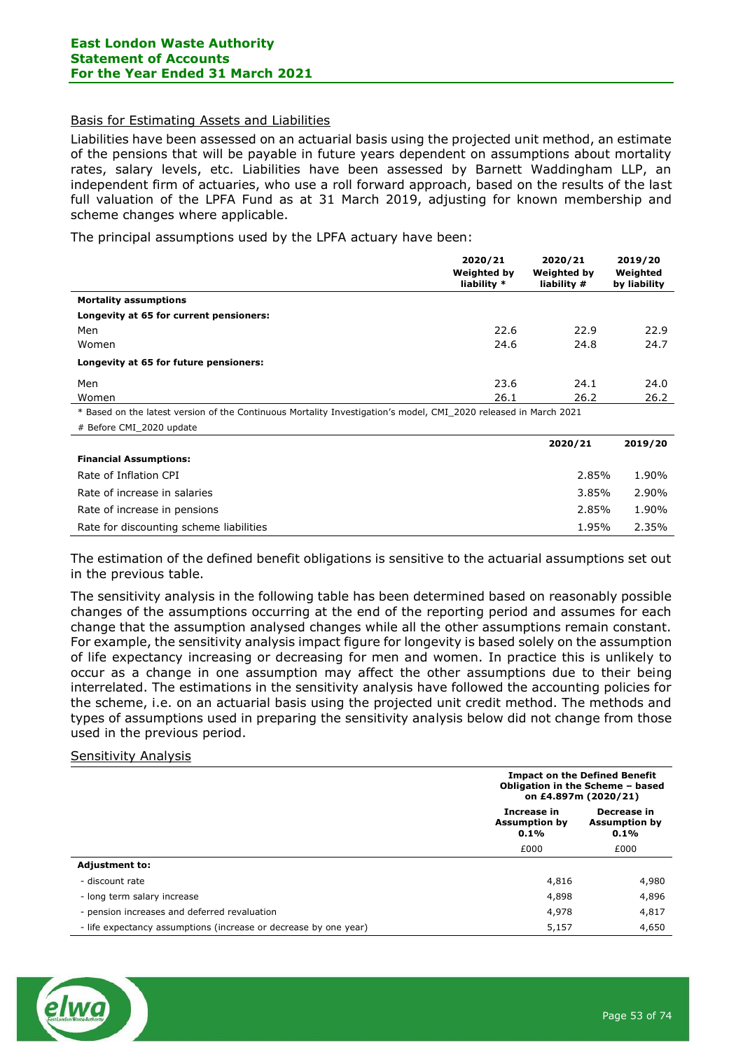### Basis for Estimating Assets and Liabilities

Liabilities have been assessed on an actuarial basis using the projected unit method, an estimate of the pensions that will be payable in future years dependent on assumptions about mortality rates, salary levels, etc. Liabilities have been assessed by Barnett Waddingham LLP, an independent firm of actuaries, who use a roll forward approach, based on the results of the last full valuation of the LPFA Fund as at 31 March 2019, adjusting for known membership and scheme changes where applicable.

The principal assumptions used by the LPFA actuary have been:

| | 2020/21 Weighted by liability * | 2020/21 Weighted by liability # | 2019/20 Weighted by liability |
|---|---|---|---|
| **Mortality assumptions** | | | |
| **Longevity at 65 for current pensioners:** | | | |
| Men | 22.6 | 22.9 | 22.9 |
| Women | 24.6 | 24.8 | 24.7 |
| **Longevity at 65 for future pensioners:** | | | |
| Men | 23.6 | 24.1 | 24.0 |
| Women | 26.1 | 26.2 | 26.2 |

* Based on the latest version of the Continuous Mortality Investigation's model, CMI_2020 released in March 2021

# Before CMI_2020 update

| | 2020/21 | 2019/20 |
|---|---|---|
| **Financial Assumptions:** | | |
| Rate of Inflation CPI | 2.85% | 1.90% |
| Rate of increase in salaries | 3.85% | 2.90% |
| Rate of increase in pensions | 2.85% | 1.90% |
| Rate for discounting scheme liabilities | 1.95% | 2.35% |

The estimation of the defined benefit obligations is sensitive to the actuarial assumptions set out in the previous table.

The sensitivity analysis in the following table has been determined based on reasonably possible changes of the assumptions occurring at the end of the reporting period and assumes for each change that the assumption analysed changes while all the other assumptions remain constant. For example, the sensitivity analysis impact figure for longevity is based solely on the assumption of life expectancy increasing or decreasing for men and women. In practice this is unlikely to occur as a change in one assumption may affect the other assumptions due to their being interrelated. The estimations in the sensitivity analysis have followed the accounting policies for the scheme, i.e. on an actuarial basis using the projected unit credit method. The methods and types of assumptions used in preparing the sensitivity analysis below did not change from those used in the previous period.

### Sensitivity Analysis

| | Impact on the Defined Benefit Obligation in the Scheme – based on £4.897m (2020/21) | |
|---|---|---|
| | Increase in Assumption by 0.1% | Decrease in Assumption by 0.1% |
| | £000 | £000 |
| **Adjustment to:** | | |
| - discount rate | 4,816 | 4,980 |
| - long term salary increase | 4,898 | 4,896 |
| - pension increases and deferred revaluation | 4,978 | 4,817 |
| - life expectancy assumptions (increase or decrease by one year) | 5,157 | 4,650 |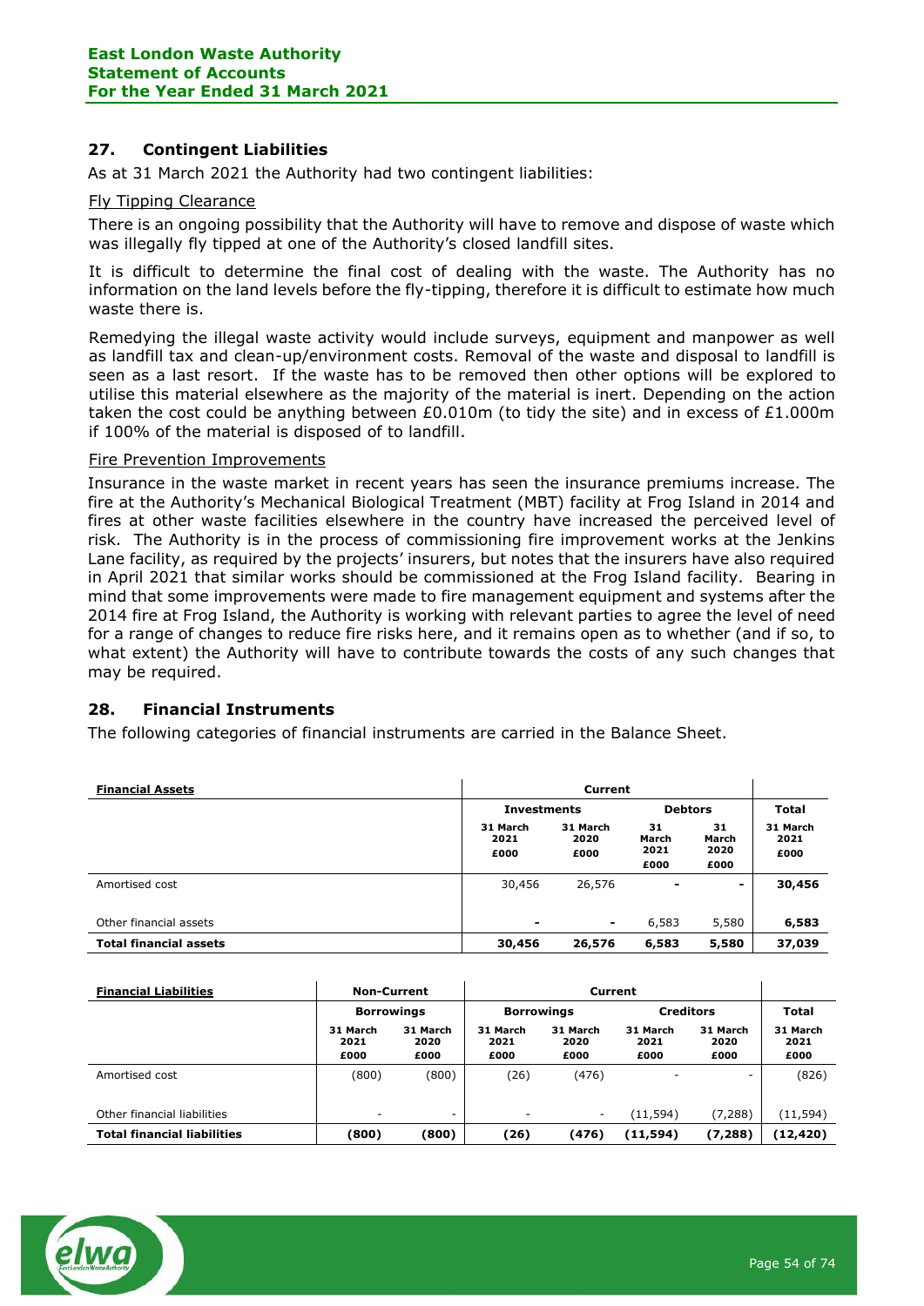## 27. Contingent Liabilities

As at 31 March 2021 the Authority had two contingent liabilities:

Fly Tipping Clearance

There is an ongoing possibility that the Authority will have to remove and dispose of waste which was illegally fly tipped at one of the Authority's closed landfill sites.

It is difficult to determine the final cost of dealing with the waste. The Authority has no information on the land levels before the fly-tipping, therefore it is difficult to estimate how much waste there is.

Remedying the illegal waste activity would include surveys, equipment and manpower as well as landfill tax and clean-up/environment costs. Removal of the waste and disposal to landfill is seen as a last resort. If the waste has to be removed then other options will be explored to utilise this material elsewhere as the majority of the material is inert. Depending on the action taken the cost could be anything between £0.010m (to tidy the site) and in excess of £1.000m if 100% of the material is disposed of to landfill.

Fire Prevention Improvements

Insurance in the waste market in recent years has seen the insurance premiums increase. The fire at the Authority's Mechanical Biological Treatment (MBT) facility at Frog Island in 2014 and fires at other waste facilities elsewhere in the country have increased the perceived level of risk. The Authority is in the process of commissioning fire improvement works at the Jenkins Lane facility, as required by the projects' insurers, but notes that the insurers have also required in April 2021 that similar works should be commissioned at the Frog Island facility. Bearing in mind that some improvements were made to fire management equipment and systems after the 2014 fire at Frog Island, the Authority is working with relevant parties to agree the level of need for a range of changes to reduce fire risks here, and it remains open as to whether (and if so, to what extent) the Authority will have to contribute towards the costs of any such changes that may be required.

## 28. Financial Instruments

The following categories of financial instruments are carried in the Balance Sheet.

| **Financial Assets** | Current | | | | |
|---|---|---|---|---|---|
| | **Investments** | | **Debtors** | | **Total** |
| | **31 March 2021 £000** | **31 March 2020 £000** | **31 March 2021 £000** | **31 March 2020 £000** | **31 March 2021 £000** |
| Amortised cost | 30,456 | 26,576 | - | - | **30,456** |
| Other financial assets | - | - | 6,583 | 5,580 | **6,583** |
| **Total financial assets** | **30,456** | **26,576** | **6,583** | **5,580** | **37,039** |

| **Financial Liabilities** | **Non-Current** | | **Current** | | | | |
|---|---|---|---|---|---|---|---|
| | **Borrowings** | | **Borrowings** | | **Creditors** | | **Total** |
| | **31 March 2021 £000** | **31 March 2020 £000** | **31 March 2021 £000** | **31 March 2020 £000** | **31 March 2021 £000** | **31 March 2020 £000** | **31 March 2021 £000** |
| Amortised cost | (800) | (800) | (26) | (476) | - | - | (826) |
| Other financial liabilities | - | - | - | - | (11,594) | (7,288) | (11,594) |
| **Total financial liabilities** | **(800)** | **(800)** | **(26)** | **(476)** | **(11,594)** | **(7,288)** | **(12,420)** |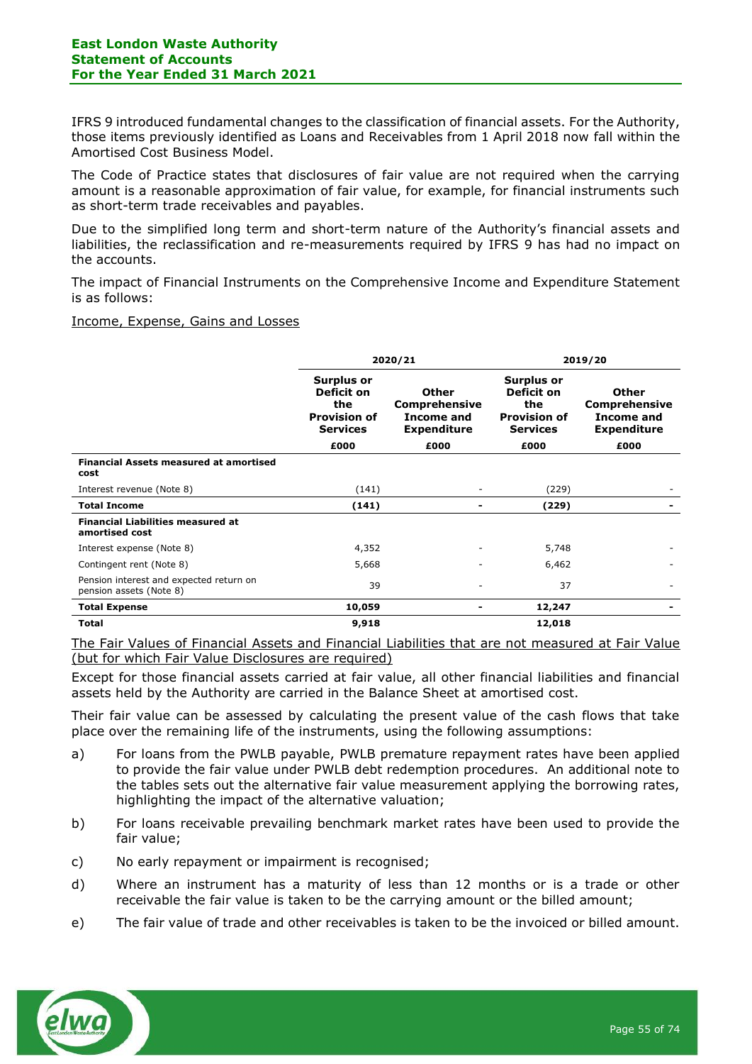IFRS 9 introduced fundamental changes to the classification of financial assets. For the Authority, those items previously identified as Loans and Receivables from 1 April 2018 now fall within the Amortised Cost Business Model.

The Code of Practice states that disclosures of fair value are not required when the carrying amount is a reasonable approximation of fair value, for example, for financial instruments such as short-term trade receivables and payables.

Due to the simplified long term and short-term nature of the Authority's financial assets and liabilities, the reclassification and re-measurements required by IFRS 9 has had no impact on the accounts.

The impact of Financial Instruments on the Comprehensive Income and Expenditure Statement is as follows:

Income, Expense, Gains and Losses

| | 2020/21 | | 2019/20 | |
|---|---|---|---|---|
| | Surplus or Deficit on the Provision of Services | Other Comprehensive Income and Expenditure | Surplus or Deficit on the Provision of Services | Other Comprehensive Income and Expenditure |
| | £000 | £000 | £000 | £000 |
| **Financial Assets measured at amortised cost** | | | | |
| Interest revenue (Note 8) | (141) | - | (229) | - |
| **Total Income** | **(141)** | **-** | **(229)** | **-** |
| **Financial Liabilities measured at amortised cost** | | | | |
| Interest expense (Note 8) | 4,352 | - | 5,748 | - |
| Contingent rent (Note 8) | 5,668 | - | 6,462 | - |
| Pension interest and expected return on pension assets (Note 8) | 39 | - | 37 | - |
| **Total Expense** | **10,059** | **-** | **12,247** | **-** |
| **Total** | **9,918** | | **12,018** | |

The Fair Values of Financial Assets and Financial Liabilities that are not measured at Fair Value (but for which Fair Value Disclosures are required)

Except for those financial assets carried at fair value, all other financial liabilities and financial assets held by the Authority are carried in the Balance Sheet at amortised cost.

Their fair value can be assessed by calculating the present value of the cash flows that take place over the remaining life of the instruments, using the following assumptions:

a) For loans from the PWLB payable, PWLB premature repayment rates have been applied to provide the fair value under PWLB debt redemption procedures. An additional note to the tables sets out the alternative fair value measurement applying the borrowing rates, highlighting the impact of the alternative valuation;

b) For loans receivable prevailing benchmark market rates have been used to provide the fair value;

c) No early repayment or impairment is recognised;

d) Where an instrument has a maturity of less than 12 months or is a trade or other receivable the fair value is taken to be the carrying amount or the billed amount;

e) The fair value of trade and other receivables is taken to be the invoiced or billed amount.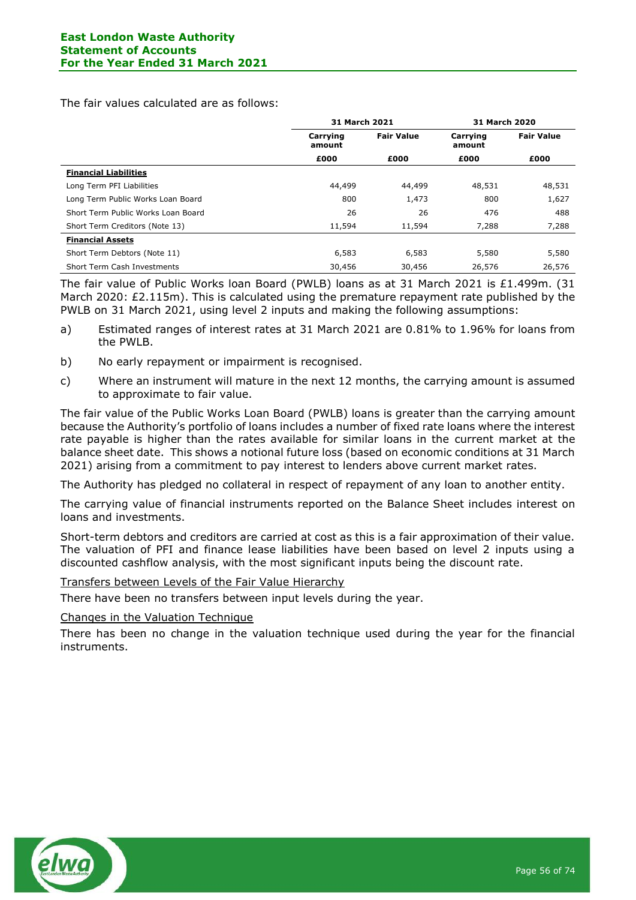The fair values calculated are as follows:

| | 31 March 2021 | | 31 March 2020 | |
|---|---|---|---|---|
| | Carrying amount | Fair Value | Carrying amount | Fair Value |
| | £000 | £000 | £000 | £000 |
| **Financial Liabilities** | | | | |
| Long Term PFI Liabilities | 44,499 | 44,499 | 48,531 | 48,531 |
| Long Term Public Works Loan Board | 800 | 1,473 | 800 | 1,627 |
| Short Term Public Works Loan Board | 26 | 26 | 476 | 488 |
| Short Term Creditors (Note 13) | 11,594 | 11,594 | 7,288 | 7,288 |
| **Financial Assets** | | | | |
| Short Term Debtors (Note 11) | 6,583 | 6,583 | 5,580 | 5,580 |
| Short Term Cash Investments | 30,456 | 30,456 | 26,576 | 26,576 |

The fair value of Public Works loan Board (PWLB) loans as at 31 March 2021 is £1.499m. (31 March 2020: £2.115m). This is calculated using the premature repayment rate published by the PWLB on 31 March 2021, using level 2 inputs and making the following assumptions:

a) Estimated ranges of interest rates at 31 March 2021 are 0.81% to 1.96% for loans from the PWLB.

b) No early repayment or impairment is recognised.

c) Where an instrument will mature in the next 12 months, the carrying amount is assumed to approximate to fair value.

The fair value of the Public Works Loan Board (PWLB) loans is greater than the carrying amount because the Authority's portfolio of loans includes a number of fixed rate loans where the interest rate payable is higher than the rates available for similar loans in the current market at the balance sheet date. This shows a notional future loss (based on economic conditions at 31 March 2021) arising from a commitment to pay interest to lenders above current market rates.

The Authority has pledged no collateral in respect of repayment of any loan to another entity.

The carrying value of financial instruments reported on the Balance Sheet includes interest on loans and investments.

Short-term debtors and creditors are carried at cost as this is a fair approximation of their value. The valuation of PFI and finance lease liabilities have been based on level 2 inputs using a discounted cashflow analysis, with the most significant inputs being the discount rate.

Transfers between Levels of the Fair Value Hierarchy

There have been no transfers between input levels during the year.

Changes in the Valuation Technique

There has been no change in the valuation technique used during the year for the financial instruments.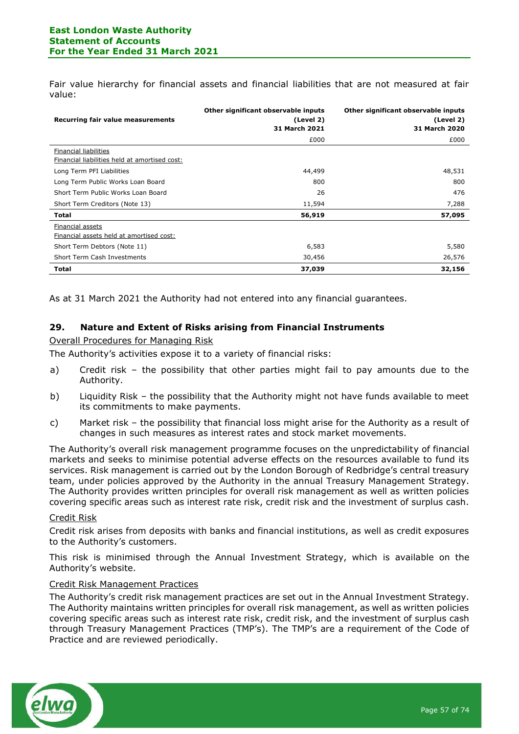Fair value hierarchy for financial assets and financial liabilities that are not measured at fair value:

| Recurring fair value measurements | Other significant observable inputs (Level 2) 31 March 2021 | Other significant observable inputs (Level 2) 31 March 2020 |
|---|---|---|
| | £000 | £000 |
| Financial liabilities | | |
| Financial liabilities held at amortised cost: | | |
| Long Term PFI Liabilities | 44,499 | 48,531 |
| Long Term Public Works Loan Board | 800 | 800 |
| Short Term Public Works Loan Board | 26 | 476 |
| Short Term Creditors (Note 13) | 11,594 | 7,288 |
| **Total** | **56,919** | **57,095** |
| Financial assets | | |
| Financial assets held at amortised cost: | | |
| Short Term Debtors (Note 11) | 6,583 | 5,580 |
| Short Term Cash Investments | 30,456 | 26,576 |
| **Total** | **37,039** | **32,156** |

As at 31 March 2021 the Authority had not entered into any financial guarantees.

## 29. Nature and Extent of Risks arising from Financial Instruments

Overall Procedures for Managing Risk

The Authority's activities expose it to a variety of financial risks:

a) Credit risk – the possibility that other parties might fail to pay amounts due to the Authority.

b) Liquidity Risk – the possibility that the Authority might not have funds available to meet its commitments to make payments.

c) Market risk – the possibility that financial loss might arise for the Authority as a result of changes in such measures as interest rates and stock market movements.

The Authority's overall risk management programme focuses on the unpredictability of financial markets and seeks to minimise potential adverse effects on the resources available to fund its services. Risk management is carried out by the London Borough of Redbridge's central treasury team, under policies approved by the Authority in the annual Treasury Management Strategy. The Authority provides written principles for overall risk management as well as written policies covering specific areas such as interest rate risk, credit risk and the investment of surplus cash.

Credit Risk

Credit risk arises from deposits with banks and financial institutions, as well as credit exposures to the Authority's customers.

This risk is minimised through the Annual Investment Strategy, which is available on the Authority's website.

Credit Risk Management Practices

The Authority's credit risk management practices are set out in the Annual Investment Strategy. The Authority maintains written principles for overall risk management, as well as written policies covering specific areas such as interest rate risk, credit risk, and the investment of surplus cash through Treasury Management Practices (TMP's). The TMP's are a requirement of the Code of Practice and are reviewed periodically.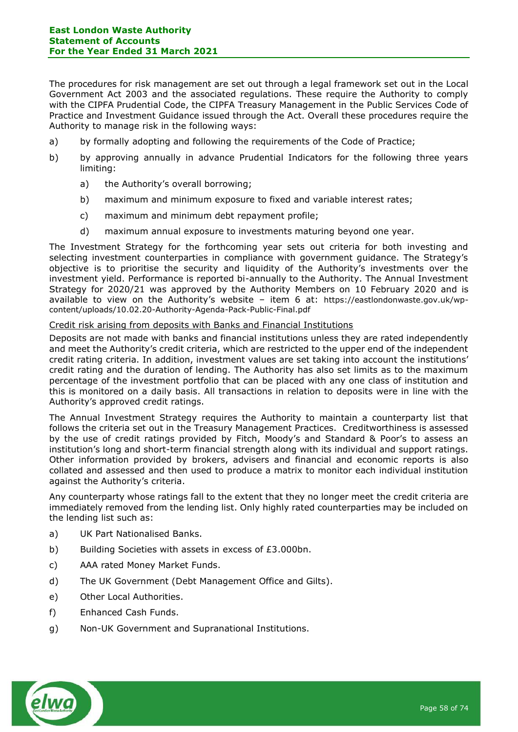The procedures for risk management are set out through a legal framework set out in the Local Government Act 2003 and the associated regulations. These require the Authority to comply with the CIPFA Prudential Code, the CIPFA Treasury Management in the Public Services Code of Practice and Investment Guidance issued through the Act. Overall these procedures require the Authority to manage risk in the following ways:

a) by formally adopting and following the requirements of the Code of Practice;

b) by approving annually in advance Prudential Indicators for the following three years limiting:

   a) the Authority's overall borrowing;

   b) maximum and minimum exposure to fixed and variable interest rates;

   c) maximum and minimum debt repayment profile;

   d) maximum annual exposure to investments maturing beyond one year.

The Investment Strategy for the forthcoming year sets out criteria for both investing and selecting investment counterparties in compliance with government guidance. The Strategy's objective is to prioritise the security and liquidity of the Authority's investments over the investment yield. Performance is reported bi-annually to the Authority. The Annual Investment Strategy for 2020/21 was approved by the Authority Members on 10 February 2020 and is available to view on the Authority's website – item 6 at: https://eastlondonwaste.gov.uk/wp-content/uploads/10.02.20-Authority-Agenda-Pack-Public-Final.pdf

Credit risk arising from deposits with Banks and Financial Institutions

Deposits are not made with banks and financial institutions unless they are rated independently and meet the Authority's credit criteria, which are restricted to the upper end of the independent credit rating criteria. In addition, investment values are set taking into account the institutions' credit rating and the duration of lending. The Authority has also set limits as to the maximum percentage of the investment portfolio that can be placed with any one class of institution and this is monitored on a daily basis. All transactions in relation to deposits were in line with the Authority's approved credit ratings.

The Annual Investment Strategy requires the Authority to maintain a counterparty list that follows the criteria set out in the Treasury Management Practices. Creditworthiness is assessed by the use of credit ratings provided by Fitch, Moody's and Standard & Poor's to assess an institution's long and short-term financial strength along with its individual and support ratings. Other information provided by brokers, advisers and financial and economic reports is also collated and assessed and then used to produce a matrix to monitor each individual institution against the Authority's criteria.

Any counterparty whose ratings fall to the extent that they no longer meet the credit criteria are immediately removed from the lending list. Only highly rated counterparties may be included on the lending list such as:

a) UK Part Nationalised Banks.

b) Building Societies with assets in excess of £3.000bn.

c) AAA rated Money Market Funds.

d) The UK Government (Debt Management Office and Gilts).

e) Other Local Authorities.

f) Enhanced Cash Funds.

g) Non-UK Government and Supranational Institutions.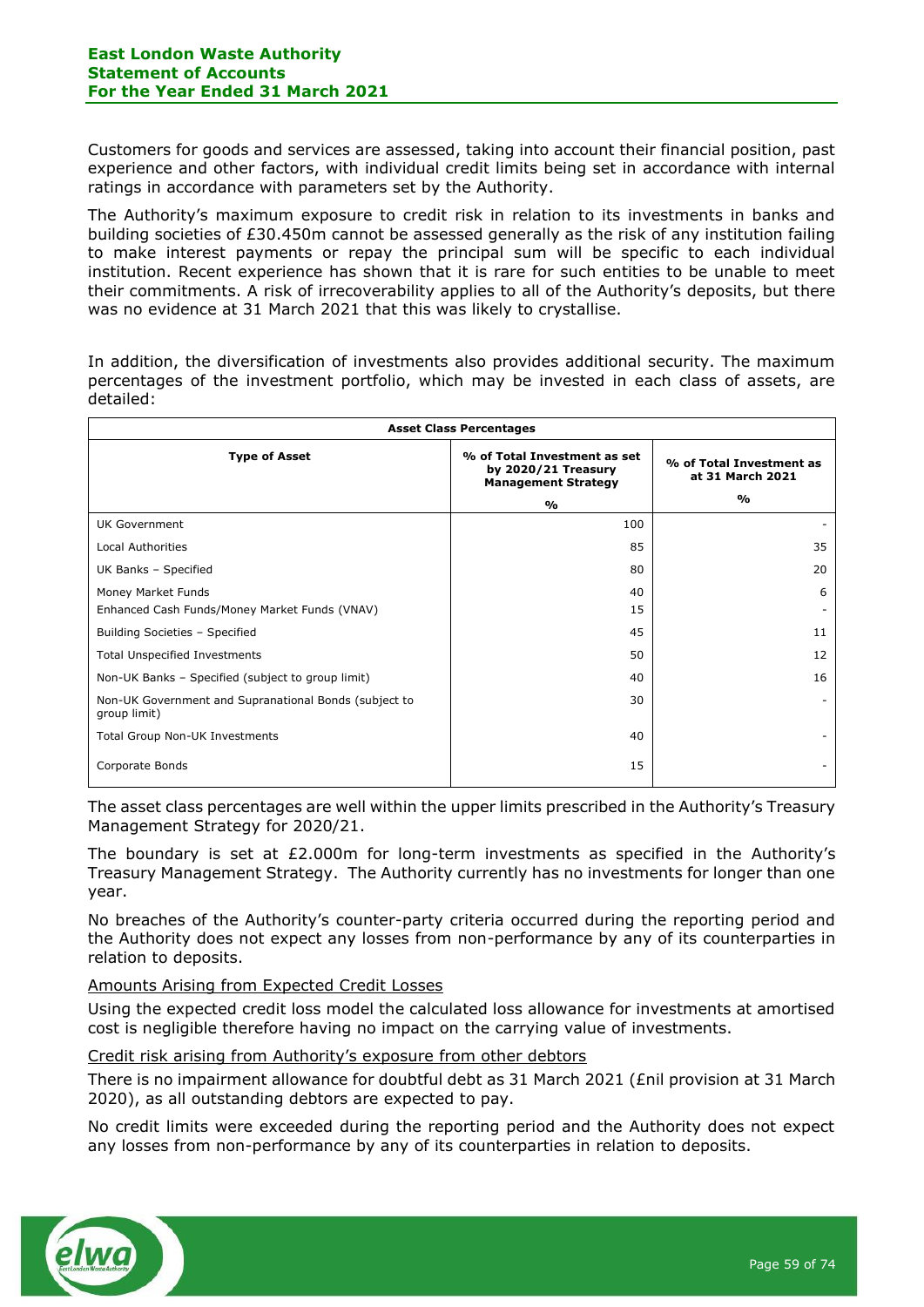Customers for goods and services are assessed, taking into account their financial position, past experience and other factors, with individual credit limits being set in accordance with internal ratings in accordance with parameters set by the Authority.

The Authority's maximum exposure to credit risk in relation to its investments in banks and building societies of £30.450m cannot be assessed generally as the risk of any institution failing to make interest payments or repay the principal sum will be specific to each individual institution. Recent experience has shown that it is rare for such entities to be unable to meet their commitments. A risk of irrecoverability applies to all of the Authority's deposits, but there was no evidence at 31 March 2021 that this was likely to crystallise.

In addition, the diversification of investments also provides additional security. The maximum percentages of the investment portfolio, which may be invested in each class of assets, are detailed:

| Asset Class Percentages | | |
|---|---|---|
| **Type of Asset** | **% of Total Investment as set by 2020/21 Treasury Management Strategy** | **% of Total Investment as at 31 March 2021** |
| | **%** | **%** |
| UK Government | 100 | - |
| Local Authorities | 85 | 35 |
| UK Banks – Specified | 80 | 20 |
| Money Market Funds | 40 | 6 |
| Enhanced Cash Funds/Money Market Funds (VNAV) | 15 | - |
| Building Societies – Specified | 45 | 11 |
| Total Unspecified Investments | 50 | 12 |
| Non-UK Banks – Specified (subject to group limit) | 40 | 16 |
| Non-UK Government and Supranational Bonds (subject to group limit) | 30 | - |
| Total Group Non-UK Investments | 40 | - |
| Corporate Bonds | 15 | - |

The asset class percentages are well within the upper limits prescribed in the Authority's Treasury Management Strategy for 2020/21.

The boundary is set at £2.000m for long-term investments as specified in the Authority's Treasury Management Strategy. The Authority currently has no investments for longer than one year.

No breaches of the Authority's counter-party criteria occurred during the reporting period and the Authority does not expect any losses from non-performance by any of its counterparties in relation to deposits.

Amounts Arising from Expected Credit Losses

Using the expected credit loss model the calculated loss allowance for investments at amortised cost is negligible therefore having no impact on the carrying value of investments.

Credit risk arising from Authority's exposure from other debtors

There is no impairment allowance for doubtful debt as 31 March 2021 (£nil provision at 31 March 2020), as all outstanding debtors are expected to pay.

No credit limits were exceeded during the reporting period and the Authority does not expect any losses from non-performance by any of its counterparties in relation to deposits.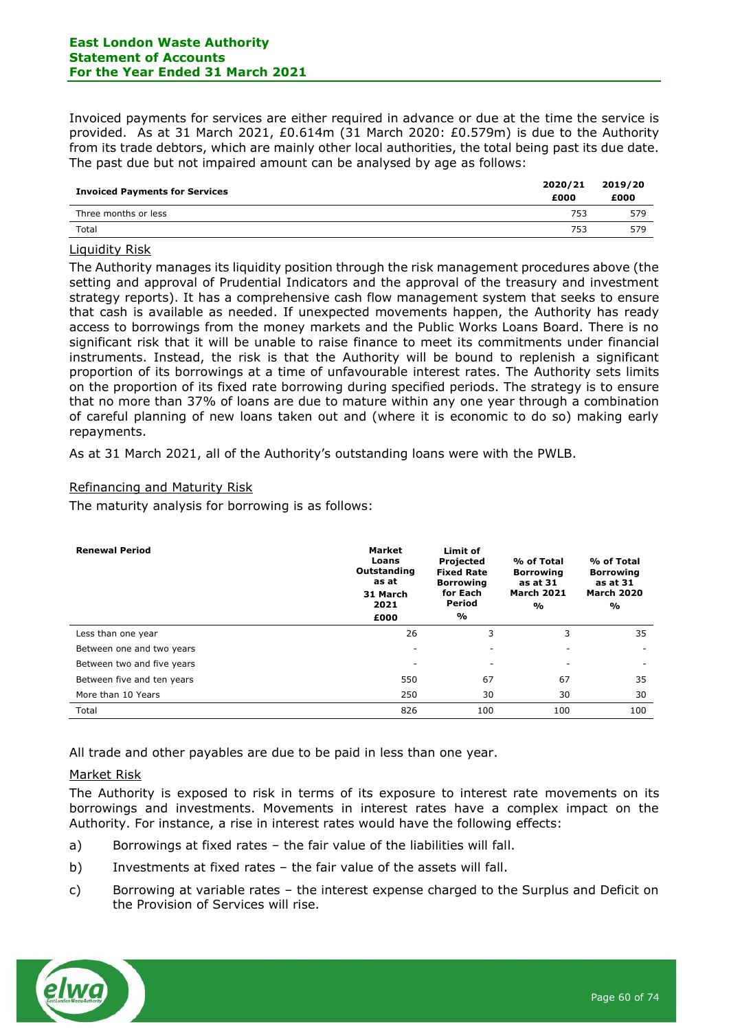Invoiced payments for services are either required in advance or due at the time the service is provided. As at 31 March 2021, £0.614m (31 March 2020: £0.579m) is due to the Authority from its trade debtors, which are mainly other local authorities, the total being past its due date. The past due but not impaired amount can be analysed by age as follows:

| Invoiced Payments for Services | 2020/21 £000 | 2019/20 £000 |
|---|---|---|
| Three months or less | 753 | 579 |
| Total | 753 | 579 |

## Liquidity Risk

The Authority manages its liquidity position through the risk management procedures above (the setting and approval of Prudential Indicators and the approval of the treasury and investment strategy reports). It has a comprehensive cash flow management system that seeks to ensure that cash is available as needed. If unexpected movements happen, the Authority has ready access to borrowings from the money markets and the Public Works Loans Board. There is no significant risk that it will be unable to raise finance to meet its commitments under financial instruments. Instead, the risk is that the Authority will be bound to replenish a significant proportion of its borrowings at a time of unfavourable interest rates. The Authority sets limits on the proportion of its fixed rate borrowing during specified periods. The strategy is to ensure that no more than 37% of loans are due to mature within any one year through a combination of careful planning of new loans taken out and (where it is economic to do so) making early repayments.

As at 31 March 2021, all of the Authority's outstanding loans were with the PWLB.

## Refinancing and Maturity Risk

The maturity analysis for borrowing is as follows:

| Renewal Period | Market Loans Outstanding as at 31 March 2021 £000 | Limit of Projected Fixed Rate Borrowing for Each Period % | % of Total Borrowing as at 31 March 2021 % | % of Total Borrowing as at 31 March 2020 % |
|---|---|---|---|---|
| Less than one year | 26 | 3 | 3 | 35 |
| Between one and two years | - | - | - | - |
| Between two and five years | - | - | - | - |
| Between five and ten years | 550 | 67 | 67 | 35 |
| More than 10 Years | 250 | 30 | 30 | 30 |
| Total | 826 | 100 | 100 | 100 |

All trade and other payables are due to be paid in less than one year.

## Market Risk

The Authority is exposed to risk in terms of its exposure to interest rate movements on its borrowings and investments. Movements in interest rates have a complex impact on the Authority. For instance, a rise in interest rates would have the following effects:

a) Borrowings at fixed rates – the fair value of the liabilities will fall.

b) Investments at fixed rates – the fair value of the assets will fall.

c) Borrowing at variable rates – the interest expense charged to the Surplus and Deficit on the Provision of Services will rise.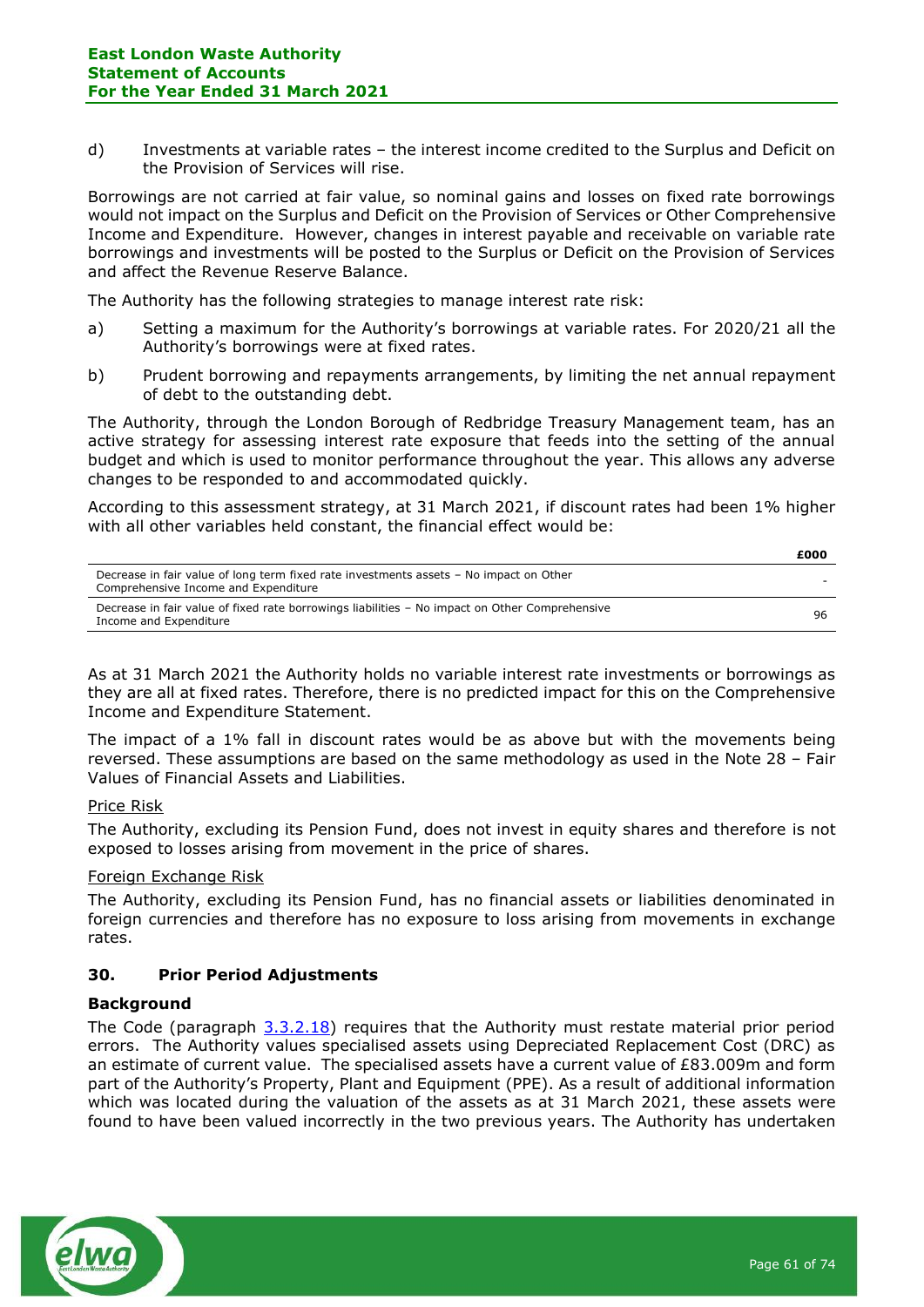d) Investments at variable rates – the interest income credited to the Surplus and Deficit on the Provision of Services will rise.

Borrowings are not carried at fair value, so nominal gains and losses on fixed rate borrowings would not impact on the Surplus and Deficit on the Provision of Services or Other Comprehensive Income and Expenditure. However, changes in interest payable and receivable on variable rate borrowings and investments will be posted to the Surplus or Deficit on the Provision of Services and affect the Revenue Reserve Balance.

The Authority has the following strategies to manage interest rate risk:

a) Setting a maximum for the Authority's borrowings at variable rates. For 2020/21 all the Authority's borrowings were at fixed rates.

b) Prudent borrowing and repayments arrangements, by limiting the net annual repayment of debt to the outstanding debt.

The Authority, through the London Borough of Redbridge Treasury Management team, has an active strategy for assessing interest rate exposure that feeds into the setting of the annual budget and which is used to monitor performance throughout the year. This allows any adverse changes to be responded to and accommodated quickly.

According to this assessment strategy, at 31 March 2021, if discount rates had been 1% higher with all other variables held constant, the financial effect would be:

| | £000 |
|---|---|
| Decrease in fair value of long term fixed rate investments assets – No impact on Other Comprehensive Income and Expenditure | - |
| Decrease in fair value of fixed rate borrowings liabilities – No impact on Other Comprehensive Income and Expenditure | 96 |

As at 31 March 2021 the Authority holds no variable interest rate investments or borrowings as they are all at fixed rates. Therefore, there is no predicted impact for this on the Comprehensive Income and Expenditure Statement.

The impact of a 1% fall in discount rates would be as above but with the movements being reversed. These assumptions are based on the same methodology as used in the Note 28 – Fair Values of Financial Assets and Liabilities.

Price Risk

The Authority, excluding its Pension Fund, does not invest in equity shares and therefore is not exposed to losses arising from movement in the price of shares.

Foreign Exchange Risk

The Authority, excluding its Pension Fund, has no financial assets or liabilities denominated in foreign currencies and therefore has no exposure to loss arising from movements in exchange rates.

## 30. Prior Period Adjustments

### Background

The Code (paragraph 3.3.2.18) requires that the Authority must restate material prior period errors. The Authority values specialised assets using Depreciated Replacement Cost (DRC) as an estimate of current value. The specialised assets have a current value of £83.009m and form part of the Authority's Property, Plant and Equipment (PPE). As a result of additional information which was located during the valuation of the assets as at 31 March 2021, these assets were found to have been valued incorrectly in the two previous years. The Authority has undertaken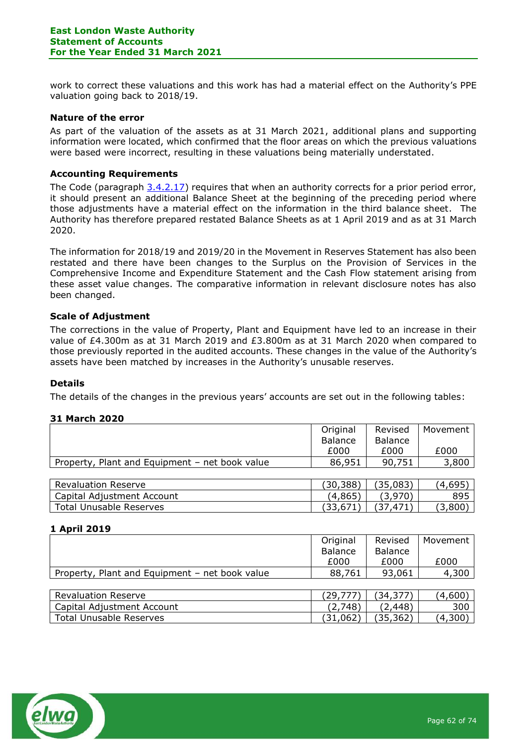work to correct these valuations and this work has had a material effect on the Authority's PPE valuation going back to 2018/19.

**Nature of the error**

As part of the valuation of the assets as at 31 March 2021, additional plans and supporting information were located, which confirmed that the floor areas on which the previous valuations were based were incorrect, resulting in these valuations being materially understated.

**Accounting Requirements**

The Code (paragraph 3.4.2.17) requires that when an authority corrects for a prior period error, it should present an additional Balance Sheet at the beginning of the preceding period where those adjustments have a material effect on the information in the third balance sheet. The Authority has therefore prepared restated Balance Sheets as at 1 April 2019 and as at 31 March 2020.

The information for 2018/19 and 2019/20 in the Movement in Reserves Statement has also been restated and there have been changes to the Surplus on the Provision of Services in the Comprehensive Income and Expenditure Statement and the Cash Flow statement arising from these asset value changes. The comparative information in relevant disclosure notes has also been changed.

**Scale of Adjustment**

The corrections in the value of Property, Plant and Equipment have led to an increase in their value of £4.300m as at 31 March 2019 and £3.800m as at 31 March 2020 when compared to those previously reported in the audited accounts. These changes in the value of the Authority's assets have been matched by increases in the Authority's unusable reserves.

**Details**

The details of the changes in the previous years' accounts are set out in the following tables:

**31 March 2020**

| | Original Balance £000 | Revised Balance £000 | Movement £000 |
|---|---|---|---|
| Property, Plant and Equipment – net book value | 86,951 | 90,751 | 3,800 |

| | | | |
|---|---|---|---|
| Revaluation Reserve | (30,388) | (35,083) | (4,695) |
| Capital Adjustment Account | (4,865) | (3,970) | 895 |
| Total Unusable Reserves | (33,671) | (37,471) | (3,800) |

**1 April 2019**

| | Original Balance £000 | Revised Balance £000 | Movement £000 |
|---|---|---|---|
| Property, Plant and Equipment – net book value | 88,761 | 93,061 | 4,300 |

| | | | |
|---|---|---|---|
| Revaluation Reserve | (29,777) | (34,377) | (4,600) |
| Capital Adjustment Account | (2,748) | (2,448) | 300 |
| Total Unusable Reserves | (31,062) | (35,362) | (4,300) |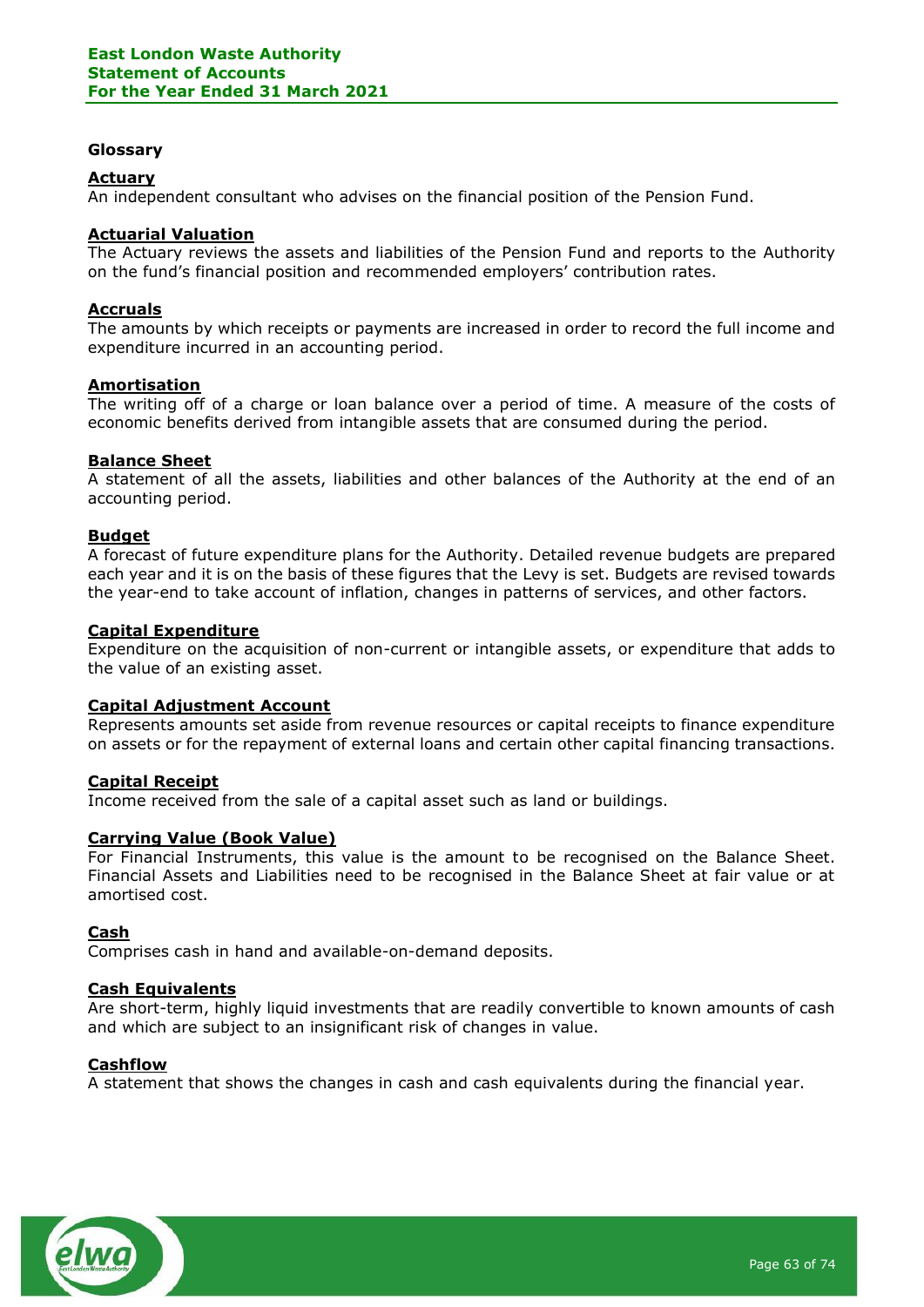## Glossary

**Actuary**
An independent consultant who advises on the financial position of the Pension Fund.

**Actuarial Valuation**
The Actuary reviews the assets and liabilities of the Pension Fund and reports to the Authority on the fund's financial position and recommended employers' contribution rates.

**Accruals**
The amounts by which receipts or payments are increased in order to record the full income and expenditure incurred in an accounting period.

**Amortisation**
The writing off of a charge or loan balance over a period of time. A measure of the costs of economic benefits derived from intangible assets that are consumed during the period.

**Balance Sheet**
A statement of all the assets, liabilities and other balances of the Authority at the end of an accounting period.

**Budget**
A forecast of future expenditure plans for the Authority. Detailed revenue budgets are prepared each year and it is on the basis of these figures that the Levy is set. Budgets are revised towards the year-end to take account of inflation, changes in patterns of services, and other factors.

**Capital Expenditure**
Expenditure on the acquisition of non-current or intangible assets, or expenditure that adds to the value of an existing asset.

**Capital Adjustment Account**
Represents amounts set aside from revenue resources or capital receipts to finance expenditure on assets or for the repayment of external loans and certain other capital financing transactions.

**Capital Receipt**
Income received from the sale of a capital asset such as land or buildings.

**Carrying Value (Book Value)**
For Financial Instruments, this value is the amount to be recognised on the Balance Sheet. Financial Assets and Liabilities need to be recognised in the Balance Sheet at fair value or at amortised cost.

**Cash**
Comprises cash in hand and available-on-demand deposits.

**Cash Equivalents**
Are short-term, highly liquid investments that are readily convertible to known amounts of cash and which are subject to an insignificant risk of changes in value.

**Cashflow**
A statement that shows the changes in cash and cash equivalents during the financial year.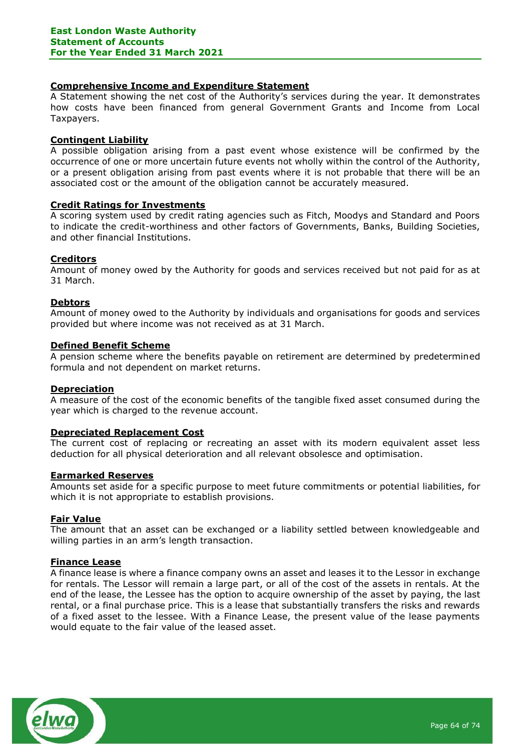**Comprehensive Income and Expenditure Statement**

A Statement showing the net cost of the Authority's services during the year. It demonstrates how costs have been financed from general Government Grants and Income from Local Taxpayers.

**Contingent Liability**

A possible obligation arising from a past event whose existence will be confirmed by the occurrence of one or more uncertain future events not wholly within the control of the Authority, or a present obligation arising from past events where it is not probable that there will be an associated cost or the amount of the obligation cannot be accurately measured.

**Credit Ratings for Investments**

A scoring system used by credit rating agencies such as Fitch, Moodys and Standard and Poors to indicate the credit-worthiness and other factors of Governments, Banks, Building Societies, and other financial Institutions.

**Creditors**

Amount of money owed by the Authority for goods and services received but not paid for as at 31 March.

**Debtors**

Amount of money owed to the Authority by individuals and organisations for goods and services provided but where income was not received as at 31 March.

**Defined Benefit Scheme**

A pension scheme where the benefits payable on retirement are determined by predetermined formula and not dependent on market returns.

**Depreciation**

A measure of the cost of the economic benefits of the tangible fixed asset consumed during the year which is charged to the revenue account.

**Depreciated Replacement Cost**

The current cost of replacing or recreating an asset with its modern equivalent asset less deduction for all physical deterioration and all relevant obsolesce and optimisation.

**Earmarked Reserves**

Amounts set aside for a specific purpose to meet future commitments or potential liabilities, for which it is not appropriate to establish provisions.

**Fair Value**

The amount that an asset can be exchanged or a liability settled between knowledgeable and willing parties in an arm's length transaction.

**Finance Lease**

A finance lease is where a finance company owns an asset and leases it to the Lessor in exchange for rentals. The Lessor will remain a large part, or all of the cost of the assets in rentals. At the end of the lease, the Lessee has the option to acquire ownership of the asset by paying, the last rental, or a final purchase price. This is a lease that substantially transfers the risks and rewards of a fixed asset to the lessee. With a Finance Lease, the present value of the lease payments would equate to the fair value of the leased asset.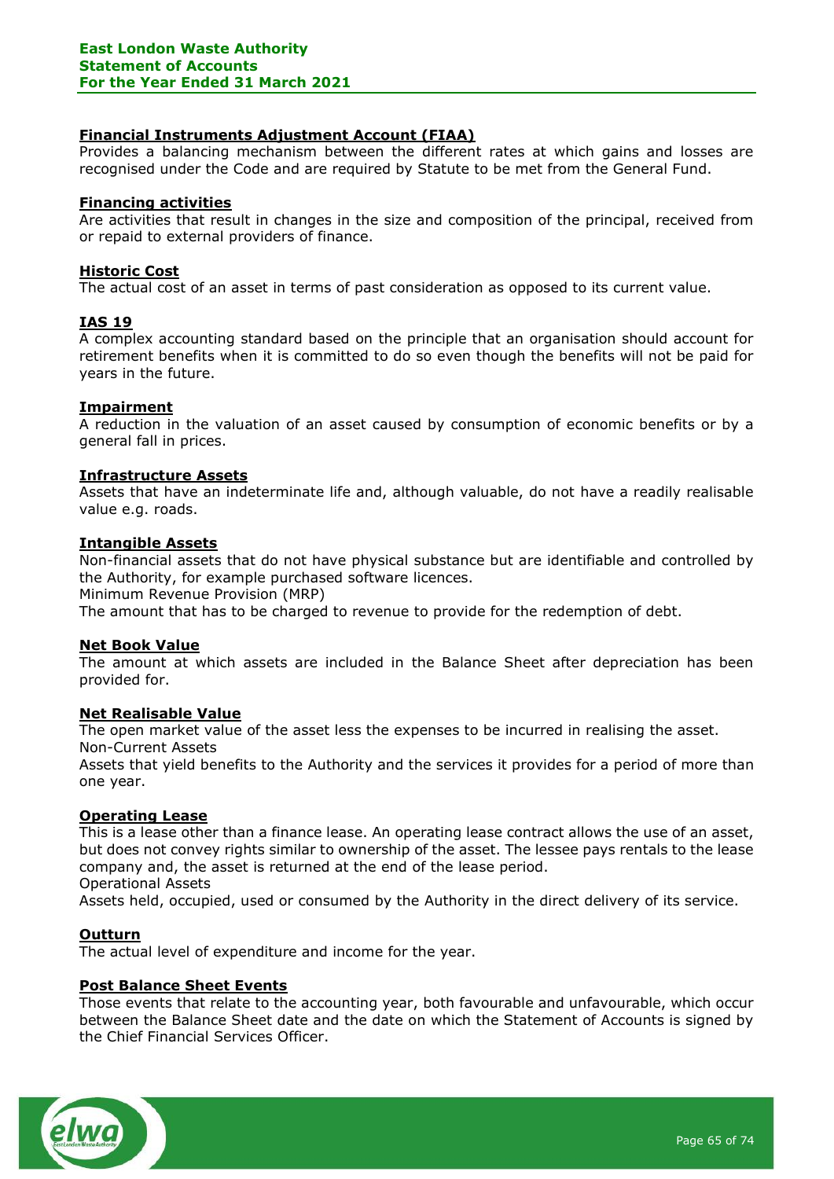**Financial Instruments Adjustment Account (FIAA)**
Provides a balancing mechanism between the different rates at which gains and losses are recognised under the Code and are required by Statute to be met from the General Fund.

**Financing activities**
Are activities that result in changes in the size and composition of the principal, received from or repaid to external providers of finance.

**Historic Cost**
The actual cost of an asset in terms of past consideration as opposed to its current value.

**IAS 19**
A complex accounting standard based on the principle that an organisation should account for retirement benefits when it is committed to do so even though the benefits will not be paid for years in the future.

**Impairment**
A reduction in the valuation of an asset caused by consumption of economic benefits or by a general fall in prices.

**Infrastructure Assets**
Assets that have an indeterminate life and, although valuable, do not have a readily realisable value e.g. roads.

**Intangible Assets**
Non-financial assets that do not have physical substance but are identifiable and controlled by the Authority, for example purchased software licences.
Minimum Revenue Provision (MRP)
The amount that has to be charged to revenue to provide for the redemption of debt.

**Net Book Value**
The amount at which assets are included in the Balance Sheet after depreciation has been provided for.

**Net Realisable Value**
The open market value of the asset less the expenses to be incurred in realising the asset.
Non-Current Assets
Assets that yield benefits to the Authority and the services it provides for a period of more than one year.

**Operating Lease**
This is a lease other than a finance lease. An operating lease contract allows the use of an asset, but does not convey rights similar to ownership of the asset. The lessee pays rentals to the lease company and, the asset is returned at the end of the lease period.
Operational Assets
Assets held, occupied, used or consumed by the Authority in the direct delivery of its service.

**Outturn**
The actual level of expenditure and income for the year.

**Post Balance Sheet Events**
Those events that relate to the accounting year, both favourable and unfavourable, which occur between the Balance Sheet date and the date on which the Statement of Accounts is signed by the Chief Financial Services Officer.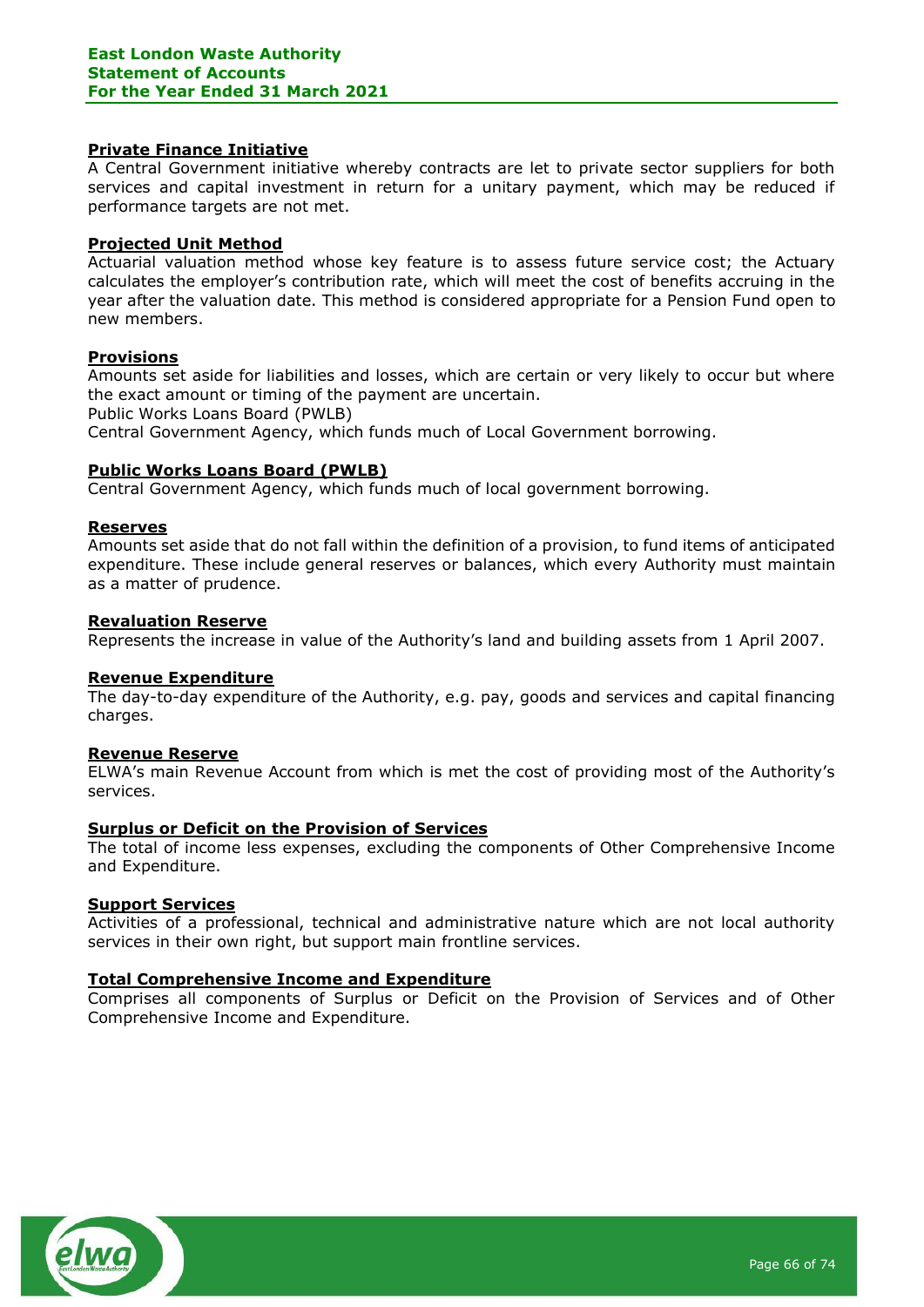**Private Finance Initiative**
A Central Government initiative whereby contracts are let to private sector suppliers for both services and capital investment in return for a unitary payment, which may be reduced if performance targets are not met.

**Projected Unit Method**
Actuarial valuation method whose key feature is to assess future service cost; the Actuary calculates the employer's contribution rate, which will meet the cost of benefits accruing in the year after the valuation date. This method is considered appropriate for a Pension Fund open to new members.

**Provisions**
Amounts set aside for liabilities and losses, which are certain or very likely to occur but where the exact amount or timing of the payment are uncertain.
Public Works Loans Board (PWLB)
Central Government Agency, which funds much of Local Government borrowing.

**Public Works Loans Board (PWLB)**
Central Government Agency, which funds much of local government borrowing.

**Reserves**
Amounts set aside that do not fall within the definition of a provision, to fund items of anticipated expenditure. These include general reserves or balances, which every Authority must maintain as a matter of prudence.

**Revaluation Reserve**
Represents the increase in value of the Authority's land and building assets from 1 April 2007.

**Revenue Expenditure**
The day-to-day expenditure of the Authority, e.g. pay, goods and services and capital financing charges.

**Revenue Reserve**
ELWA's main Revenue Account from which is met the cost of providing most of the Authority's services.

**Surplus or Deficit on the Provision of Services**
The total of income less expenses, excluding the components of Other Comprehensive Income and Expenditure.

**Support Services**
Activities of a professional, technical and administrative nature which are not local authority services in their own right, but support main frontline services.

**Total Comprehensive Income and Expenditure**
Comprises all components of Surplus or Deficit on the Provision of Services and of Other Comprehensive Income and Expenditure.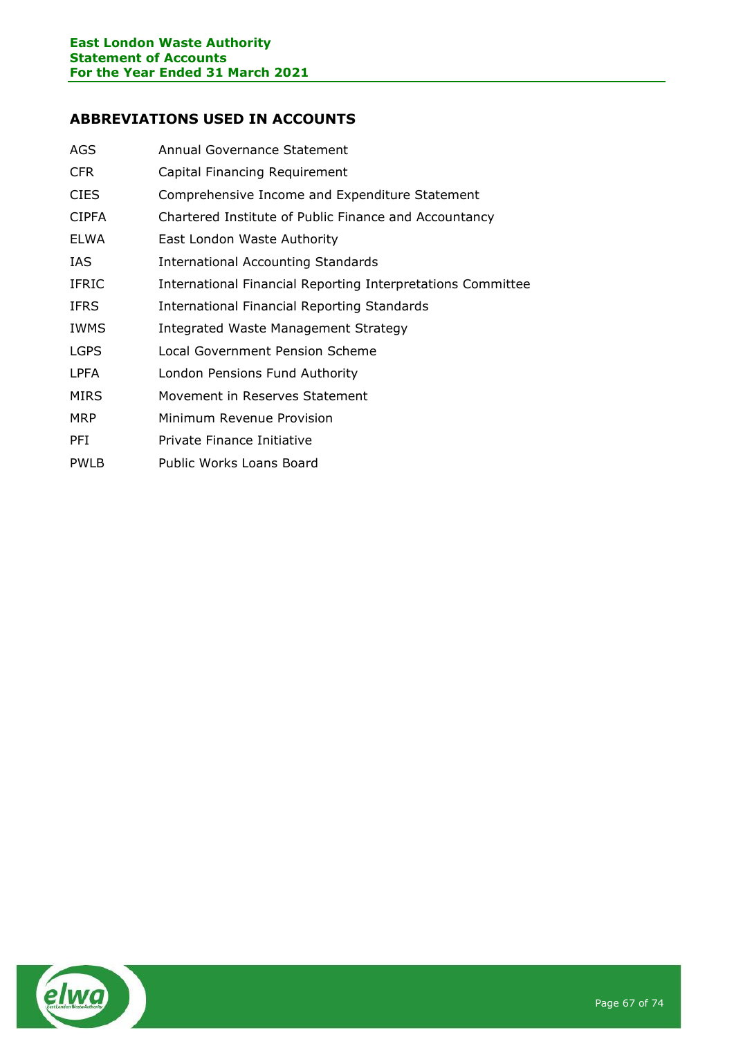## ABBREVIATIONS USED IN ACCOUNTS

| | |
|---|---|
| AGS | Annual Governance Statement |
| CFR | Capital Financing Requirement |
| CIES | Comprehensive Income and Expenditure Statement |
| CIPFA | Chartered Institute of Public Finance and Accountancy |
| ELWA | East London Waste Authority |
| IAS | International Accounting Standards |
| IFRIC | International Financial Reporting Interpretations Committee |
| IFRS | International Financial Reporting Standards |
| IWMS | Integrated Waste Management Strategy |
| LGPS | Local Government Pension Scheme |
| LPFA | London Pensions Fund Authority |
| MIRS | Movement in Reserves Statement |
| MRP | Minimum Revenue Provision |
| PFI | Private Finance Initiative |
| PWLB | Public Works Loans Board |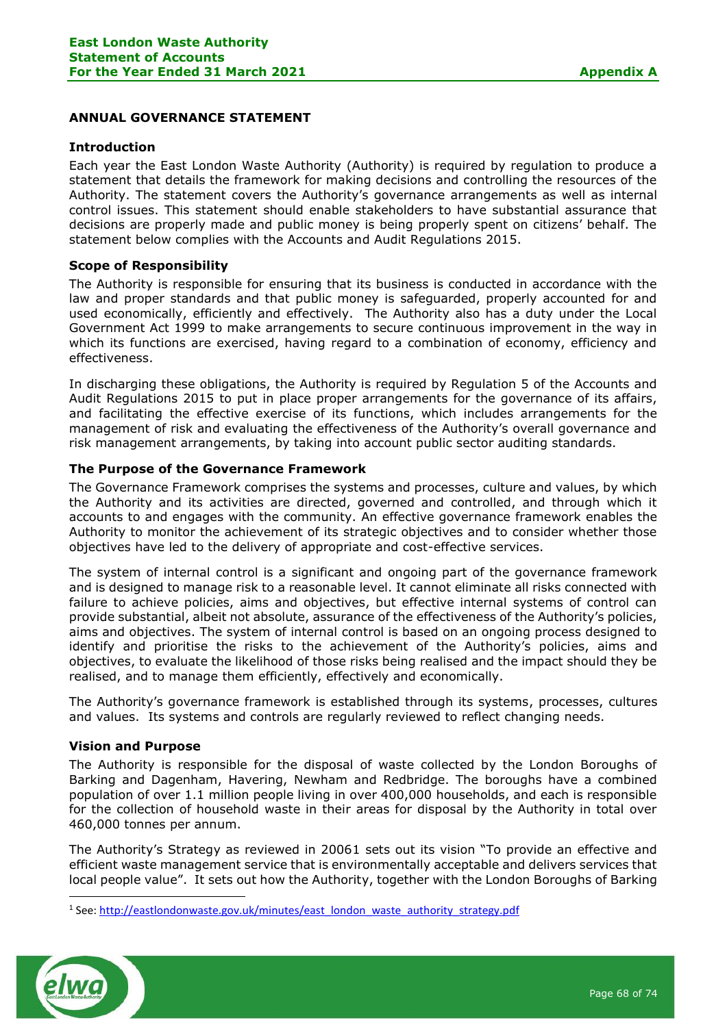## ANNUAL GOVERNANCE STATEMENT

### Introduction

Each year the East London Waste Authority (Authority) is required by regulation to produce a statement that details the framework for making decisions and controlling the resources of the Authority. The statement covers the Authority's governance arrangements as well as internal control issues. This statement should enable stakeholders to have substantial assurance that decisions are properly made and public money is being properly spent on citizens' behalf. The statement below complies with the Accounts and Audit Regulations 2015.

### Scope of Responsibility

The Authority is responsible for ensuring that its business is conducted in accordance with the law and proper standards and that public money is safeguarded, properly accounted for and used economically, efficiently and effectively. The Authority also has a duty under the Local Government Act 1999 to make arrangements to secure continuous improvement in the way in which its functions are exercised, having regard to a combination of economy, efficiency and effectiveness.

In discharging these obligations, the Authority is required by Regulation 5 of the Accounts and Audit Regulations 2015 to put in place proper arrangements for the governance of its affairs, and facilitating the effective exercise of its functions, which includes arrangements for the management of risk and evaluating the effectiveness of the Authority's overall governance and risk management arrangements, by taking into account public sector auditing standards.

### The Purpose of the Governance Framework

The Governance Framework comprises the systems and processes, culture and values, by which the Authority and its activities are directed, governed and controlled, and through which it accounts to and engages with the community. An effective governance framework enables the Authority to monitor the achievement of its strategic objectives and to consider whether those objectives have led to the delivery of appropriate and cost-effective services.

The system of internal control is a significant and ongoing part of the governance framework and is designed to manage risk to a reasonable level. It cannot eliminate all risks connected with failure to achieve policies, aims and objectives, but effective internal systems of control can provide substantial, albeit not absolute, assurance of the effectiveness of the Authority's policies, aims and objectives. The system of internal control is based on an ongoing process designed to identify and prioritise the risks to the achievement of the Authority's policies, aims and objectives, to evaluate the likelihood of those risks being realised and the impact should they be realised, and to manage them efficiently, effectively and economically.

The Authority's governance framework is established through its systems, processes, cultures and values. Its systems and controls are regularly reviewed to reflect changing needs.

### Vision and Purpose

The Authority is responsible for the disposal of waste collected by the London Boroughs of Barking and Dagenham, Havering, Newham and Redbridge. The boroughs have a combined population of over 1.1 million people living in over 400,000 households, and each is responsible for the collection of household waste in their areas for disposal by the Authority in total over 460,000 tonnes per annum.

The Authority's Strategy as reviewed in 2006[1] sets out its vision "To provide an effective and efficient waste management service that is environmentally acceptable and delivers services that local people value". It sets out how the Authority, together with the London Boroughs of Barking

[1] See: http://eastlondonwaste.gov.uk/minutes/east_london_waste_authority_strategy.pdf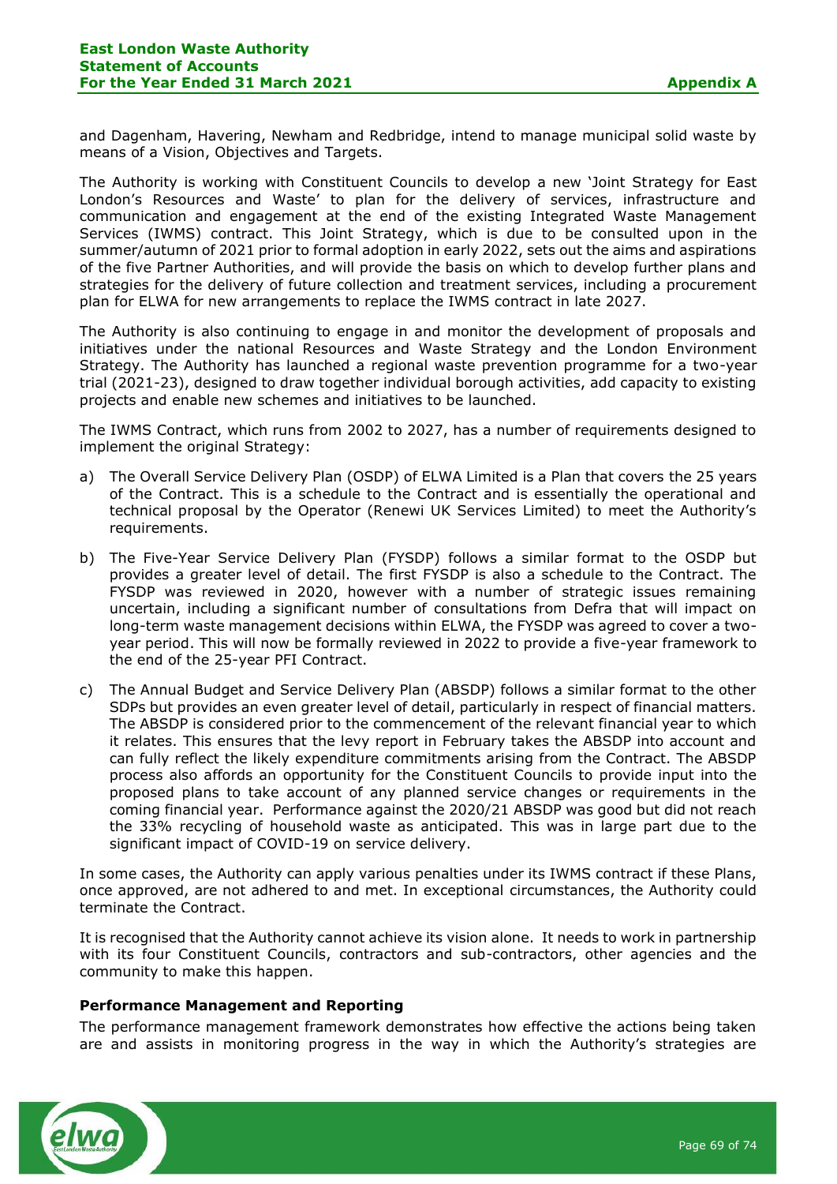and Dagenham, Havering, Newham and Redbridge, intend to manage municipal solid waste by means of a Vision, Objectives and Targets.

The Authority is working with Constituent Councils to develop a new 'Joint Strategy for East London's Resources and Waste' to plan for the delivery of services, infrastructure and communication and engagement at the end of the existing Integrated Waste Management Services (IWMS) contract. This Joint Strategy, which is due to be consulted upon in the summer/autumn of 2021 prior to formal adoption in early 2022, sets out the aims and aspirations of the five Partner Authorities, and will provide the basis on which to develop further plans and strategies for the delivery of future collection and treatment services, including a procurement plan for ELWA for new arrangements to replace the IWMS contract in late 2027.

The Authority is also continuing to engage in and monitor the development of proposals and initiatives under the national Resources and Waste Strategy and the London Environment Strategy. The Authority has launched a regional waste prevention programme for a two-year trial (2021-23), designed to draw together individual borough activities, add capacity to existing projects and enable new schemes and initiatives to be launched.

The IWMS Contract, which runs from 2002 to 2027, has a number of requirements designed to implement the original Strategy:

a) The Overall Service Delivery Plan (OSDP) of ELWA Limited is a Plan that covers the 25 years of the Contract. This is a schedule to the Contract and is essentially the operational and technical proposal by the Operator (Renewi UK Services Limited) to meet the Authority's requirements.

b) The Five-Year Service Delivery Plan (FYSDP) follows a similar format to the OSDP but provides a greater level of detail. The first FYSDP is also a schedule to the Contract. The FYSDP was reviewed in 2020, however with a number of strategic issues remaining uncertain, including a significant number of consultations from Defra that will impact on long-term waste management decisions within ELWA, the FYSDP was agreed to cover a two-year period. This will now be formally reviewed in 2022 to provide a five-year framework to the end of the 25-year PFI Contract.

c) The Annual Budget and Service Delivery Plan (ABSDP) follows a similar format to the other SDPs but provides an even greater level of detail, particularly in respect of financial matters. The ABSDP is considered prior to the commencement of the relevant financial year to which it relates. This ensures that the levy report in February takes the ABSDP into account and can fully reflect the likely expenditure commitments arising from the Contract. The ABSDP process also affords an opportunity for the Constituent Councils to provide input into the proposed plans to take account of any planned service changes or requirements in the coming financial year. Performance against the 2020/21 ABSDP was good but did not reach the 33% recycling of household waste as anticipated. This was in large part due to the significant impact of COVID-19 on service delivery.

In some cases, the Authority can apply various penalties under its IWMS contract if these Plans, once approved, are not adhered to and met. In exceptional circumstances, the Authority could terminate the Contract.

It is recognised that the Authority cannot achieve its vision alone. It needs to work in partnership with its four Constituent Councils, contractors and sub-contractors, other agencies and the community to make this happen.

**Performance Management and Reporting**

The performance management framework demonstrates how effective the actions being taken are and assists in monitoring progress in the way in which the Authority's strategies are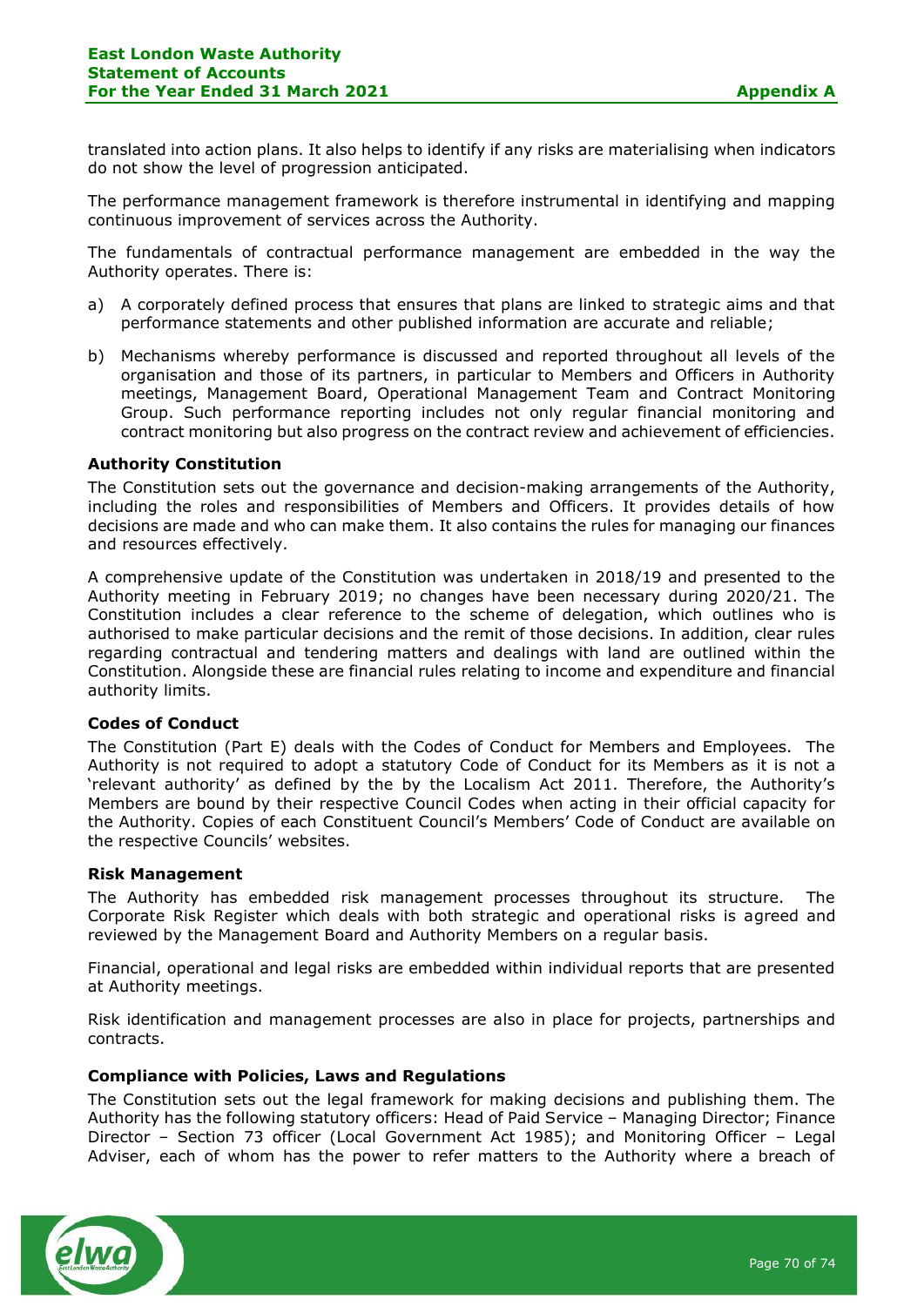translated into action plans. It also helps to identify if any risks are materialising when indicators do not show the level of progression anticipated.

The performance management framework is therefore instrumental in identifying and mapping continuous improvement of services across the Authority.

The fundamentals of contractual performance management are embedded in the way the Authority operates. There is:

a) A corporately defined process that ensures that plans are linked to strategic aims and that performance statements and other published information are accurate and reliable;

b) Mechanisms whereby performance is discussed and reported throughout all levels of the organisation and those of its partners, in particular to Members and Officers in Authority meetings, Management Board, Operational Management Team and Contract Monitoring Group. Such performance reporting includes not only regular financial monitoring and contract monitoring but also progress on the contract review and achievement of efficiencies.

**Authority Constitution**

The Constitution sets out the governance and decision-making arrangements of the Authority, including the roles and responsibilities of Members and Officers. It provides details of how decisions are made and who can make them. It also contains the rules for managing our finances and resources effectively.

A comprehensive update of the Constitution was undertaken in 2018/19 and presented to the Authority meeting in February 2019; no changes have been necessary during 2020/21. The Constitution includes a clear reference to the scheme of delegation, which outlines who is authorised to make particular decisions and the remit of those decisions. In addition, clear rules regarding contractual and tendering matters and dealings with land are outlined within the Constitution. Alongside these are financial rules relating to income and expenditure and financial authority limits.

**Codes of Conduct**

The Constitution (Part E) deals with the Codes of Conduct for Members and Employees. The Authority is not required to adopt a statutory Code of Conduct for its Members as it is not a 'relevant authority' as defined by the by the Localism Act 2011. Therefore, the Authority's Members are bound by their respective Council Codes when acting in their official capacity for the Authority. Copies of each Constituent Council's Members' Code of Conduct are available on the respective Councils' websites.

**Risk Management**

The Authority has embedded risk management processes throughout its structure. The Corporate Risk Register which deals with both strategic and operational risks is agreed and reviewed by the Management Board and Authority Members on a regular basis.

Financial, operational and legal risks are embedded within individual reports that are presented at Authority meetings.

Risk identification and management processes are also in place for projects, partnerships and contracts.

**Compliance with Policies, Laws and Regulations**

The Constitution sets out the legal framework for making decisions and publishing them. The Authority has the following statutory officers: Head of Paid Service – Managing Director; Finance Director – Section 73 officer (Local Government Act 1985); and Monitoring Officer – Legal Adviser, each of whom has the power to refer matters to the Authority where a breach of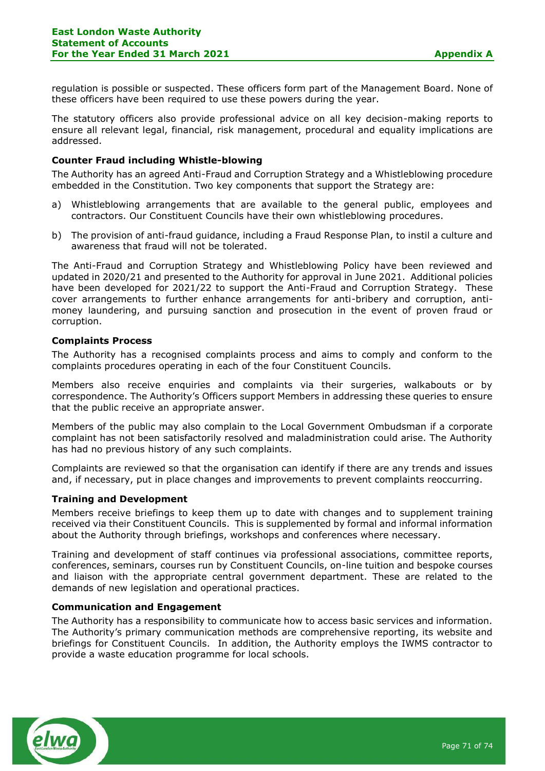regulation is possible or suspected. These officers form part of the Management Board. None of these officers have been required to use these powers during the year.

The statutory officers also provide professional advice on all key decision-making reports to ensure all relevant legal, financial, risk management, procedural and equality implications are addressed.

**Counter Fraud including Whistle-blowing**

The Authority has an agreed Anti-Fraud and Corruption Strategy and a Whistleblowing procedure embedded in the Constitution. Two key components that support the Strategy are:

a) Whistleblowing arrangements that are available to the general public, employees and contractors. Our Constituent Councils have their own whistleblowing procedures.

b) The provision of anti-fraud guidance, including a Fraud Response Plan, to instil a culture and awareness that fraud will not be tolerated.

The Anti-Fraud and Corruption Strategy and Whistleblowing Policy have been reviewed and updated in 2020/21 and presented to the Authority for approval in June 2021. Additional policies have been developed for 2021/22 to support the Anti-Fraud and Corruption Strategy. These cover arrangements to further enhance arrangements for anti-bribery and corruption, anti-money laundering, and pursuing sanction and prosecution in the event of proven fraud or corruption.

**Complaints Process**

The Authority has a recognised complaints process and aims to comply and conform to the complaints procedures operating in each of the four Constituent Councils.

Members also receive enquiries and complaints via their surgeries, walkabouts or by correspondence. The Authority's Officers support Members in addressing these queries to ensure that the public receive an appropriate answer.

Members of the public may also complain to the Local Government Ombudsman if a corporate complaint has not been satisfactorily resolved and maladministration could arise. The Authority has had no previous history of any such complaints.

Complaints are reviewed so that the organisation can identify if there are any trends and issues and, if necessary, put in place changes and improvements to prevent complaints reoccurring.

**Training and Development**

Members receive briefings to keep them up to date with changes and to supplement training received via their Constituent Councils. This is supplemented by formal and informal information about the Authority through briefings, workshops and conferences where necessary.

Training and development of staff continues via professional associations, committee reports, conferences, seminars, courses run by Constituent Councils, on-line tuition and bespoke courses and liaison with the appropriate central government department. These are related to the demands of new legislation and operational practices.

**Communication and Engagement**

The Authority has a responsibility to communicate how to access basic services and information. The Authority's primary communication methods are comprehensive reporting, its website and briefings for Constituent Councils. In addition, the Authority employs the IWMS contractor to provide a waste education programme for local schools.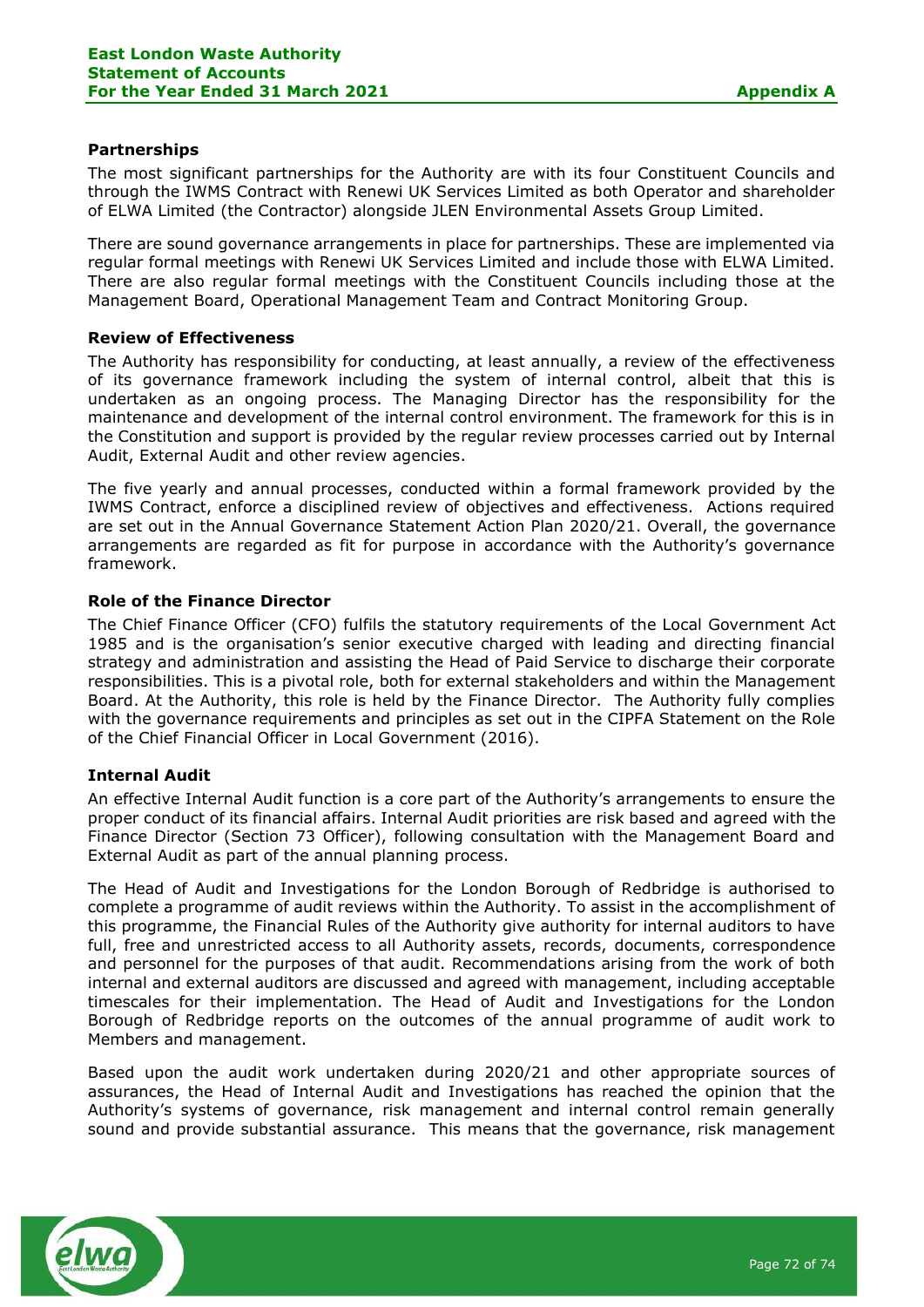### Partnerships

The most significant partnerships for the Authority are with its four Constituent Councils and through the IWMS Contract with Renewi UK Services Limited as both Operator and shareholder of ELWA Limited (the Contractor) alongside JLEN Environmental Assets Group Limited.

There are sound governance arrangements in place for partnerships. These are implemented via regular formal meetings with Renewi UK Services Limited and include those with ELWA Limited. There are also regular formal meetings with the Constituent Councils including those at the Management Board, Operational Management Team and Contract Monitoring Group.

### Review of Effectiveness

The Authority has responsibility for conducting, at least annually, a review of the effectiveness of its governance framework including the system of internal control, albeit that this is undertaken as an ongoing process. The Managing Director has the responsibility for the maintenance and development of the internal control environment. The framework for this is in the Constitution and support is provided by the regular review processes carried out by Internal Audit, External Audit and other review agencies.

The five yearly and annual processes, conducted within a formal framework provided by the IWMS Contract, enforce a disciplined review of objectives and effectiveness. Actions required are set out in the Annual Governance Statement Action Plan 2020/21. Overall, the governance arrangements are regarded as fit for purpose in accordance with the Authority's governance framework.

### Role of the Finance Director

The Chief Finance Officer (CFO) fulfils the statutory requirements of the Local Government Act 1985 and is the organisation's senior executive charged with leading and directing financial strategy and administration and assisting the Head of Paid Service to discharge their corporate responsibilities. This is a pivotal role, both for external stakeholders and within the Management Board. At the Authority, this role is held by the Finance Director. The Authority fully complies with the governance requirements and principles as set out in the CIPFA Statement on the Role of the Chief Financial Officer in Local Government (2016).

### Internal Audit

An effective Internal Audit function is a core part of the Authority's arrangements to ensure the proper conduct of its financial affairs. Internal Audit priorities are risk based and agreed with the Finance Director (Section 73 Officer), following consultation with the Management Board and External Audit as part of the annual planning process.

The Head of Audit and Investigations for the London Borough of Redbridge is authorised to complete a programme of audit reviews within the Authority. To assist in the accomplishment of this programme, the Financial Rules of the Authority give authority for internal auditors to have full, free and unrestricted access to all Authority assets, records, documents, correspondence and personnel for the purposes of that audit. Recommendations arising from the work of both internal and external auditors are discussed and agreed with management, including acceptable timescales for their implementation. The Head of Audit and Investigations for the London Borough of Redbridge reports on the outcomes of the annual programme of audit work to Members and management.

Based upon the audit work undertaken during 2020/21 and other appropriate sources of assurances, the Head of Internal Audit and Investigations has reached the opinion that the Authority's systems of governance, risk management and internal control remain generally sound and provide substantial assurance. This means that the governance, risk management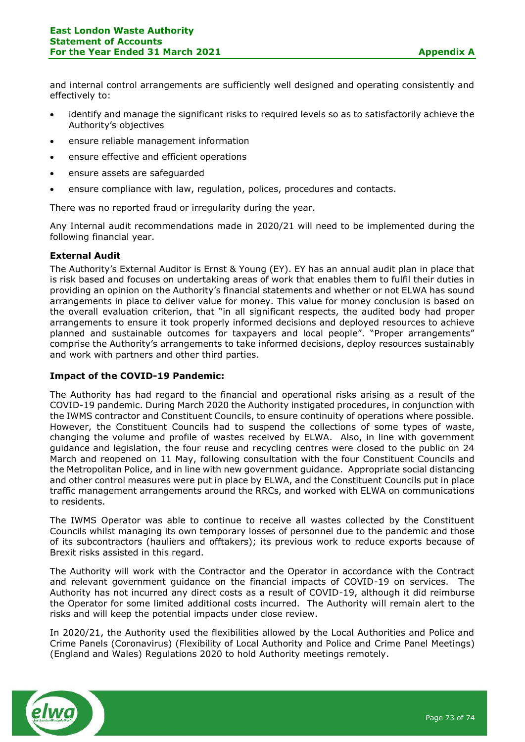and internal control arrangements are sufficiently well designed and operating consistently and effectively to:

- identify and manage the significant risks to required levels so as to satisfactorily achieve the Authority's objectives
- ensure reliable management information
- ensure effective and efficient operations
- ensure assets are safeguarded
- ensure compliance with law, regulation, polices, procedures and contacts.

There was no reported fraud or irregularity during the year.

Any Internal audit recommendations made in 2020/21 will need to be implemented during the following financial year.

**External Audit**

The Authority's External Auditor is Ernst & Young (EY). EY has an annual audit plan in place that is risk based and focuses on undertaking areas of work that enables them to fulfil their duties in providing an opinion on the Authority's financial statements and whether or not ELWA has sound arrangements in place to deliver value for money. This value for money conclusion is based on the overall evaluation criterion, that "in all significant respects, the audited body had proper arrangements to ensure it took properly informed decisions and deployed resources to achieve planned and sustainable outcomes for taxpayers and local people". "Proper arrangements" comprise the Authority's arrangements to take informed decisions, deploy resources sustainably and work with partners and other third parties.

**Impact of the COVID-19 Pandemic:**

The Authority has had regard to the financial and operational risks arising as a result of the COVID-19 pandemic. During March 2020 the Authority instigated procedures, in conjunction with the IWMS contractor and Constituent Councils, to ensure continuity of operations where possible. However, the Constituent Councils had to suspend the collections of some types of waste, changing the volume and profile of wastes received by ELWA. Also, in line with government guidance and legislation, the four reuse and recycling centres were closed to the public on 24 March and reopened on 11 May, following consultation with the four Constituent Councils and the Metropolitan Police, and in line with new government guidance. Appropriate social distancing and other control measures were put in place by ELWA, and the Constituent Councils put in place traffic management arrangements around the RRCs, and worked with ELWA on communications to residents.

The IWMS Operator was able to continue to receive all wastes collected by the Constituent Councils whilst managing its own temporary losses of personnel due to the pandemic and those of its subcontractors (hauliers and offtakers); its previous work to reduce exports because of Brexit risks assisted in this regard.

The Authority will work with the Contractor and the Operator in accordance with the Contract and relevant government guidance on the financial impacts of COVID-19 on services. The Authority has not incurred any direct costs as a result of COVID-19, although it did reimburse the Operator for some limited additional costs incurred. The Authority will remain alert to the risks and will keep the potential impacts under close review.

In 2020/21, the Authority used the flexibilities allowed by the Local Authorities and Police and Crime Panels (Coronavirus) (Flexibility of Local Authority and Police and Crime Panel Meetings) (England and Wales) Regulations 2020 to hold Authority meetings remotely.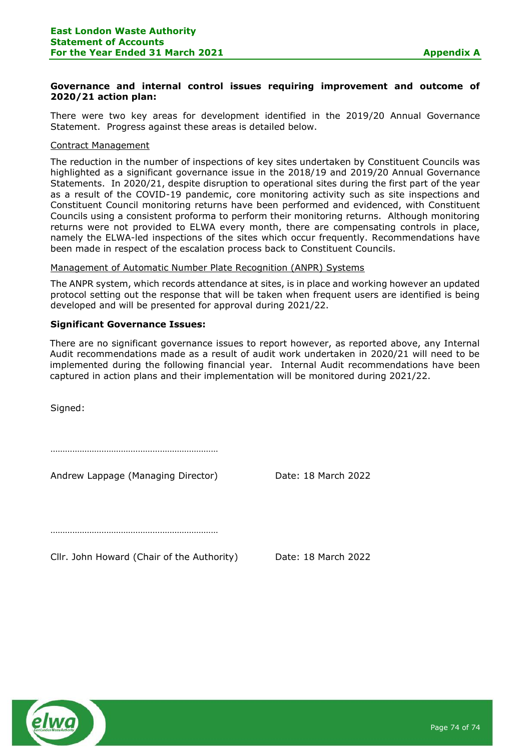**Governance and internal control issues requiring improvement and outcome of 2020/21 action plan:**

There were two key areas for development identified in the 2019/20 Annual Governance Statement. Progress against these areas is detailed below.

Contract Management

The reduction in the number of inspections of key sites undertaken by Constituent Councils was highlighted as a significant governance issue in the 2018/19 and 2019/20 Annual Governance Statements. In 2020/21, despite disruption to operational sites during the first part of the year as a result of the COVID-19 pandemic, core monitoring activity such as site inspections and Constituent Council monitoring returns have been performed and evidenced, with Constituent Councils using a consistent proforma to perform their monitoring returns. Although monitoring returns were not provided to ELWA every month, there are compensating controls in place, namely the ELWA-led inspections of the sites which occur frequently. Recommendations have been made in respect of the escalation process back to Constituent Councils.

Management of Automatic Number Plate Recognition (ANPR) Systems

The ANPR system, which records attendance at sites, is in place and working however an updated protocol setting out the response that will be taken when frequent users are identified is being developed and will be presented for approval during 2021/22.

**Significant Governance Issues:**

There are no significant governance issues to report however, as reported above, any Internal Audit recommendations made as a result of audit work undertaken in 2020/21 will need to be implemented during the following financial year. Internal Audit recommendations have been captured in action plans and their implementation will be monitored during 2021/22.

Signed:

……………………………………………………………

Andrew Lappage (Managing Director) Date: 18 March 2022

……………………………………………………………

Cllr. John Howard (Chair of the Authority) Date: 18 March 2022